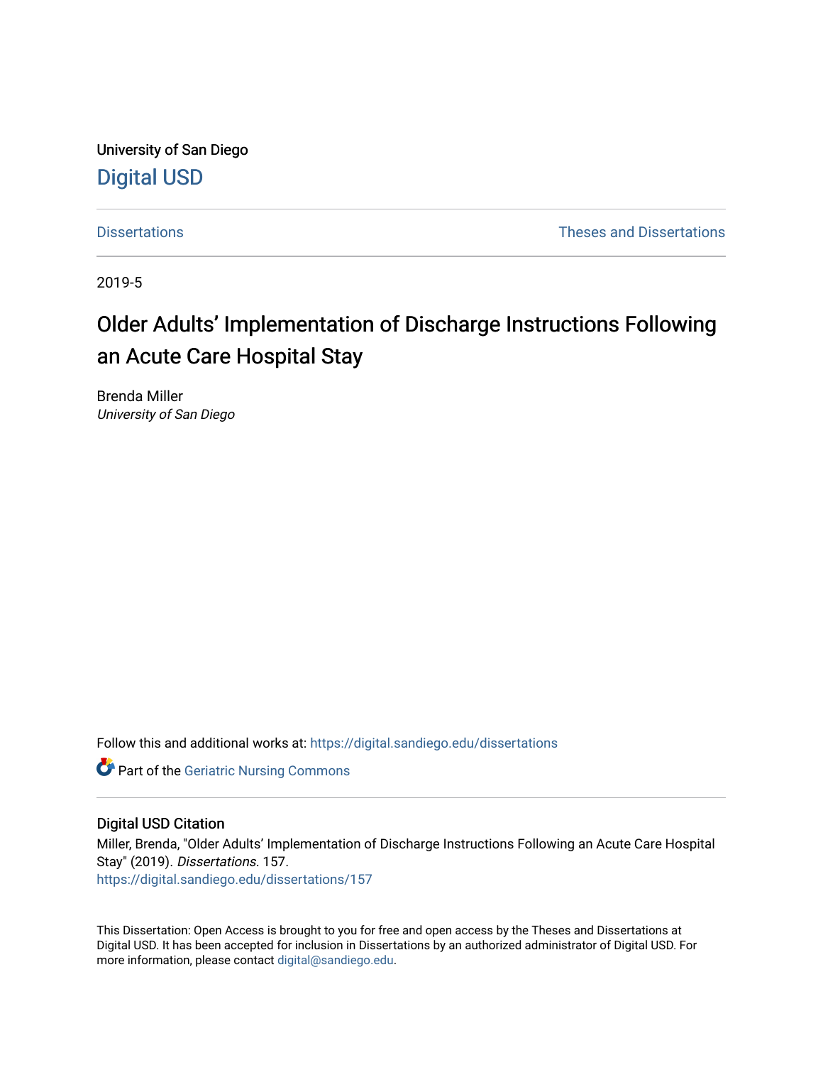University of San Diego

# Digital USD

Dissertations | Theses and Dissertations

2019-5

# Older Adults' Implementation of Discharge Instructions Following an Acute Care Hospital Stay

Brenda Miller
*University of San Diego*

Follow this and additional works at: https://digital.sandiego.edu/dissertations

Part of the Geriatric Nursing Commons

## Digital USD Citation

Miller, Brenda, "Older Adults' Implementation of Discharge Instructions Following an Acute Care Hospital Stay" (2019). *Dissertations*. 157.
https://digital.sandiego.edu/dissertations/157

This Dissertation: Open Access is brought to you for free and open access by the Theses and Dissertations at Digital USD. It has been accepted for inclusion in Dissertations by an authorized administrator of Digital USD. For more information, please contact digital@sandiego.edu.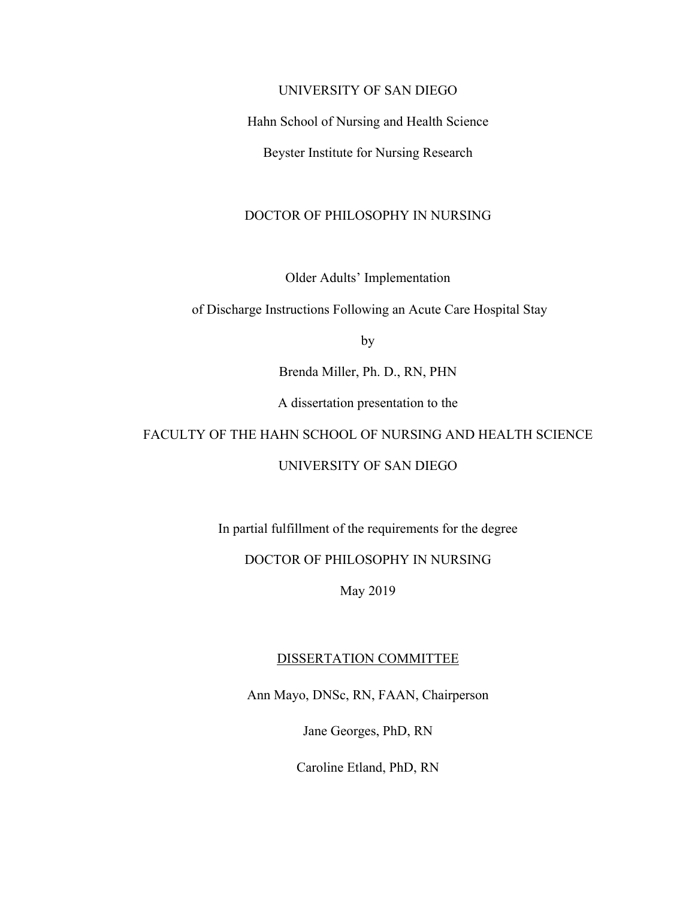UNIVERSITY OF SAN DIEGO

Hahn School of Nursing and Health Science

Beyster Institute for Nursing Research

DOCTOR OF PHILOSOPHY IN NURSING

Older Adults' Implementation

of Discharge Instructions Following an Acute Care Hospital Stay

by

Brenda Miller, Ph. D., RN, PHN

A dissertation presentation to the

FACULTY OF THE HAHN SCHOOL OF NURSING AND HEALTH SCIENCE

UNIVERSITY OF SAN DIEGO

In partial fulfillment of the requirements for the degree

DOCTOR OF PHILOSOPHY IN NURSING

May 2019

DISSERTATION COMMITTEE

Ann Mayo, DNSc, RN, FAAN, Chairperson

Jane Georges, PhD, RN

Caroline Etland, PhD, RN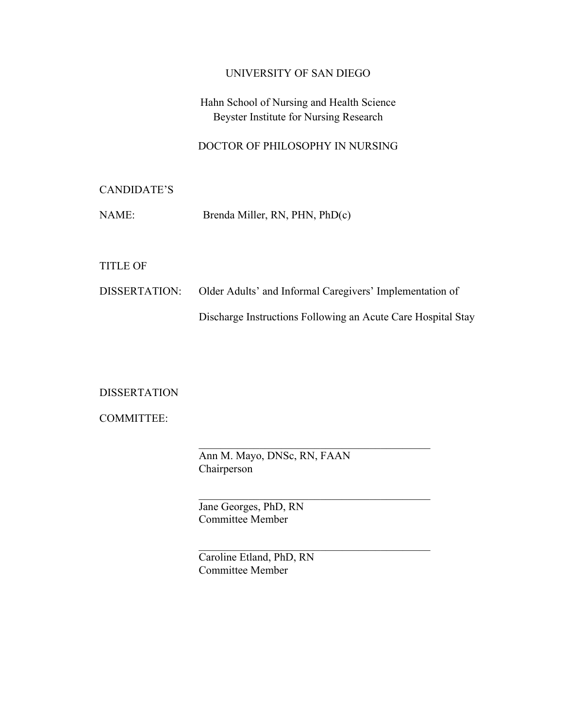UNIVERSITY OF SAN DIEGO

Hahn School of Nursing and Health Science
Beyster Institute for Nursing Research

DOCTOR OF PHILOSOPHY IN NURSING

CANDIDATE'S

NAME: Brenda Miller, RN, PHN, PhD(c)

TITLE OF

DISSERTATION: Older Adults' and Informal Caregivers' Implementation of Discharge Instructions Following an Acute Care Hospital Stay

DISSERTATION

COMMITTEE:

\_\_\_\_\_\_\_\_\_\_\_\_\_\_\_\_\_\_\_\_\_\_\_\_\_\_\_\_\_\_\_\_\_\_\_\_\_\_\_\_\_\_\_
Ann M. Mayo, DNSc, RN, FAAN
Chairperson

\_\_\_\_\_\_\_\_\_\_\_\_\_\_\_\_\_\_\_\_\_\_\_\_\_\_\_\_\_\_\_\_\_\_\_\_\_\_\_\_\_\_\_
Jane Georges, PhD, RN
Committee Member

\_\_\_\_\_\_\_\_\_\_\_\_\_\_\_\_\_\_\_\_\_\_\_\_\_\_\_\_\_\_\_\_\_\_\_\_\_\_\_\_\_\_\_
Caroline Etland, PhD, RN
Committee Member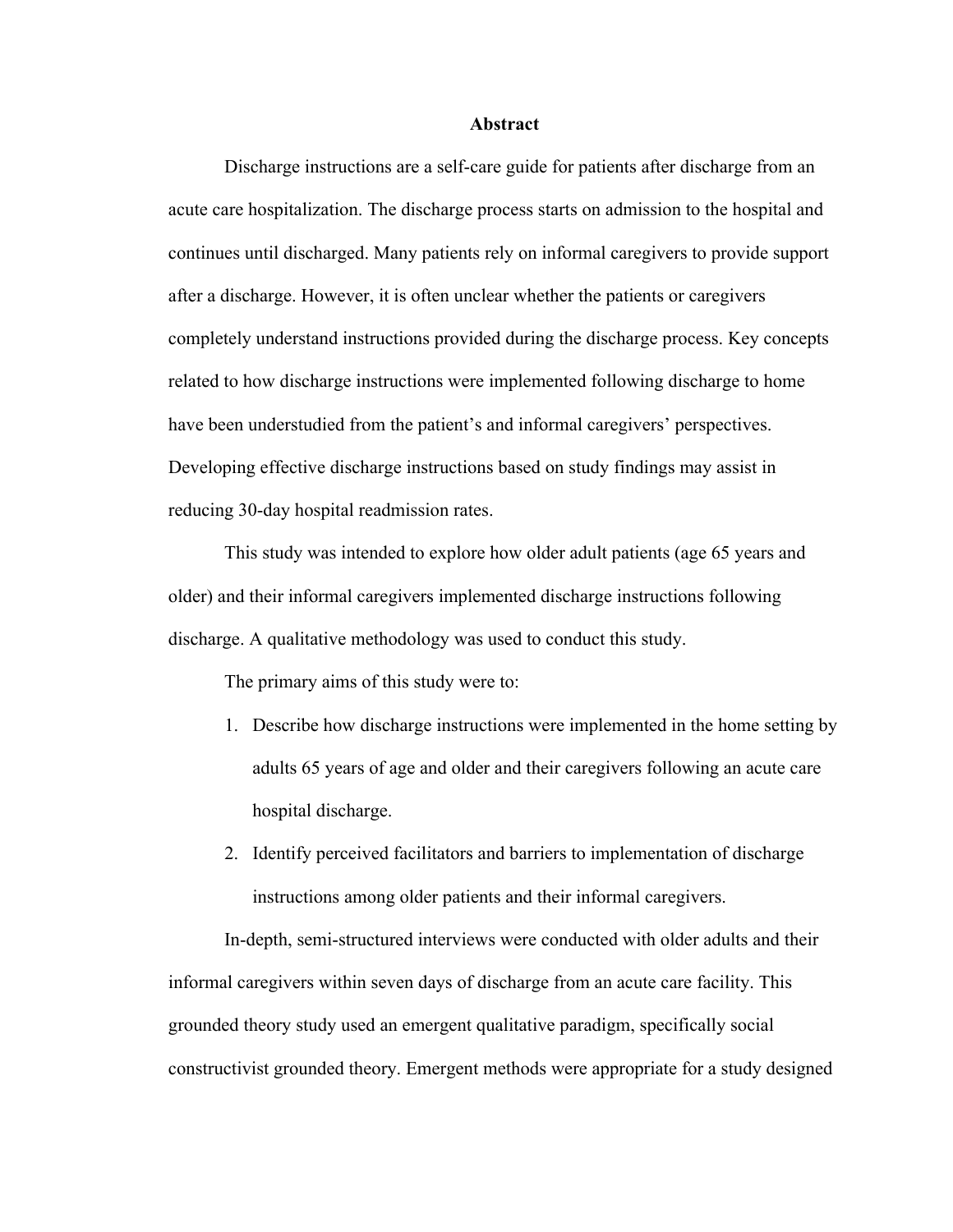# Abstract

Discharge instructions are a self-care guide for patients after discharge from an acute care hospitalization. The discharge process starts on admission to the hospital and continues until discharged. Many patients rely on informal caregivers to provide support after a discharge. However, it is often unclear whether the patients or caregivers completely understand instructions provided during the discharge process. Key concepts related to how discharge instructions were implemented following discharge to home have been understudied from the patient's and informal caregivers' perspectives. Developing effective discharge instructions based on study findings may assist in reducing 30-day hospital readmission rates.

This study was intended to explore how older adult patients (age 65 years and older) and their informal caregivers implemented discharge instructions following discharge. A qualitative methodology was used to conduct this study.

The primary aims of this study were to:

1. Describe how discharge instructions were implemented in the home setting by adults 65 years of age and older and their caregivers following an acute care hospital discharge.
2. Identify perceived facilitators and barriers to implementation of discharge instructions among older patients and their informal caregivers.

In-depth, semi-structured interviews were conducted with older adults and their informal caregivers within seven days of discharge from an acute care facility. This grounded theory study used an emergent qualitative paradigm, specifically social constructivist grounded theory. Emergent methods were appropriate for a study designed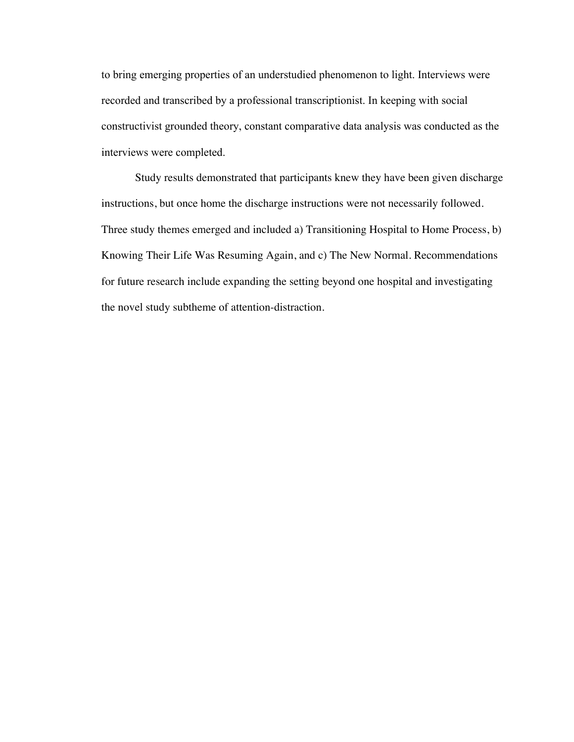to bring emerging properties of an understudied phenomenon to light. Interviews were recorded and transcribed by a professional transcriptionist. In keeping with social constructivist grounded theory, constant comparative data analysis was conducted as the interviews were completed.

Study results demonstrated that participants knew they have been given discharge instructions, but once home the discharge instructions were not necessarily followed. Three study themes emerged and included a) Transitioning Hospital to Home Process, b) Knowing Their Life Was Resuming Again, and c) The New Normal. Recommendations for future research include expanding the setting beyond one hospital and investigating the novel study subtheme of attention-distraction.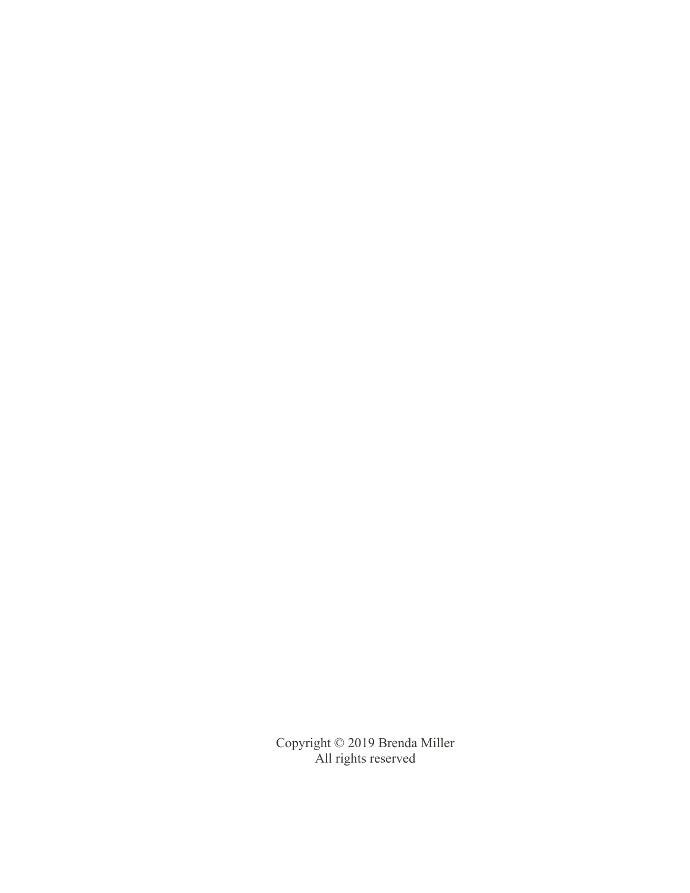Copyright © 2019 Brenda Miller
All rights reserved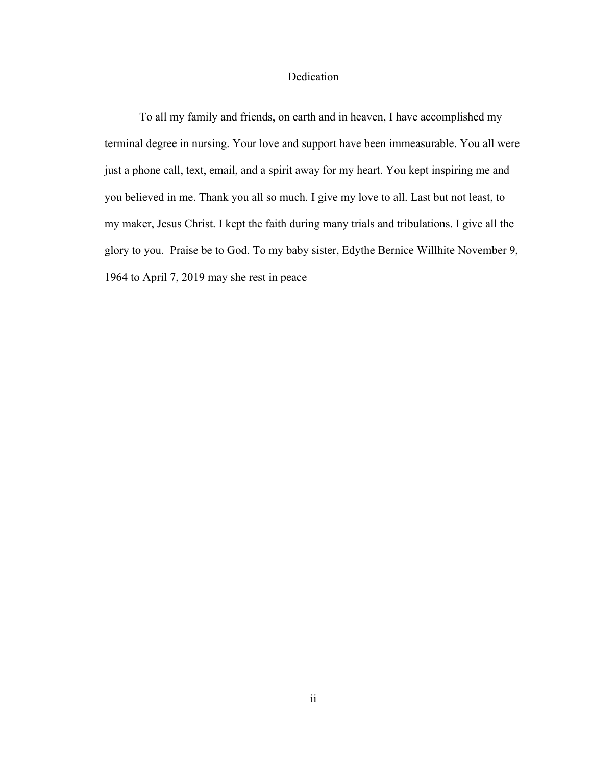# Dedication

To all my family and friends, on earth and in heaven, I have accomplished my terminal degree in nursing. Your love and support have been immeasurable. You all were just a phone call, text, email, and a spirit away for my heart. You kept inspiring me and you believed in me. Thank you all so much. I give my love to all. Last but not least, to my maker, Jesus Christ. I kept the faith during many trials and tribulations. I give all the glory to you. Praise be to God. To my baby sister, Edythe Bernice Willhite November 9, 1964 to April 7, 2019 may she rest in peace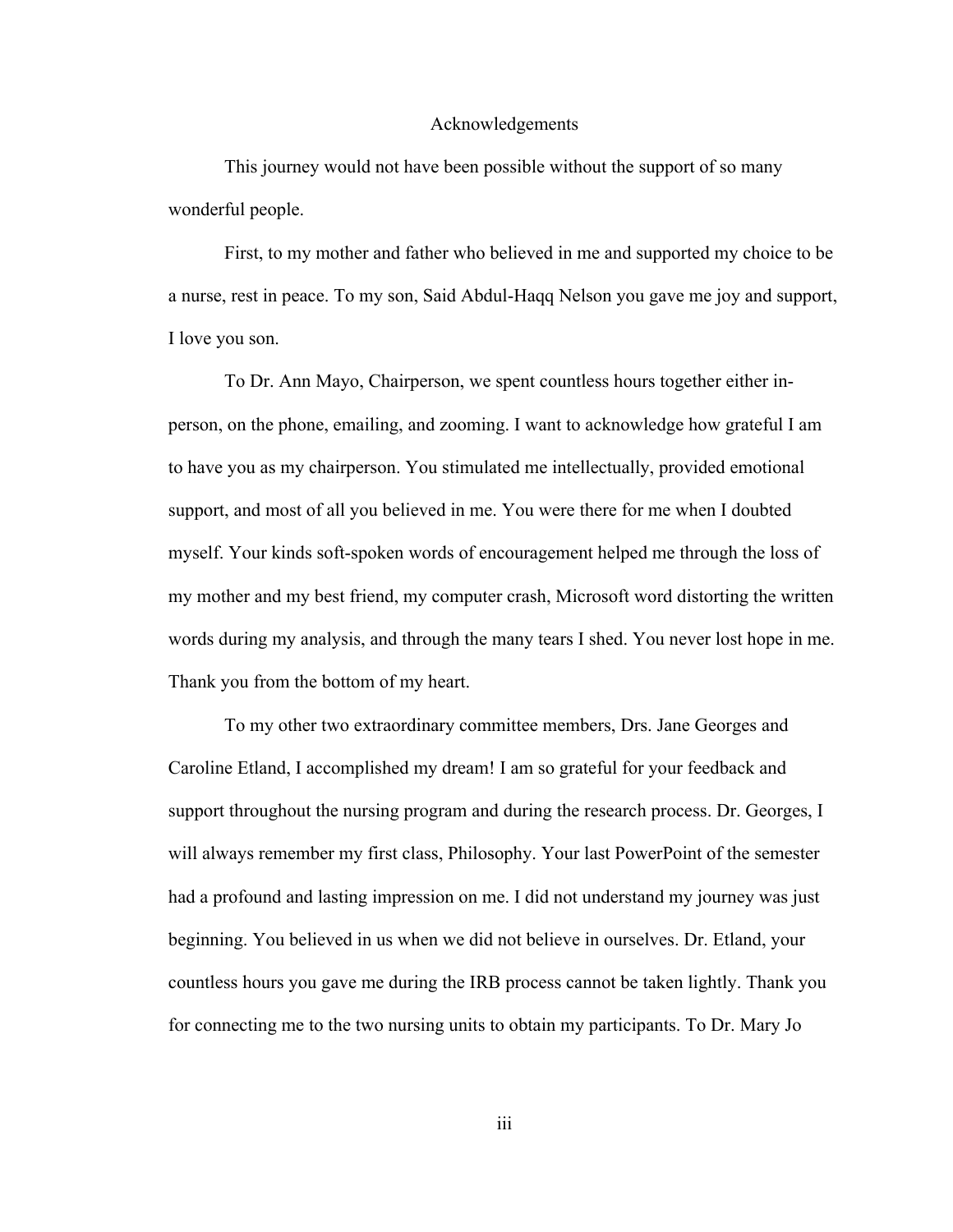# Acknowledgements

This journey would not have been possible without the support of so many wonderful people.

First, to my mother and father who believed in me and supported my choice to be a nurse, rest in peace. To my son, Said Abdul-Haqq Nelson you gave me joy and support, I love you son.

To Dr. Ann Mayo, Chairperson, we spent countless hours together either in-person, on the phone, emailing, and zooming. I want to acknowledge how grateful I am to have you as my chairperson. You stimulated me intellectually, provided emotional support, and most of all you believed in me. You were there for me when I doubted myself. Your kinds soft-spoken words of encouragement helped me through the loss of my mother and my best friend, my computer crash, Microsoft word distorting the written words during my analysis, and through the many tears I shed. You never lost hope in me. Thank you from the bottom of my heart.

To my other two extraordinary committee members, Drs. Jane Georges and Caroline Etland, I accomplished my dream! I am so grateful for your feedback and support throughout the nursing program and during the research process. Dr. Georges, I will always remember my first class, Philosophy. Your last PowerPoint of the semester had a profound and lasting impression on me. I did not understand my journey was just beginning. You believed in us when we did not believe in ourselves. Dr. Etland, your countless hours you gave me during the IRB process cannot be taken lightly. Thank you for connecting me to the two nursing units to obtain my participants. To Dr. Mary Jo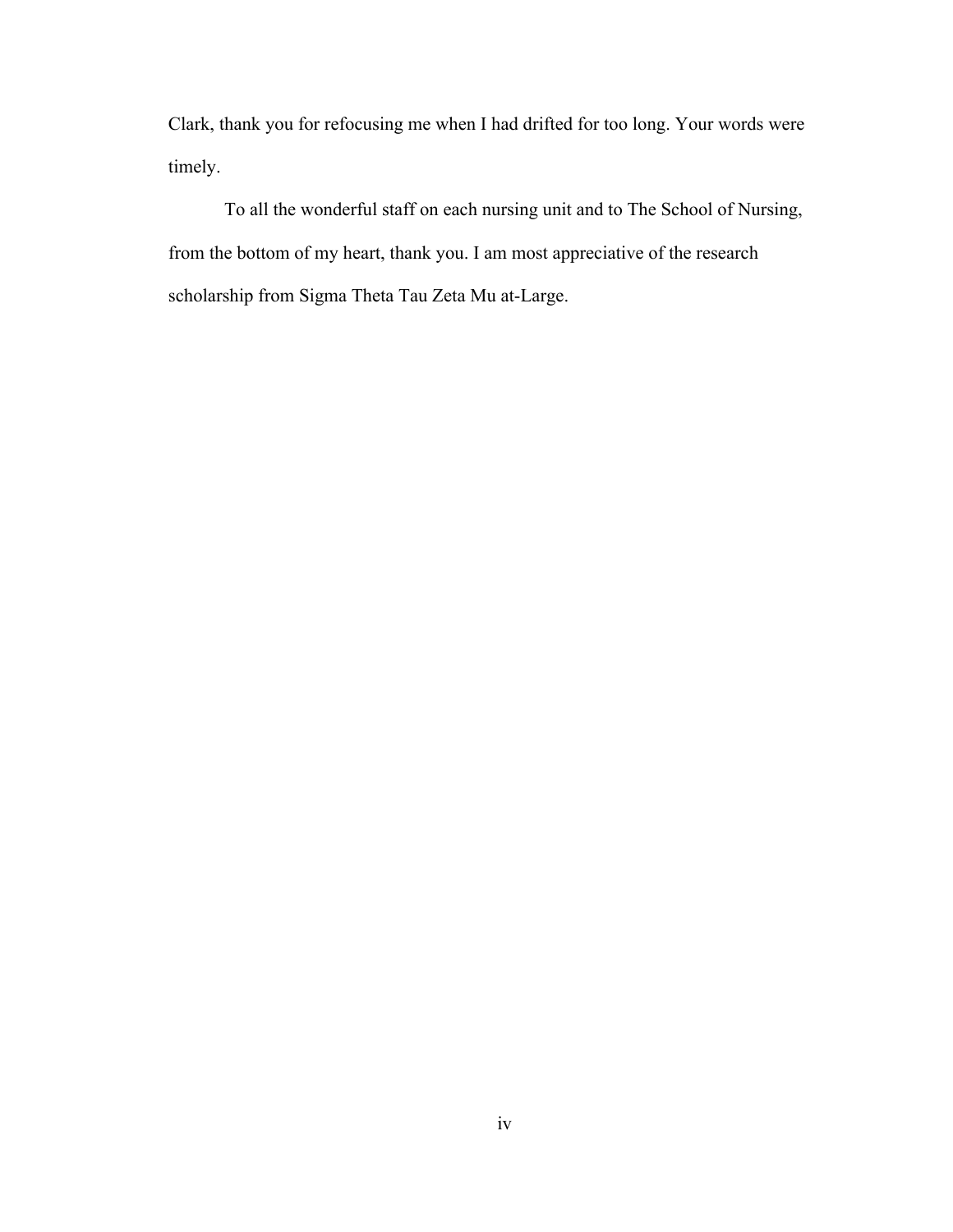Clark, thank you for refocusing me when I had drifted for too long. Your words were timely.

To all the wonderful staff on each nursing unit and to The School of Nursing, from the bottom of my heart, thank you. I am most appreciative of the research scholarship from Sigma Theta Tau Zeta Mu at-Large.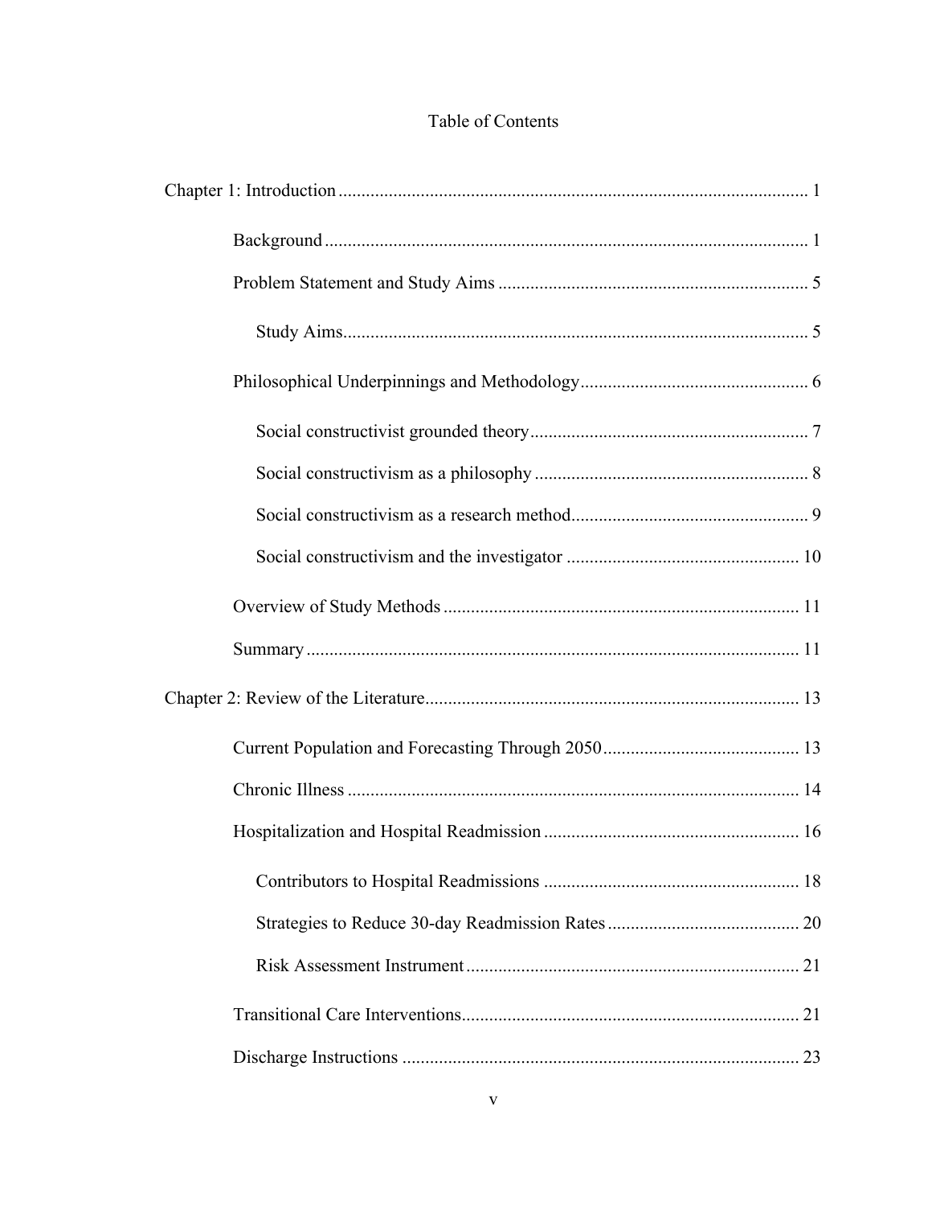# Table of Contents

Chapter 1: Introduction ........................................................................................................ 1

- Background ........................................................................................................ 1
- Problem Statement and Study Aims ................................................................... 5
  - Study Aims ...................................................................................................... 5
- Philosophical Underpinnings and Methodology .................................................. 6
  - Social constructivist grounded theory ............................................................ 7
  - Social constructivism as a philosophy ............................................................ 8
  - Social constructivism as a research method ................................................... 9
  - Social constructivism and the investigator .................................................. 10
- Overview of Study Methods ............................................................................. 11
- Summary ........................................................................................................... 11

Chapter 2: Review of the Literature ................................................................................. 13

- Current Population and Forecasting Through 2050 .......................................... 13
- Chronic Illness .................................................................................................. 14
- Hospitalization and Hospital Readmission ........................................................ 16
  - Contributors to Hospital Readmissions ........................................................ 18
  - Strategies to Reduce 30-day Readmission Rates .......................................... 20
  - Risk Assessment Instrument ......................................................................... 21
- Transitional Care Interventions ......................................................................... 21
- Discharge Instructions ...................................................................................... 23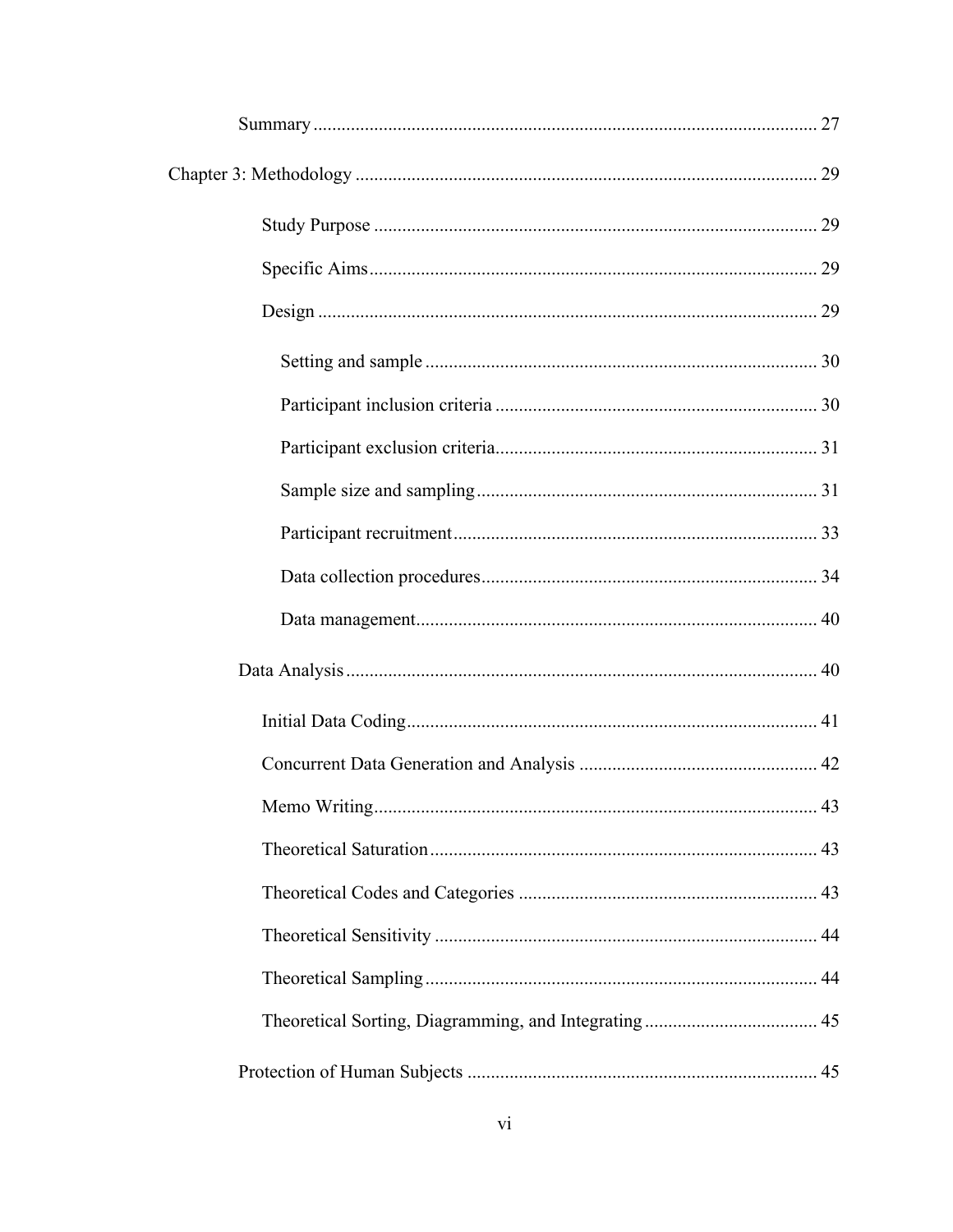Summary ........................................................................................................ 27

Chapter 3: Methodology ................................................................................ 29

Study Purpose ............................................................................................ 29

Specific Aims ............................................................................................. 29

Design ........................................................................................................ 29

Setting and sample ................................................................................ 30

Participant inclusion criteria ................................................................. 30

Participant exclusion criteria ................................................................ 31

Sample size and sampling ..................................................................... 31

Participant recruitment .......................................................................... 33

Data collection procedures .................................................................... 34

Data management .................................................................................. 40

Data Analysis ................................................................................................ 40

Initial Data Coding ..................................................................................... 41

Concurrent Data Generation and Analysis ................................................ 42

Memo Writing ............................................................................................ 43

Theoretical Saturation ................................................................................ 43

Theoretical Codes and Categories ............................................................. 43

Theoretical Sensitivity ............................................................................... 44

Theoretical Sampling ................................................................................. 44

Theoretical Sorting, Diagramming, and Integrating .................................. 45

Protection of Human Subjects ...................................................................... 45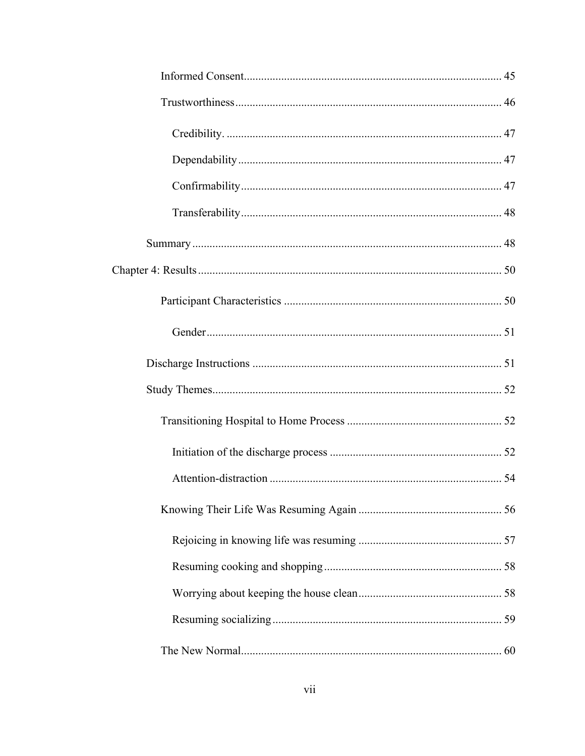Informed Consent .......................................................................................... 45

Trustworthiness ............................................................................................ 46

Credibility. ............................................................................................... 47

Dependability ........................................................................................... 47

Confirmability .......................................................................................... 47

Transferability .......................................................................................... 48

Summary ........................................................................................................... 48

Chapter 4: Results ................................................................................................. 50

Participant Characteristics ............................................................................ 50

Gender ...................................................................................................... 51

Discharge Instructions ...................................................................................... 51

Study Themes .................................................................................................... 52

Transitioning Hospital to Home Process ...................................................... 52

Initiation of the discharge process ............................................................ 52

Attention-distraction ................................................................................. 54

Knowing Their Life Was Resuming Again .................................................. 56

Rejoicing in knowing life was resuming .................................................. 57

Resuming cooking and shopping .............................................................. 58

Worrying about keeping the house clean .................................................. 58

Resuming socializing ................................................................................ 59

The New Normal ........................................................................................... 60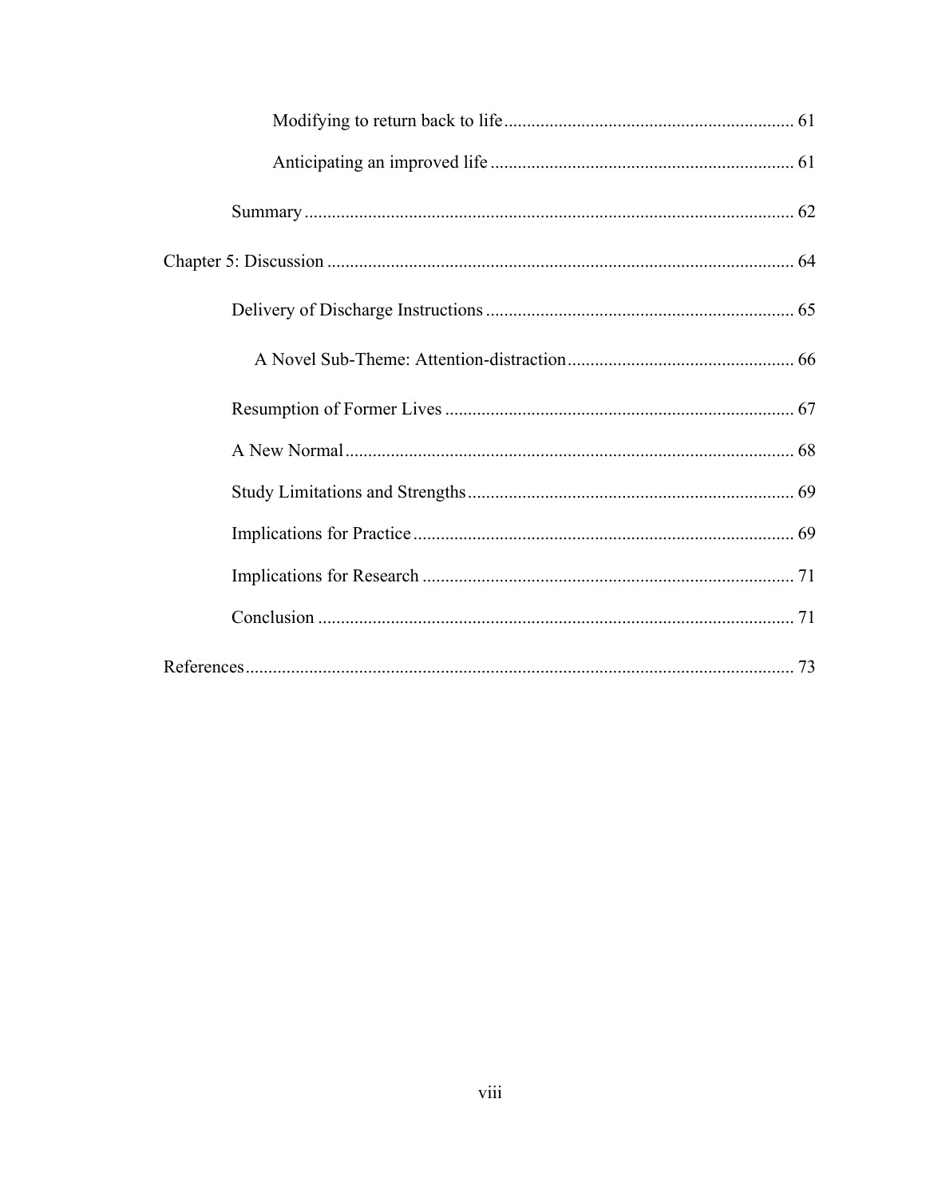Modifying to return back to life ............................................................. 61

Anticipating an improved life ................................................................. 61

Summary ......................................................................................................... 62

Chapter 5: Discussion ......................................................................................... 64

Delivery of Discharge Instructions ................................................................. 65

A Novel Sub-Theme: Attention-distraction ................................................. 66

Resumption of Former Lives ........................................................................... 67

A New Normal ................................................................................................. 68

Study Limitations and Strengths ...................................................................... 69

Implications for Practice .................................................................................. 69

Implications for Research ................................................................................ 71

Conclusion ....................................................................................................... 71

References ........................................................................................................... 73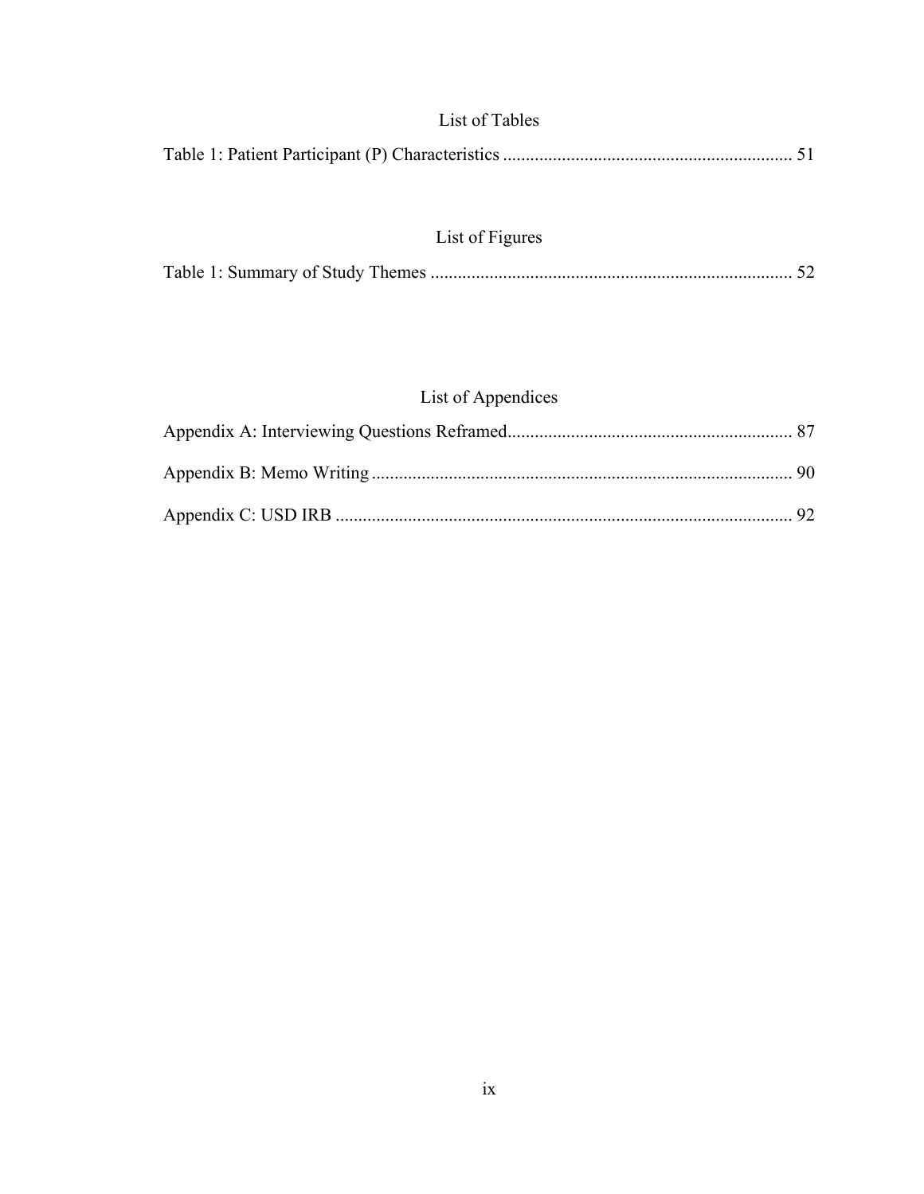## List of Tables

Table 1: Patient Participant (P) Characteristics ................................................................ 51

## List of Figures

Table 1: Summary of Study Themes ................................................................................ 52

## List of Appendices

Appendix A: Interviewing Questions Reframed.............................................................. 87

Appendix B: Memo Writing ............................................................................................ 90

Appendix C: USD IRB .................................................................................................... 92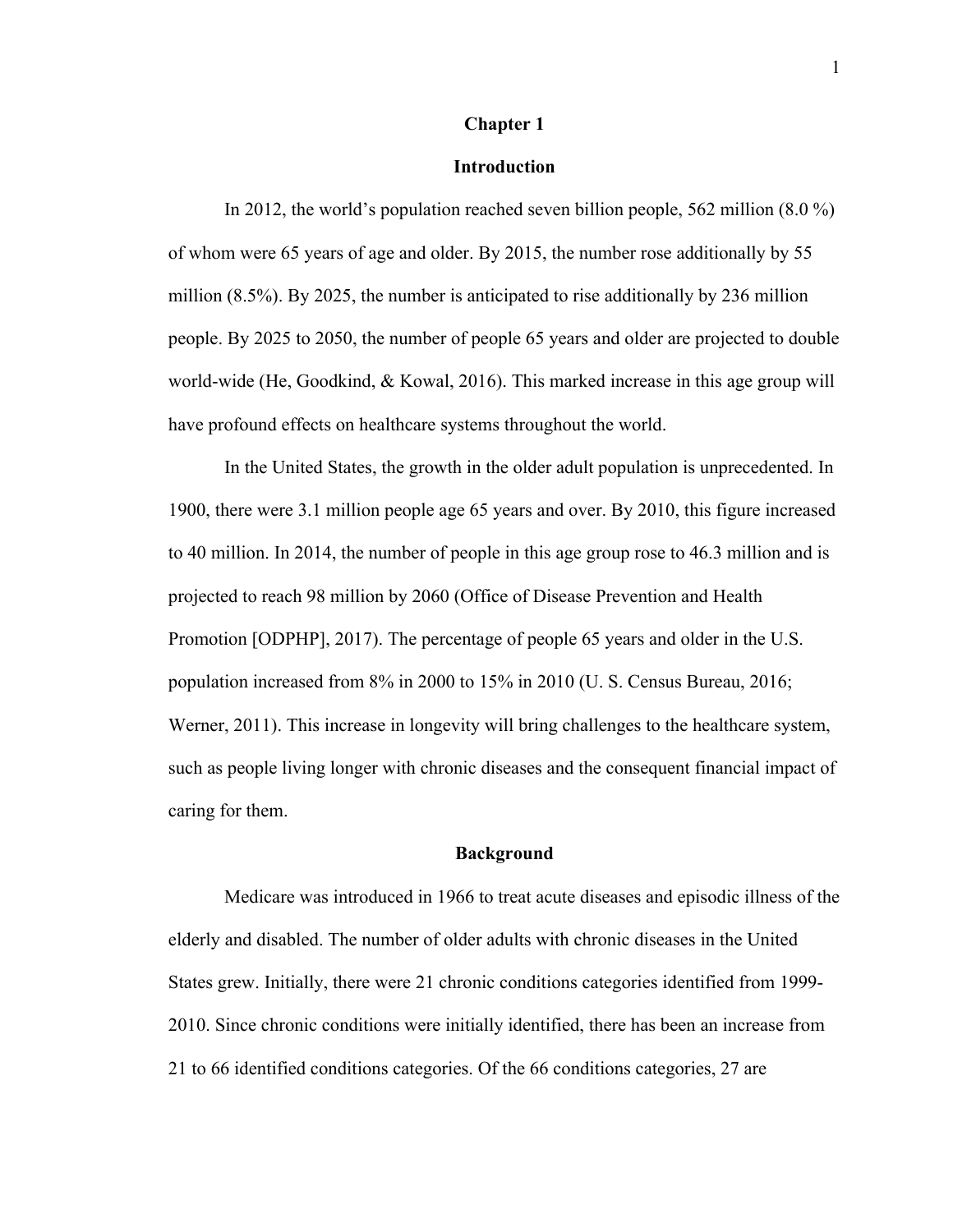# Chapter 1

## Introduction

In 2012, the world's population reached seven billion people, 562 million (8.0 %) of whom were 65 years of age and older. By 2015, the number rose additionally by 55 million (8.5%). By 2025, the number is anticipated to rise additionally by 236 million people. By 2025 to 2050, the number of people 65 years and older are projected to double world-wide (He, Goodkind, & Kowal, 2016). This marked increase in this age group will have profound effects on healthcare systems throughout the world.

In the United States, the growth in the older adult population is unprecedented. In 1900, there were 3.1 million people age 65 years and over. By 2010, this figure increased to 40 million. In 2014, the number of people in this age group rose to 46.3 million and is projected to reach 98 million by 2060 (Office of Disease Prevention and Health Promotion [ODPHP], 2017). The percentage of people 65 years and older in the U.S. population increased from 8% in 2000 to 15% in 2010 (U. S. Census Bureau, 2016; Werner, 2011). This increase in longevity will bring challenges to the healthcare system, such as people living longer with chronic diseases and the consequent financial impact of caring for them.

## Background

Medicare was introduced in 1966 to treat acute diseases and episodic illness of the elderly and disabled. The number of older adults with chronic diseases in the United States grew. Initially, there were 21 chronic conditions categories identified from 1999-2010. Since chronic conditions were initially identified, there has been an increase from 21 to 66 identified conditions categories. Of the 66 conditions categories, 27 are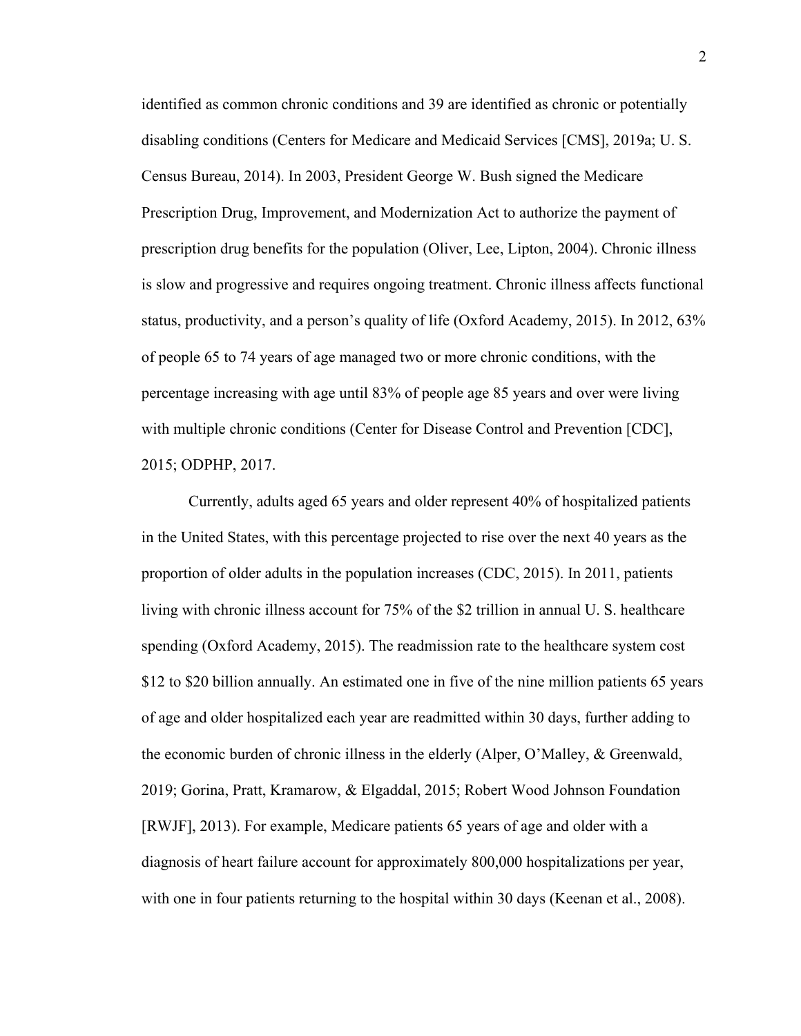identified as common chronic conditions and 39 are identified as chronic or potentially disabling conditions (Centers for Medicare and Medicaid Services [CMS], 2019a; U. S. Census Bureau, 2014). In 2003, President George W. Bush signed the Medicare Prescription Drug, Improvement, and Modernization Act to authorize the payment of prescription drug benefits for the population (Oliver, Lee, Lipton, 2004). Chronic illness is slow and progressive and requires ongoing treatment. Chronic illness affects functional status, productivity, and a person's quality of life (Oxford Academy, 2015). In 2012, 63% of people 65 to 74 years of age managed two or more chronic conditions, with the percentage increasing with age until 83% of people age 85 years and over were living with multiple chronic conditions (Center for Disease Control and Prevention [CDC], 2015; ODPHP, 2017.

Currently, adults aged 65 years and older represent 40% of hospitalized patients in the United States, with this percentage projected to rise over the next 40 years as the proportion of older adults in the population increases (CDC, 2015). In 2011, patients living with chronic illness account for 75% of the $2 trillion in annual U. S. healthcare spending (Oxford Academy, 2015). The readmission rate to the healthcare system cost $12 to $20 billion annually. An estimated one in five of the nine million patients 65 years of age and older hospitalized each year are readmitted within 30 days, further adding to the economic burden of chronic illness in the elderly (Alper, O'Malley, & Greenwald, 2019; Gorina, Pratt, Kramarow, & Elgaddal, 2015; Robert Wood Johnson Foundation [RWJF], 2013). For example, Medicare patients 65 years of age and older with a diagnosis of heart failure account for approximately 800,000 hospitalizations per year, with one in four patients returning to the hospital within 30 days (Keenan et al., 2008).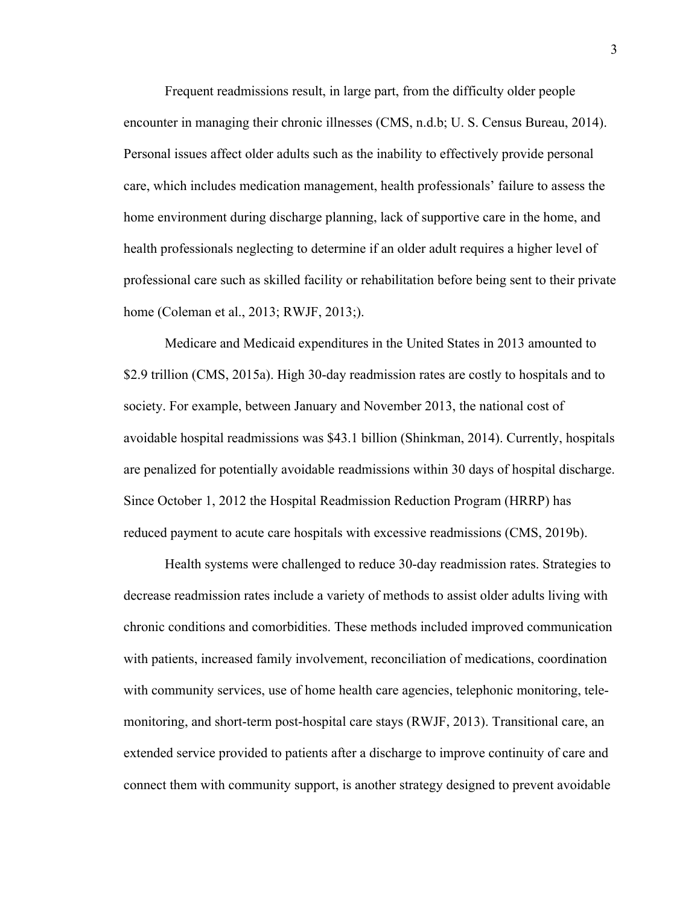Frequent readmissions result, in large part, from the difficulty older people encounter in managing their chronic illnesses (CMS, n.d.b; U. S. Census Bureau, 2014). Personal issues affect older adults such as the inability to effectively provide personal care, which includes medication management, health professionals' failure to assess the home environment during discharge planning, lack of supportive care in the home, and health professionals neglecting to determine if an older adult requires a higher level of professional care such as skilled facility or rehabilitation before being sent to their private home (Coleman et al., 2013; RWJF, 2013;).

Medicare and Medicaid expenditures in the United States in 2013 amounted to $2.9 trillion (CMS, 2015a). High 30-day readmission rates are costly to hospitals and to society. For example, between January and November 2013, the national cost of avoidable hospital readmissions was $43.1 billion (Shinkman, 2014). Currently, hospitals are penalized for potentially avoidable readmissions within 30 days of hospital discharge. Since October 1, 2012 the Hospital Readmission Reduction Program (HRRP) has reduced payment to acute care hospitals with excessive readmissions (CMS, 2019b).

Health systems were challenged to reduce 30-day readmission rates. Strategies to decrease readmission rates include a variety of methods to assist older adults living with chronic conditions and comorbidities. These methods included improved communication with patients, increased family involvement, reconciliation of medications, coordination with community services, use of home health care agencies, telephonic monitoring, tele-monitoring, and short-term post-hospital care stays (RWJF, 2013). Transitional care, an extended service provided to patients after a discharge to improve continuity of care and connect them with community support, is another strategy designed to prevent avoidable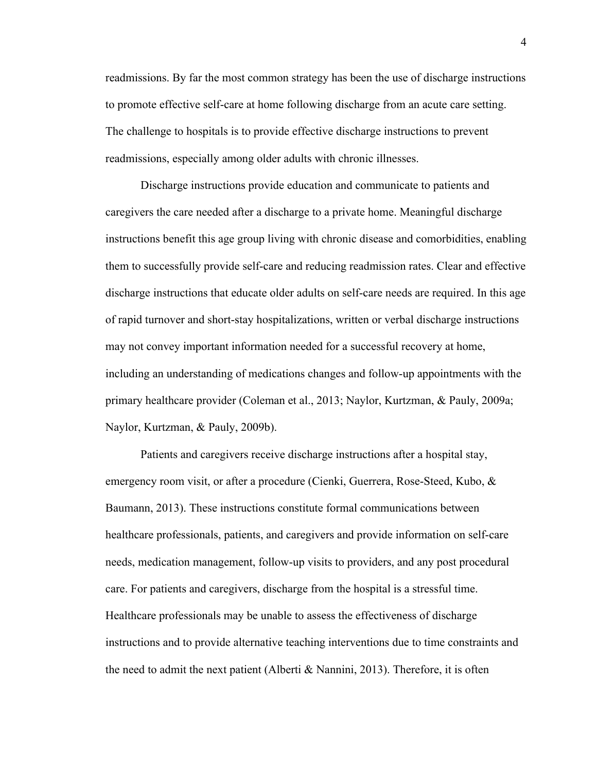readmissions. By far the most common strategy has been the use of discharge instructions to promote effective self-care at home following discharge from an acute care setting. The challenge to hospitals is to provide effective discharge instructions to prevent readmissions, especially among older adults with chronic illnesses.

Discharge instructions provide education and communicate to patients and caregivers the care needed after a discharge to a private home. Meaningful discharge instructions benefit this age group living with chronic disease and comorbidities, enabling them to successfully provide self-care and reducing readmission rates. Clear and effective discharge instructions that educate older adults on self-care needs are required. In this age of rapid turnover and short-stay hospitalizations, written or verbal discharge instructions may not convey important information needed for a successful recovery at home, including an understanding of medications changes and follow-up appointments with the primary healthcare provider (Coleman et al., 2013; Naylor, Kurtzman, & Pauly, 2009a; Naylor, Kurtzman, & Pauly, 2009b).

Patients and caregivers receive discharge instructions after a hospital stay, emergency room visit, or after a procedure (Cienki, Guerrera, Rose-Steed, Kubo, & Baumann, 2013). These instructions constitute formal communications between healthcare professionals, patients, and caregivers and provide information on self-care needs, medication management, follow-up visits to providers, and any post procedural care. For patients and caregivers, discharge from the hospital is a stressful time. Healthcare professionals may be unable to assess the effectiveness of discharge instructions and to provide alternative teaching interventions due to time constraints and the need to admit the next patient (Alberti & Nannini, 2013). Therefore, it is often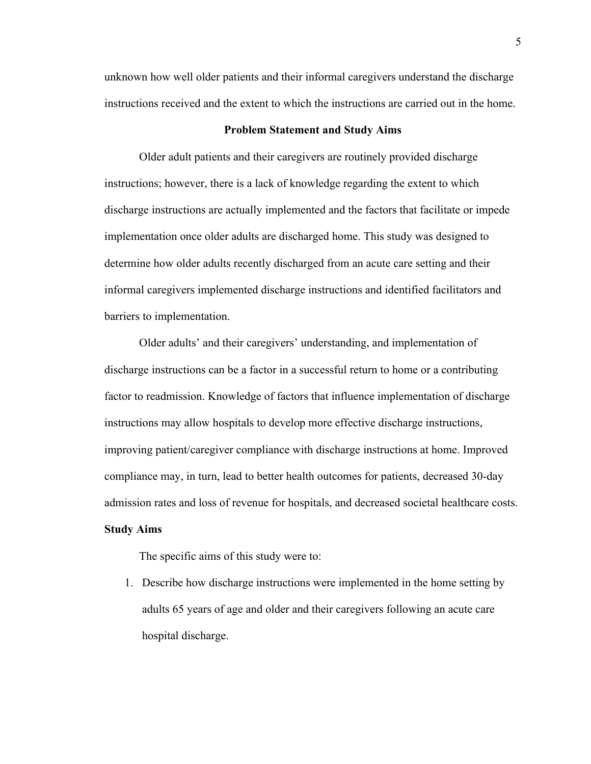unknown how well older patients and their informal caregivers understand the discharge instructions received and the extent to which the instructions are carried out in the home.

## Problem Statement and Study Aims

Older adult patients and their caregivers are routinely provided discharge instructions; however, there is a lack of knowledge regarding the extent to which discharge instructions are actually implemented and the factors that facilitate or impede implementation once older adults are discharged home. This study was designed to determine how older adults recently discharged from an acute care setting and their informal caregivers implemented discharge instructions and identified facilitators and barriers to implementation.

Older adults' and their caregivers' understanding, and implementation of discharge instructions can be a factor in a successful return to home or a contributing factor to readmission. Knowledge of factors that influence implementation of discharge instructions may allow hospitals to develop more effective discharge instructions, improving patient/caregiver compliance with discharge instructions at home. Improved compliance may, in turn, lead to better health outcomes for patients, decreased 30-day admission rates and loss of revenue for hospitals, and decreased societal healthcare costs.

### Study Aims

The specific aims of this study were to:

1. Describe how discharge instructions were implemented in the home setting by adults 65 years of age and older and their caregivers following an acute care hospital discharge.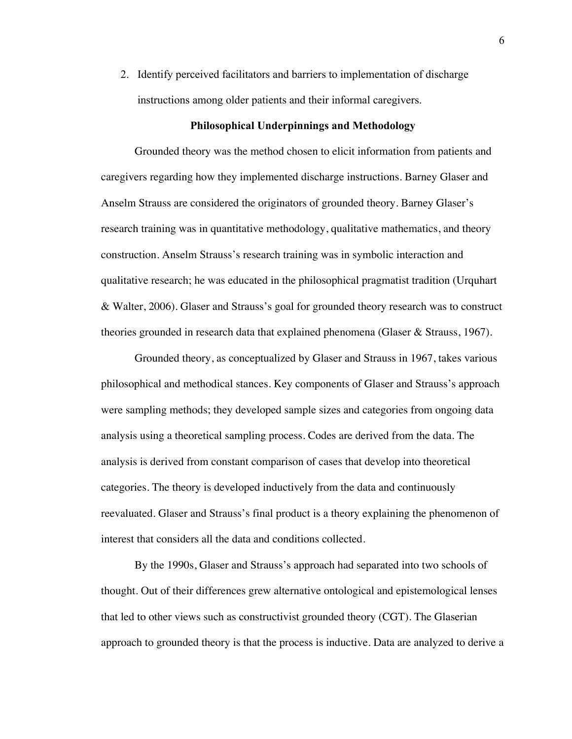2. Identify perceived facilitators and barriers to implementation of discharge instructions among older patients and their informal caregivers.

## Philosophical Underpinnings and Methodology

Grounded theory was the method chosen to elicit information from patients and caregivers regarding how they implemented discharge instructions. Barney Glaser and Anselm Strauss are considered the originators of grounded theory. Barney Glaser's research training was in quantitative methodology, qualitative mathematics, and theory construction. Anselm Strauss's research training was in symbolic interaction and qualitative research; he was educated in the philosophical pragmatist tradition (Urquhart & Walter, 2006). Glaser and Strauss's goal for grounded theory research was to construct theories grounded in research data that explained phenomena (Glaser & Strauss, 1967).

Grounded theory, as conceptualized by Glaser and Strauss in 1967, takes various philosophical and methodical stances. Key components of Glaser and Strauss's approach were sampling methods; they developed sample sizes and categories from ongoing data analysis using a theoretical sampling process. Codes are derived from the data. The analysis is derived from constant comparison of cases that develop into theoretical categories. The theory is developed inductively from the data and continuously reevaluated. Glaser and Strauss's final product is a theory explaining the phenomenon of interest that considers all the data and conditions collected.

By the 1990s, Glaser and Strauss's approach had separated into two schools of thought. Out of their differences grew alternative ontological and epistemological lenses that led to other views such as constructivist grounded theory (CGT). The Glaserian approach to grounded theory is that the process is inductive. Data are analyzed to derive a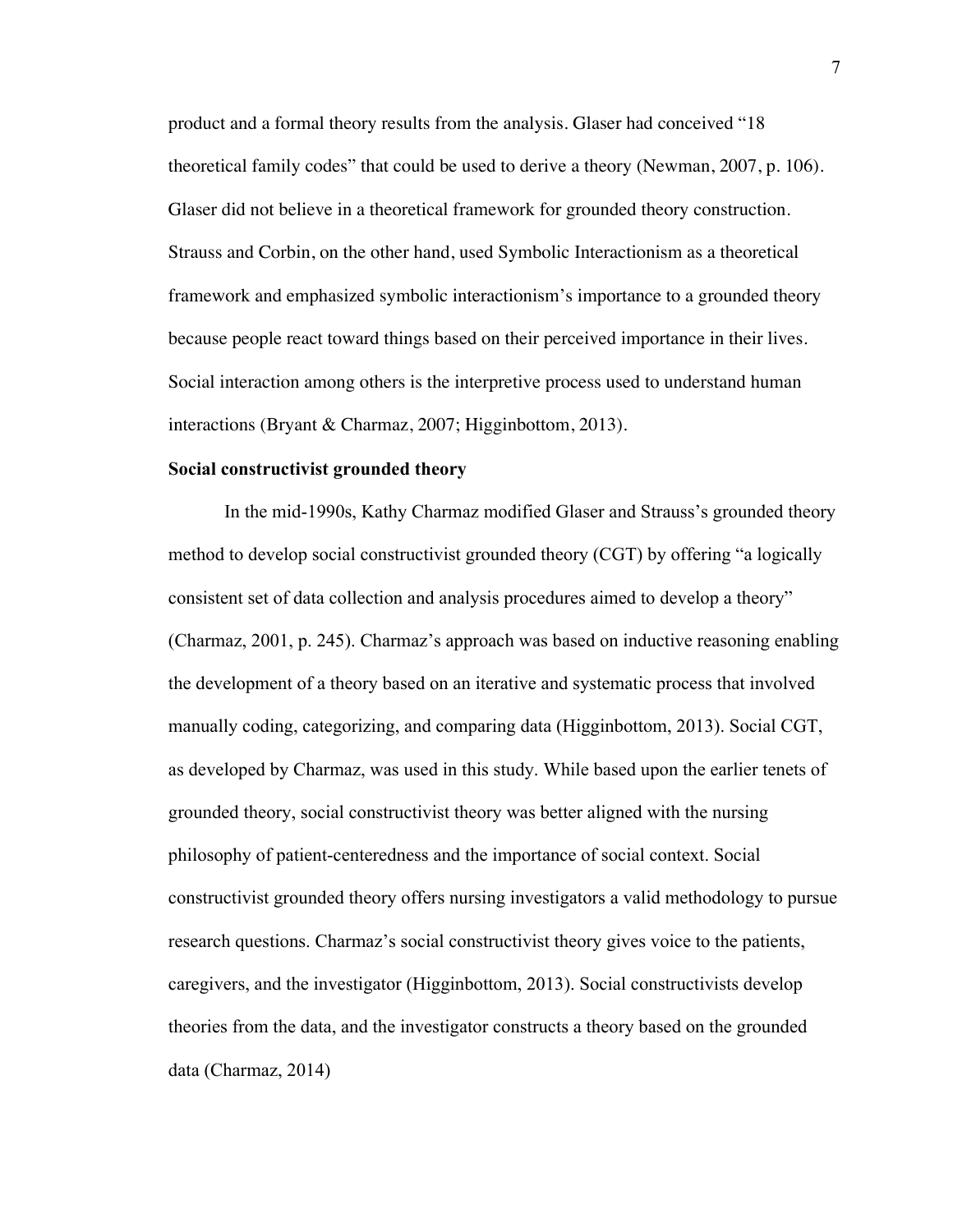product and a formal theory results from the analysis. Glaser had conceived "18 theoretical family codes" that could be used to derive a theory (Newman, 2007, p. 106). Glaser did not believe in a theoretical framework for grounded theory construction. Strauss and Corbin, on the other hand, used Symbolic Interactionism as a theoretical framework and emphasized symbolic interactionism's importance to a grounded theory because people react toward things based on their perceived importance in their lives. Social interaction among others is the interpretive process used to understand human interactions (Bryant & Charmaz, 2007; Higginbottom, 2013).

**Social constructivist grounded theory**

In the mid-1990s, Kathy Charmaz modified Glaser and Strauss's grounded theory method to develop social constructivist grounded theory (CGT) by offering "a logically consistent set of data collection and analysis procedures aimed to develop a theory" (Charmaz, 2001, p. 245). Charmaz's approach was based on inductive reasoning enabling the development of a theory based on an iterative and systematic process that involved manually coding, categorizing, and comparing data (Higginbottom, 2013). Social CGT, as developed by Charmaz, was used in this study. While based upon the earlier tenets of grounded theory, social constructivist theory was better aligned with the nursing philosophy of patient-centeredness and the importance of social context. Social constructivist grounded theory offers nursing investigators a valid methodology to pursue research questions. Charmaz's social constructivist theory gives voice to the patients, caregivers, and the investigator (Higginbottom, 2013). Social constructivists develop theories from the data, and the investigator constructs a theory based on the grounded data (Charmaz, 2014)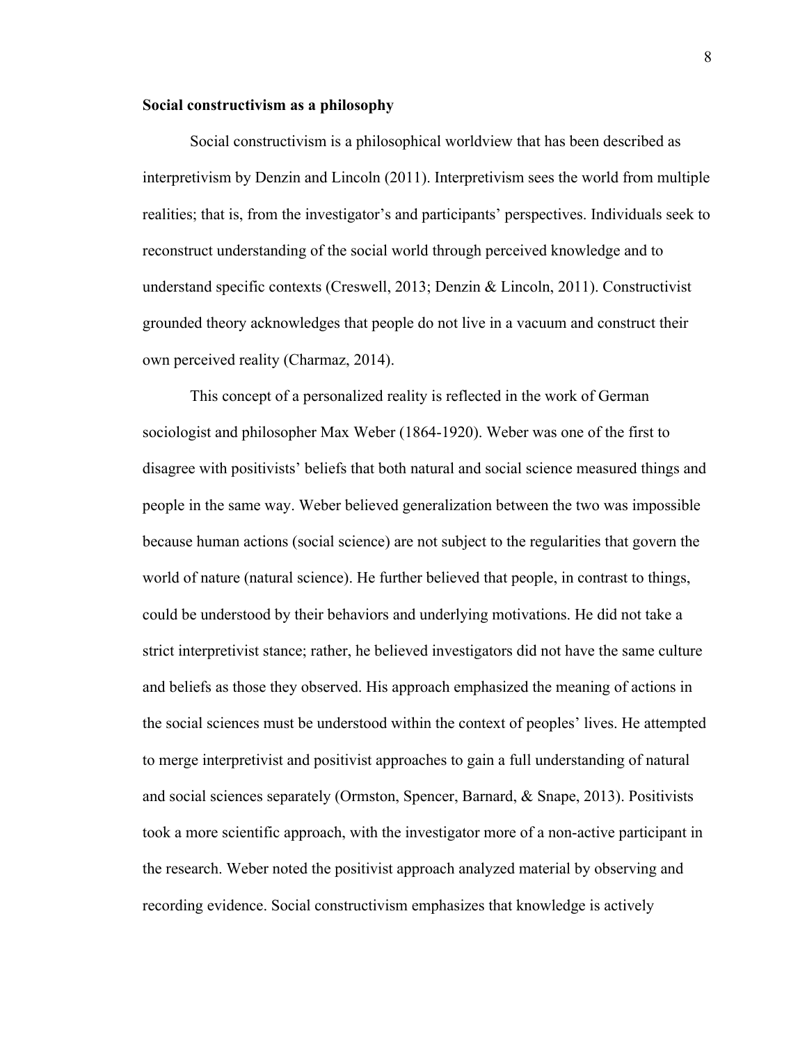**Social constructivism as a philosophy**

Social constructivism is a philosophical worldview that has been described as interpretivism by Denzin and Lincoln (2011). Interpretivism sees the world from multiple realities; that is, from the investigator's and participants' perspectives. Individuals seek to reconstruct understanding of the social world through perceived knowledge and to understand specific contexts (Creswell, 2013; Denzin & Lincoln, 2011). Constructivist grounded theory acknowledges that people do not live in a vacuum and construct their own perceived reality (Charmaz, 2014).

This concept of a personalized reality is reflected in the work of German sociologist and philosopher Max Weber (1864-1920). Weber was one of the first to disagree with positivists' beliefs that both natural and social science measured things and people in the same way. Weber believed generalization between the two was impossible because human actions (social science) are not subject to the regularities that govern the world of nature (natural science). He further believed that people, in contrast to things, could be understood by their behaviors and underlying motivations. He did not take a strict interpretivist stance; rather, he believed investigators did not have the same culture and beliefs as those they observed. His approach emphasized the meaning of actions in the social sciences must be understood within the context of peoples' lives. He attempted to merge interpretivist and positivist approaches to gain a full understanding of natural and social sciences separately (Ormston, Spencer, Barnard, & Snape, 2013). Positivists took a more scientific approach, with the investigator more of a non-active participant in the research. Weber noted the positivist approach analyzed material by observing and recording evidence. Social constructivism emphasizes that knowledge is actively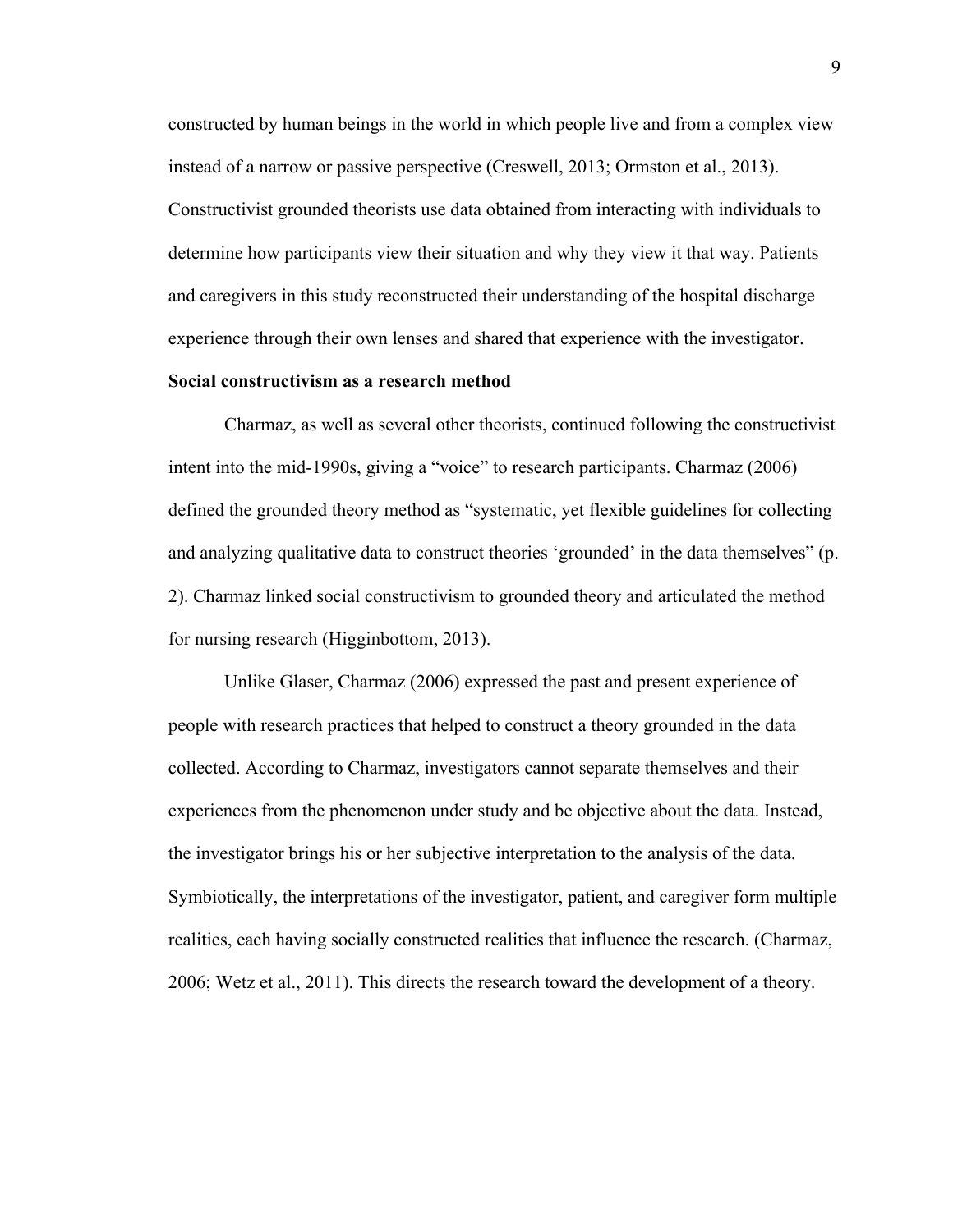constructed by human beings in the world in which people live and from a complex view instead of a narrow or passive perspective (Creswell, 2013; Ormston et al., 2013). Constructivist grounded theorists use data obtained from interacting with individuals to determine how participants view their situation and why they view it that way. Patients and caregivers in this study reconstructed their understanding of the hospital discharge experience through their own lenses and shared that experience with the investigator.

**Social constructivism as a research method**

Charmaz, as well as several other theorists, continued following the constructivist intent into the mid-1990s, giving a "voice" to research participants. Charmaz (2006) defined the grounded theory method as "systematic, yet flexible guidelines for collecting and analyzing qualitative data to construct theories 'grounded' in the data themselves" (p. 2). Charmaz linked social constructivism to grounded theory and articulated the method for nursing research (Higginbottom, 2013).

Unlike Glaser, Charmaz (2006) expressed the past and present experience of people with research practices that helped to construct a theory grounded in the data collected. According to Charmaz, investigators cannot separate themselves and their experiences from the phenomenon under study and be objective about the data. Instead, the investigator brings his or her subjective interpretation to the analysis of the data. Symbiotically, the interpretations of the investigator, patient, and caregiver form multiple realities, each having socially constructed realities that influence the research. (Charmaz, 2006; Wetz et al., 2011). This directs the research toward the development of a theory.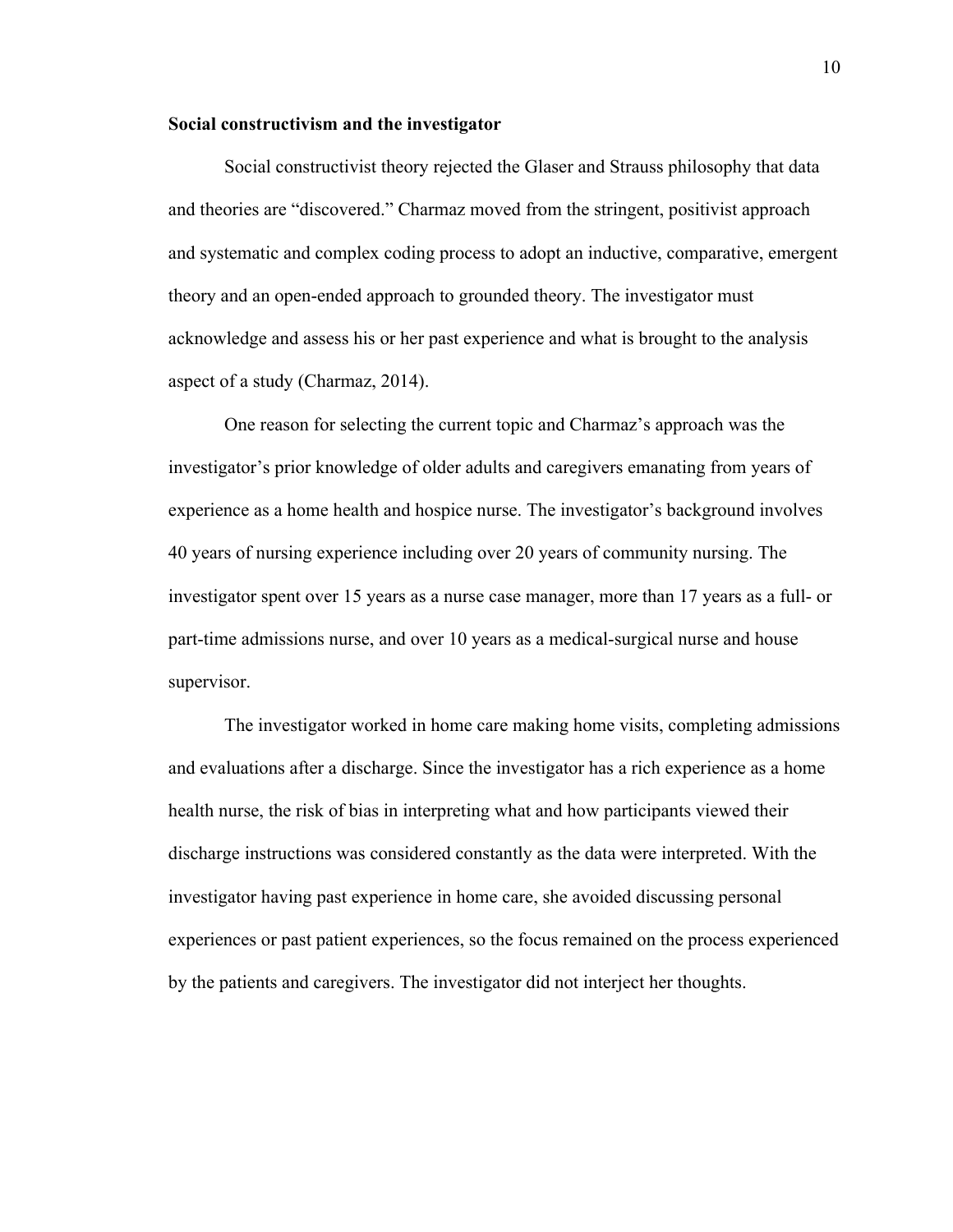**Social constructivism and the investigator**

Social constructivist theory rejected the Glaser and Strauss philosophy that data and theories are "discovered." Charmaz moved from the stringent, positivist approach and systematic and complex coding process to adopt an inductive, comparative, emergent theory and an open-ended approach to grounded theory. The investigator must acknowledge and assess his or her past experience and what is brought to the analysis aspect of a study (Charmaz, 2014).

One reason for selecting the current topic and Charmaz's approach was the investigator's prior knowledge of older adults and caregivers emanating from years of experience as a home health and hospice nurse. The investigator's background involves 40 years of nursing experience including over 20 years of community nursing. The investigator spent over 15 years as a nurse case manager, more than 17 years as a full- or part-time admissions nurse, and over 10 years as a medical-surgical nurse and house supervisor.

The investigator worked in home care making home visits, completing admissions and evaluations after a discharge. Since the investigator has a rich experience as a home health nurse, the risk of bias in interpreting what and how participants viewed their discharge instructions was considered constantly as the data were interpreted. With the investigator having past experience in home care, she avoided discussing personal experiences or past patient experiences, so the focus remained on the process experienced by the patients and caregivers. The investigator did not interject her thoughts.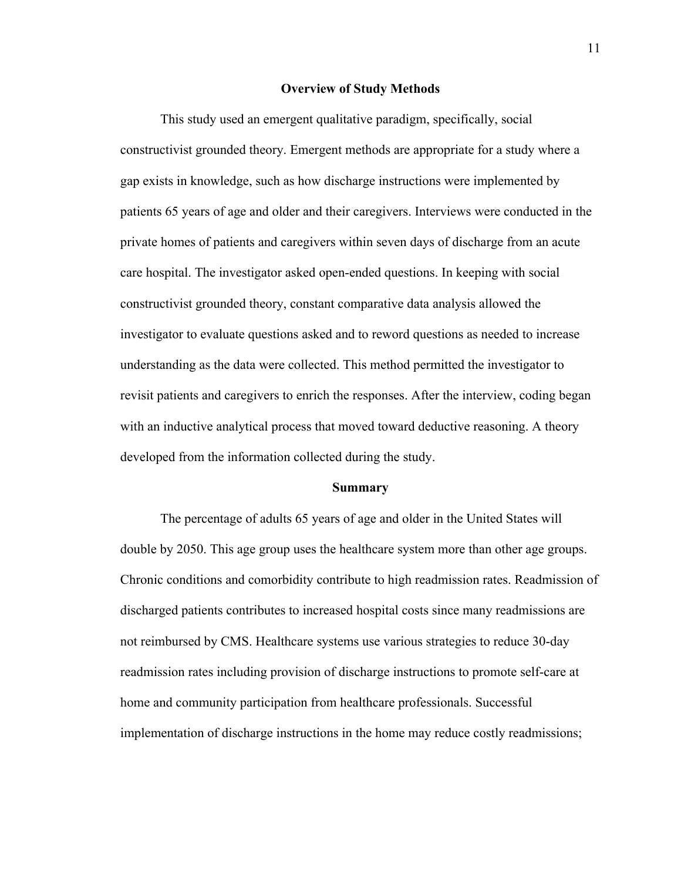## Overview of Study Methods

This study used an emergent qualitative paradigm, specifically, social constructivist grounded theory. Emergent methods are appropriate for a study where a gap exists in knowledge, such as how discharge instructions were implemented by patients 65 years of age and older and their caregivers. Interviews were conducted in the private homes of patients and caregivers within seven days of discharge from an acute care hospital. The investigator asked open-ended questions. In keeping with social constructivist grounded theory, constant comparative data analysis allowed the investigator to evaluate questions asked and to reword questions as needed to increase understanding as the data were collected. This method permitted the investigator to revisit patients and caregivers to enrich the responses. After the interview, coding began with an inductive analytical process that moved toward deductive reasoning. A theory developed from the information collected during the study.

## Summary

The percentage of adults 65 years of age and older in the United States will double by 2050. This age group uses the healthcare system more than other age groups. Chronic conditions and comorbidity contribute to high readmission rates. Readmission of discharged patients contributes to increased hospital costs since many readmissions are not reimbursed by CMS. Healthcare systems use various strategies to reduce 30-day readmission rates including provision of discharge instructions to promote self-care at home and community participation from healthcare professionals. Successful implementation of discharge instructions in the home may reduce costly readmissions;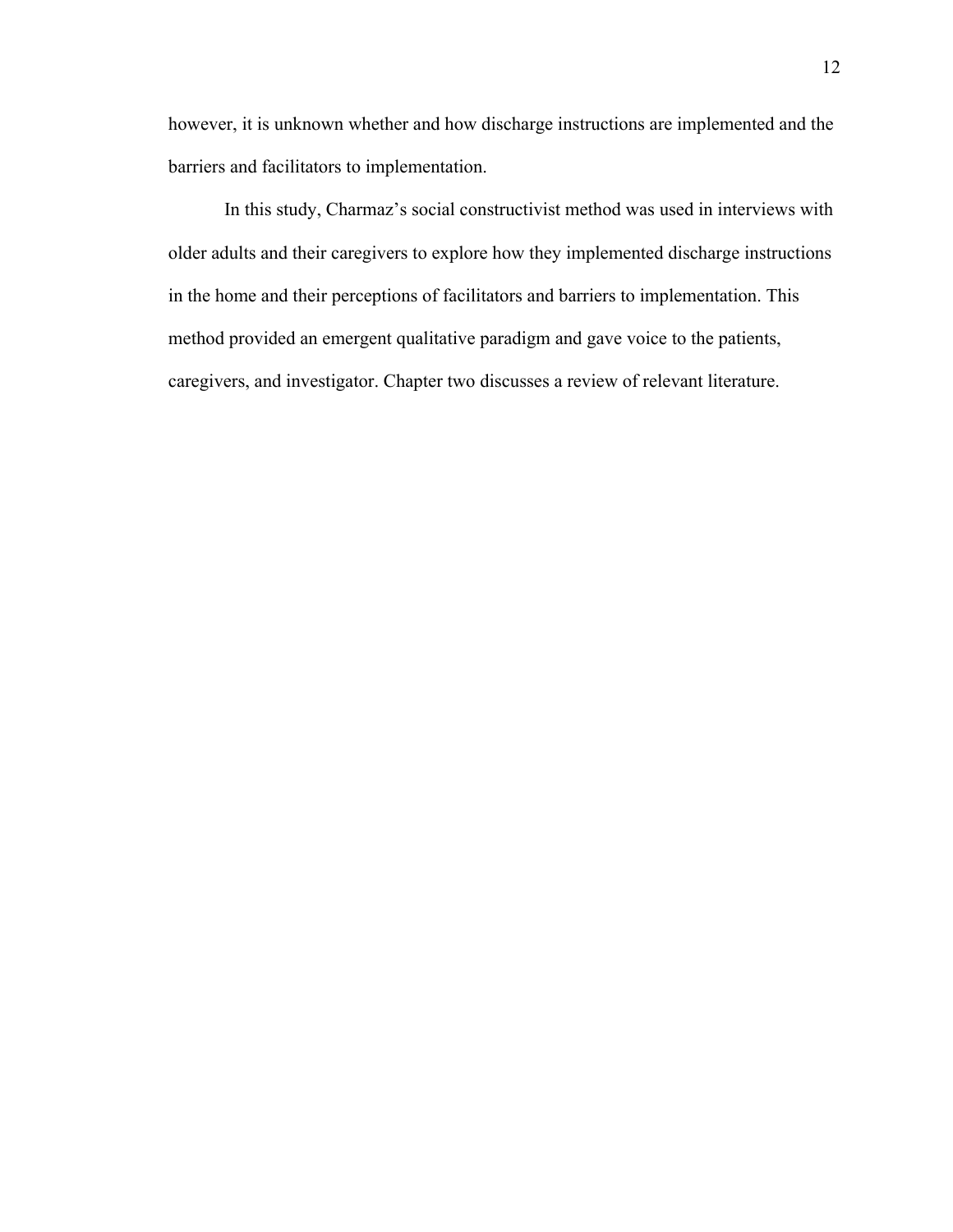however, it is unknown whether and how discharge instructions are implemented and the barriers and facilitators to implementation.

In this study, Charmaz's social constructivist method was used in interviews with older adults and their caregivers to explore how they implemented discharge instructions in the home and their perceptions of facilitators and barriers to implementation. This method provided an emergent qualitative paradigm and gave voice to the patients, caregivers, and investigator. Chapter two discusses a review of relevant literature.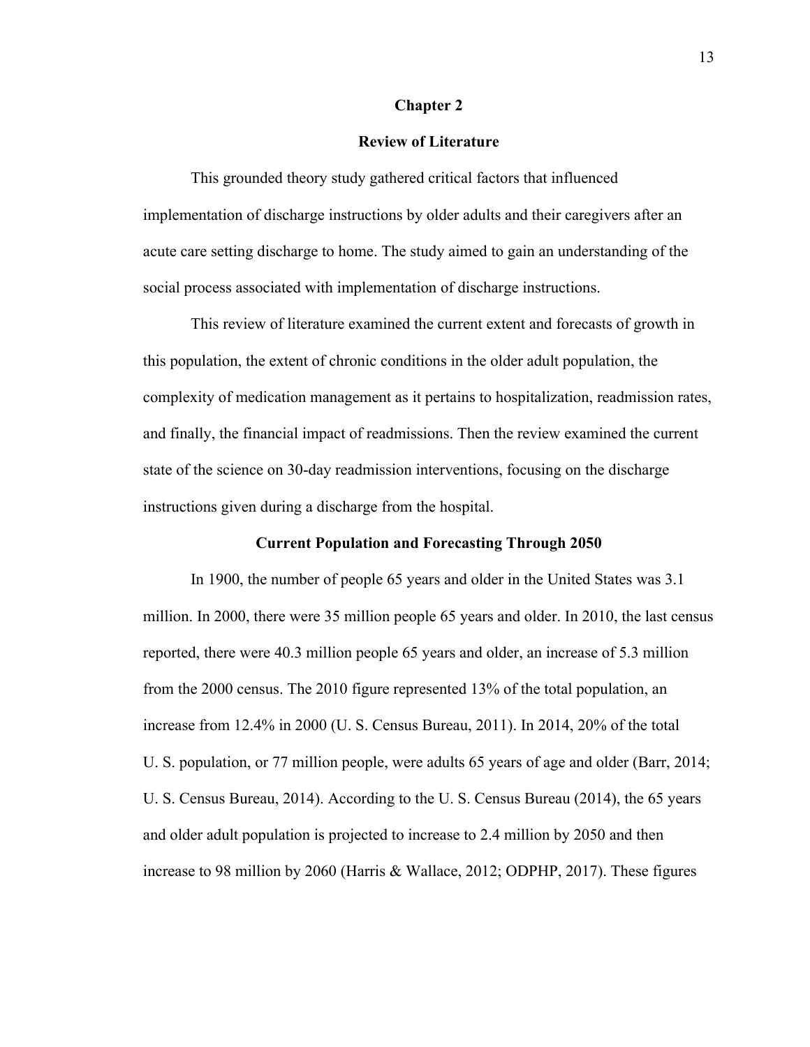# Chapter 2

## Review of Literature

This grounded theory study gathered critical factors that influenced implementation of discharge instructions by older adults and their caregivers after an acute care setting discharge to home. The study aimed to gain an understanding of the social process associated with implementation of discharge instructions.

This review of literature examined the current extent and forecasts of growth in this population, the extent of chronic conditions in the older adult population, the complexity of medication management as it pertains to hospitalization, readmission rates, and finally, the financial impact of readmissions. Then the review examined the current state of the science on 30-day readmission interventions, focusing on the discharge instructions given during a discharge from the hospital.

### Current Population and Forecasting Through 2050

In 1900, the number of people 65 years and older in the United States was 3.1 million. In 2000, there were 35 million people 65 years and older. In 2010, the last census reported, there were 40.3 million people 65 years and older, an increase of 5.3 million from the 2000 census. The 2010 figure represented 13% of the total population, an increase from 12.4% in 2000 (U. S. Census Bureau, 2011). In 2014, 20% of the total U. S. population, or 77 million people, were adults 65 years of age and older (Barr, 2014; U. S. Census Bureau, 2014). According to the U. S. Census Bureau (2014), the 65 years and older adult population is projected to increase to 2.4 million by 2050 and then increase to 98 million by 2060 (Harris & Wallace, 2012; ODPHP, 2017). These figures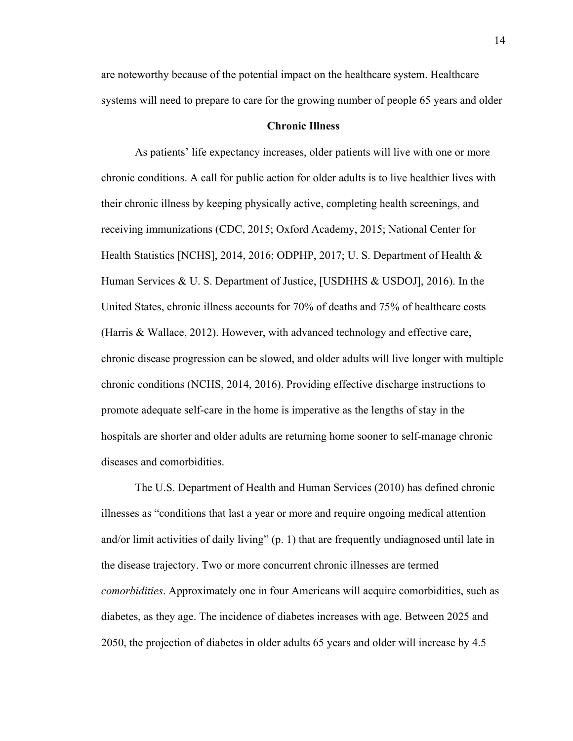are noteworthy because of the potential impact on the healthcare system. Healthcare systems will need to prepare to care for the growing number of people 65 years and older

## Chronic Illness

As patients' life expectancy increases, older patients will live with one or more chronic conditions. A call for public action for older adults is to live healthier lives with their chronic illness by keeping physically active, completing health screenings, and receiving immunizations (CDC, 2015; Oxford Academy, 2015; National Center for Health Statistics [NCHS], 2014, 2016; ODPHP, 2017; U. S. Department of Health & Human Services & U. S. Department of Justice, [USDHHS & USDOJ], 2016). In the United States, chronic illness accounts for 70% of deaths and 75% of healthcare costs (Harris & Wallace, 2012). However, with advanced technology and effective care, chronic disease progression can be slowed, and older adults will live longer with multiple chronic conditions (NCHS, 2014, 2016). Providing effective discharge instructions to promote adequate self-care in the home is imperative as the lengths of stay in the hospitals are shorter and older adults are returning home sooner to self-manage chronic diseases and comorbidities.

The U.S. Department of Health and Human Services (2010) has defined chronic illnesses as "conditions that last a year or more and require ongoing medical attention and/or limit activities of daily living" (p. 1) that are frequently undiagnosed until late in the disease trajectory. Two or more concurrent chronic illnesses are termed *comorbidities*. Approximately one in four Americans will acquire comorbidities, such as diabetes, as they age. The incidence of diabetes increases with age. Between 2025 and 2050, the projection of diabetes in older adults 65 years and older will increase by 4.5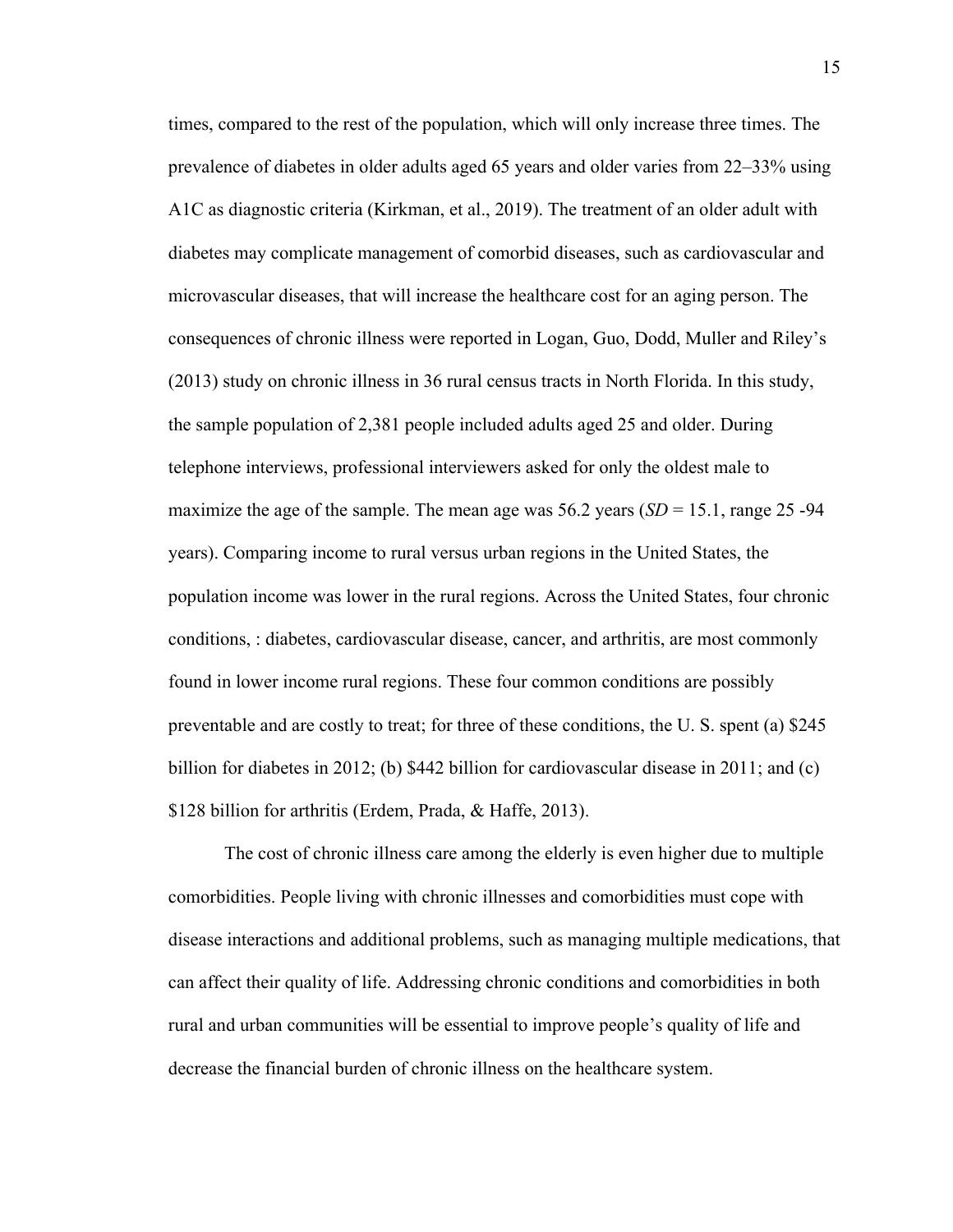times, compared to the rest of the population, which will only increase three times. The prevalence of diabetes in older adults aged 65 years and older varies from 22–33% using A1C as diagnostic criteria (Kirkman, et al., 2019). The treatment of an older adult with diabetes may complicate management of comorbid diseases, such as cardiovascular and microvascular diseases, that will increase the healthcare cost for an aging person. The consequences of chronic illness were reported in Logan, Guo, Dodd, Muller and Riley's (2013) study on chronic illness in 36 rural census tracts in North Florida. In this study, the sample population of 2,381 people included adults aged 25 and older. During telephone interviews, professional interviewers asked for only the oldest male to maximize the age of the sample. The mean age was 56.2 years (*SD* = 15.1, range 25 -94 years). Comparing income to rural versus urban regions in the United States, the population income was lower in the rural regions. Across the United States, four chronic conditions, : diabetes, cardiovascular disease, cancer, and arthritis, are most commonly found in lower income rural regions. These four common conditions are possibly preventable and are costly to treat; for three of these conditions, the U. S. spent (a) $245 billion for diabetes in 2012; (b) $442 billion for cardiovascular disease in 2011; and (c) $128 billion for arthritis (Erdem, Prada, & Haffe, 2013).

The cost of chronic illness care among the elderly is even higher due to multiple comorbidities. People living with chronic illnesses and comorbidities must cope with disease interactions and additional problems, such as managing multiple medications, that can affect their quality of life. Addressing chronic conditions and comorbidities in both rural and urban communities will be essential to improve people's quality of life and decrease the financial burden of chronic illness on the healthcare system.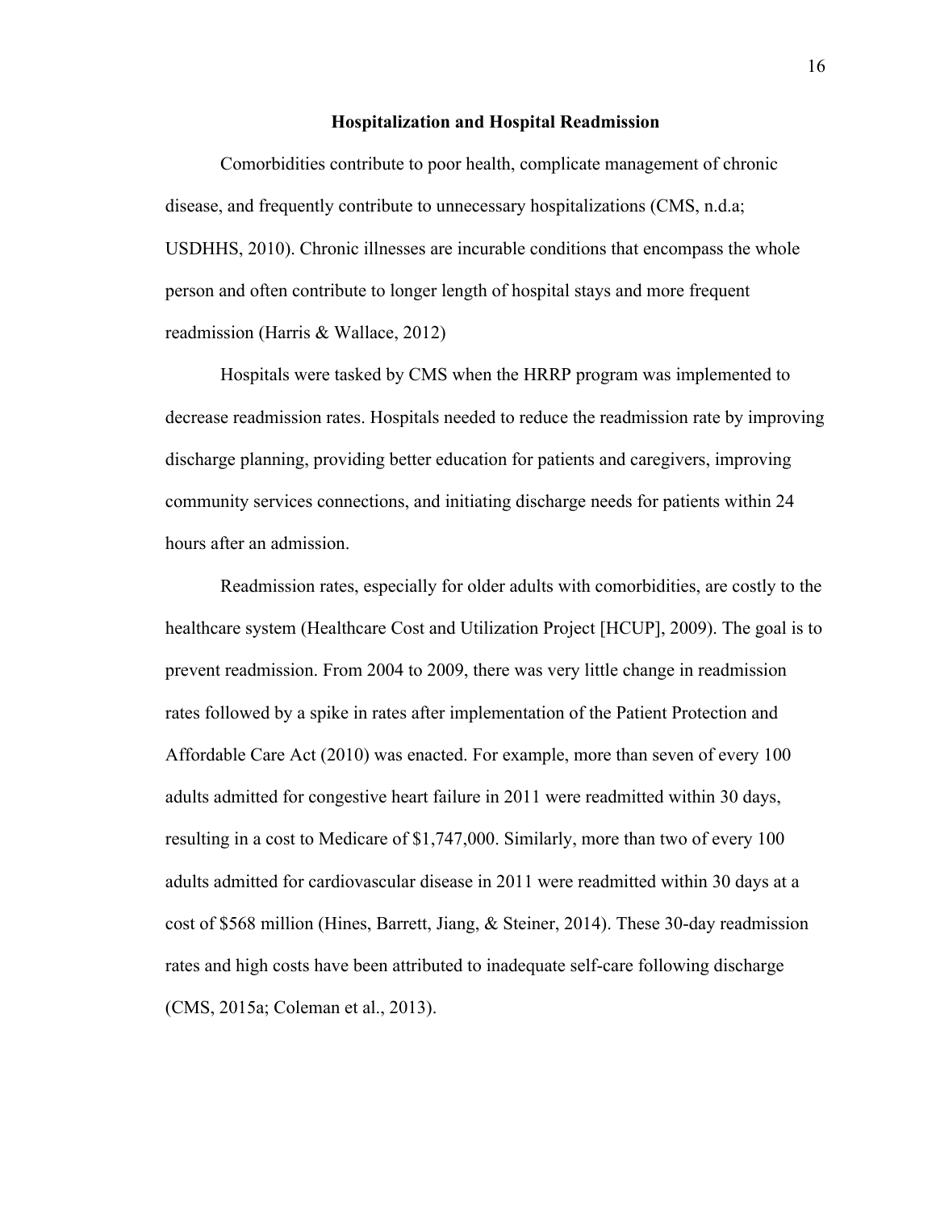## Hospitalization and Hospital Readmission

Comorbidities contribute to poor health, complicate management of chronic disease, and frequently contribute to unnecessary hospitalizations (CMS, n.d.a; USDHHS, 2010). Chronic illnesses are incurable conditions that encompass the whole person and often contribute to longer length of hospital stays and more frequent readmission (Harris & Wallace, 2012)

Hospitals were tasked by CMS when the HRRP program was implemented to decrease readmission rates. Hospitals needed to reduce the readmission rate by improving discharge planning, providing better education for patients and caregivers, improving community services connections, and initiating discharge needs for patients within 24 hours after an admission.

Readmission rates, especially for older adults with comorbidities, are costly to the healthcare system (Healthcare Cost and Utilization Project [HCUP], 2009). The goal is to prevent readmission. From 2004 to 2009, there was very little change in readmission rates followed by a spike in rates after implementation of the Patient Protection and Affordable Care Act (2010) was enacted. For example, more than seven of every 100 adults admitted for congestive heart failure in 2011 were readmitted within 30 days, resulting in a cost to Medicare of $1,747,000. Similarly, more than two of every 100 adults admitted for cardiovascular disease in 2011 were readmitted within 30 days at a cost of $568 million (Hines, Barrett, Jiang, & Steiner, 2014). These 30-day readmission rates and high costs have been attributed to inadequate self-care following discharge (CMS, 2015a; Coleman et al., 2013).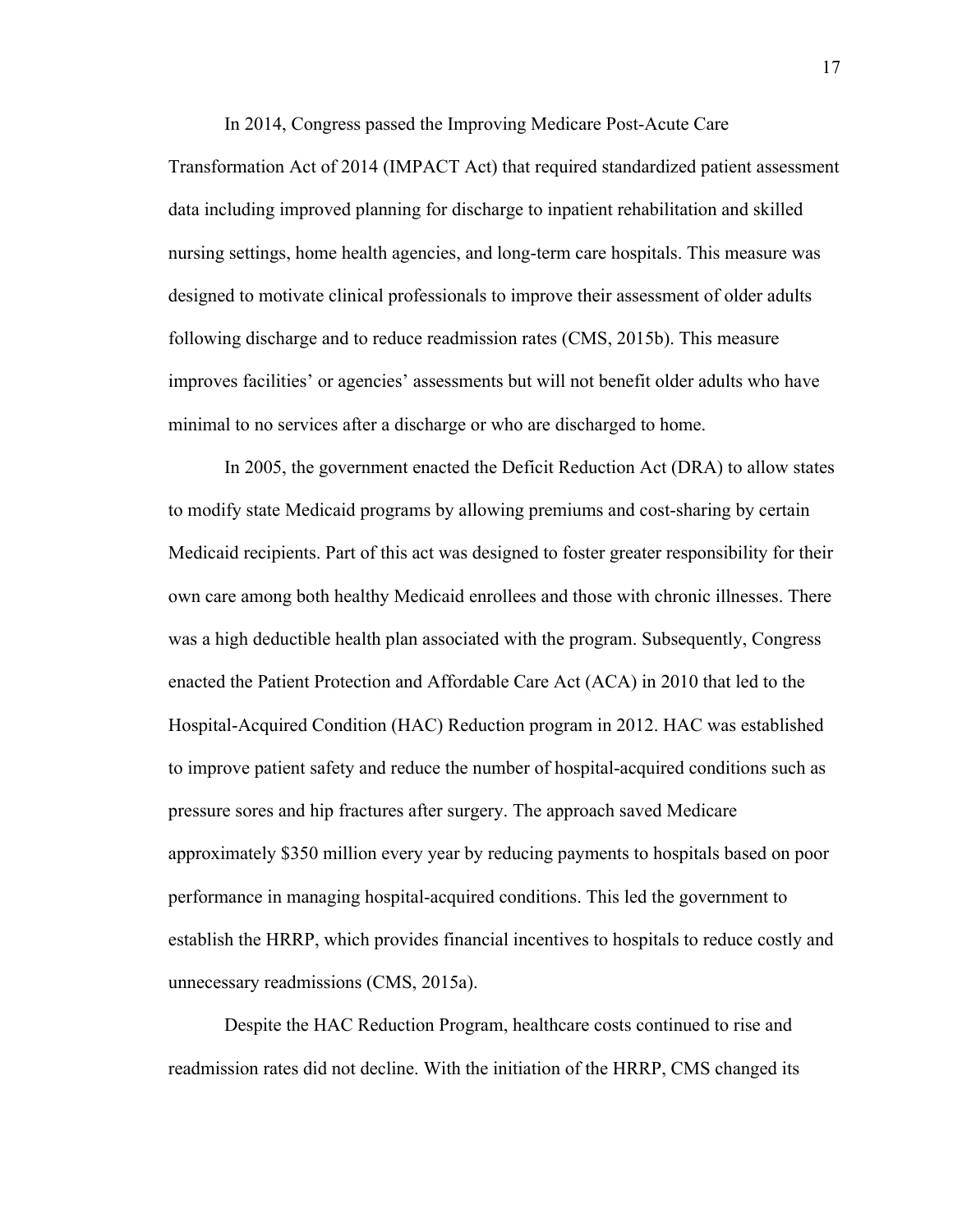In 2014, Congress passed the Improving Medicare Post-Acute Care Transformation Act of 2014 (IMPACT Act) that required standardized patient assessment data including improved planning for discharge to inpatient rehabilitation and skilled nursing settings, home health agencies, and long-term care hospitals. This measure was designed to motivate clinical professionals to improve their assessment of older adults following discharge and to reduce readmission rates (CMS, 2015b). This measure improves facilities' or agencies' assessments but will not benefit older adults who have minimal to no services after a discharge or who are discharged to home.

In 2005, the government enacted the Deficit Reduction Act (DRA) to allow states to modify state Medicaid programs by allowing premiums and cost-sharing by certain Medicaid recipients. Part of this act was designed to foster greater responsibility for their own care among both healthy Medicaid enrollees and those with chronic illnesses. There was a high deductible health plan associated with the program. Subsequently, Congress enacted the Patient Protection and Affordable Care Act (ACA) in 2010 that led to the Hospital-Acquired Condition (HAC) Reduction program in 2012. HAC was established to improve patient safety and reduce the number of hospital-acquired conditions such as pressure sores and hip fractures after surgery. The approach saved Medicare approximately $350 million every year by reducing payments to hospitals based on poor performance in managing hospital-acquired conditions. This led the government to establish the HRRP, which provides financial incentives to hospitals to reduce costly and unnecessary readmissions (CMS, 2015a).

Despite the HAC Reduction Program, healthcare costs continued to rise and readmission rates did not decline. With the initiation of the HRRP, CMS changed its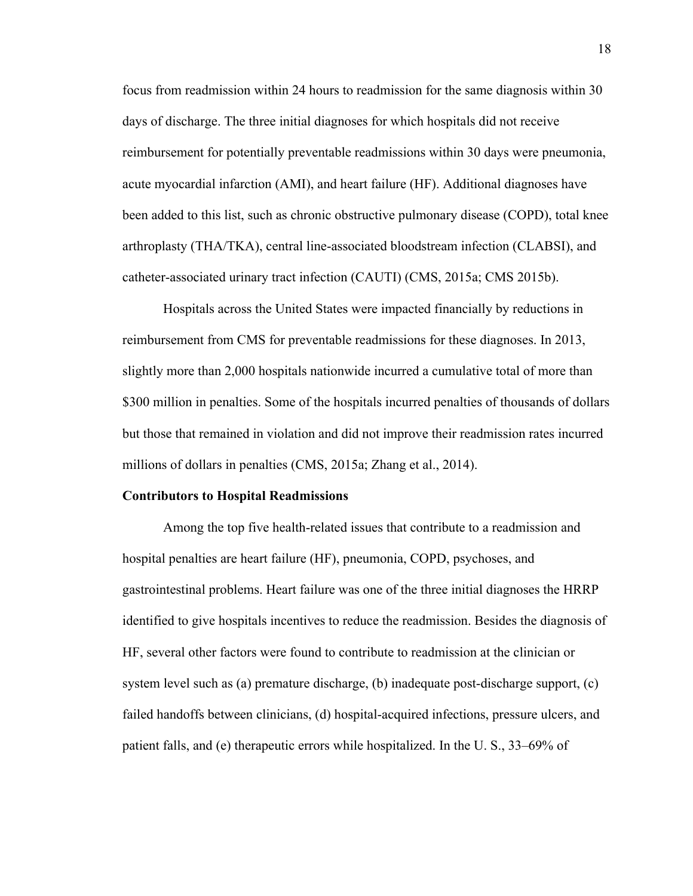focus from readmission within 24 hours to readmission for the same diagnosis within 30 days of discharge. The three initial diagnoses for which hospitals did not receive reimbursement for potentially preventable readmissions within 30 days were pneumonia, acute myocardial infarction (AMI), and heart failure (HF). Additional diagnoses have been added to this list, such as chronic obstructive pulmonary disease (COPD), total knee arthroplasty (THA/TKA), central line-associated bloodstream infection (CLABSI), and catheter-associated urinary tract infection (CAUTI) (CMS, 2015a; CMS 2015b).

Hospitals across the United States were impacted financially by reductions in reimbursement from CMS for preventable readmissions for these diagnoses. In 2013, slightly more than 2,000 hospitals nationwide incurred a cumulative total of more than $300 million in penalties. Some of the hospitals incurred penalties of thousands of dollars but those that remained in violation and did not improve their readmission rates incurred millions of dollars in penalties (CMS, 2015a; Zhang et al., 2014).

**Contributors to Hospital Readmissions**

Among the top five health-related issues that contribute to a readmission and hospital penalties are heart failure (HF), pneumonia, COPD, psychoses, and gastrointestinal problems. Heart failure was one of the three initial diagnoses the HRRP identified to give hospitals incentives to reduce the readmission. Besides the diagnosis of HF, several other factors were found to contribute to readmission at the clinician or system level such as (a) premature discharge, (b) inadequate post-discharge support, (c) failed handoffs between clinicians, (d) hospital-acquired infections, pressure ulcers, and patient falls, and (e) therapeutic errors while hospitalized. In the U. S., 33–69% of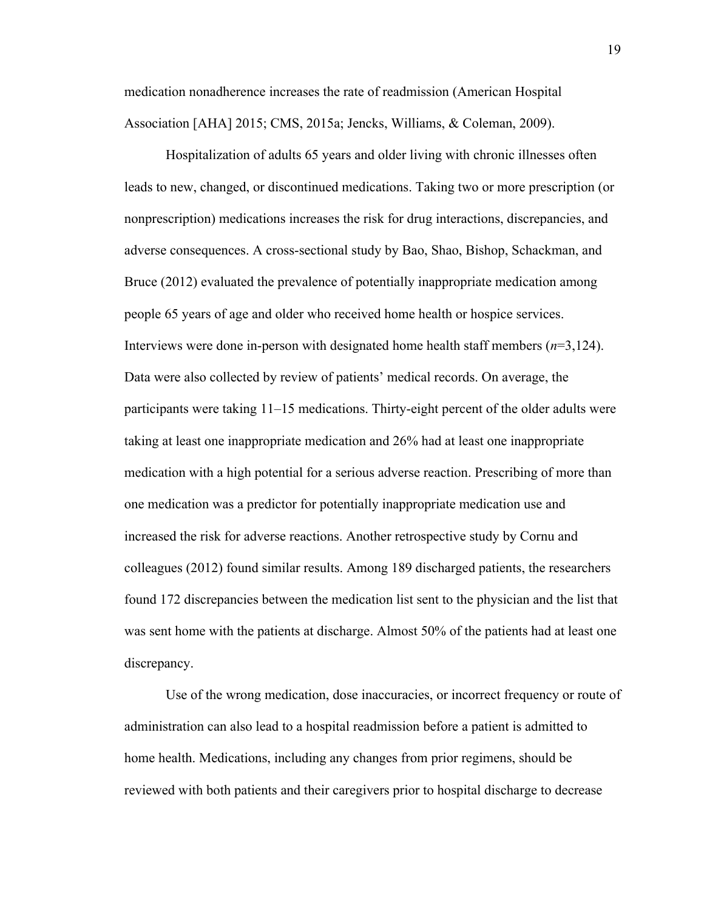medication nonadherence increases the rate of readmission (American Hospital Association [AHA] 2015; CMS, 2015a; Jencks, Williams, & Coleman, 2009).

Hospitalization of adults 65 years and older living with chronic illnesses often leads to new, changed, or discontinued medications. Taking two or more prescription (or nonprescription) medications increases the risk for drug interactions, discrepancies, and adverse consequences. A cross-sectional study by Bao, Shao, Bishop, Schackman, and Bruce (2012) evaluated the prevalence of potentially inappropriate medication among people 65 years of age and older who received home health or hospice services. Interviews were done in-person with designated home health staff members ($n$=3,124). Data were also collected by review of patients' medical records. On average, the participants were taking 11–15 medications. Thirty-eight percent of the older adults were taking at least one inappropriate medication and 26% had at least one inappropriate medication with a high potential for a serious adverse reaction. Prescribing of more than one medication was a predictor for potentially inappropriate medication use and increased the risk for adverse reactions. Another retrospective study by Cornu and colleagues (2012) found similar results. Among 189 discharged patients, the researchers found 172 discrepancies between the medication list sent to the physician and the list that was sent home with the patients at discharge. Almost 50% of the patients had at least one discrepancy.

Use of the wrong medication, dose inaccuracies, or incorrect frequency or route of administration can also lead to a hospital readmission before a patient is admitted to home health. Medications, including any changes from prior regimens, should be reviewed with both patients and their caregivers prior to hospital discharge to decrease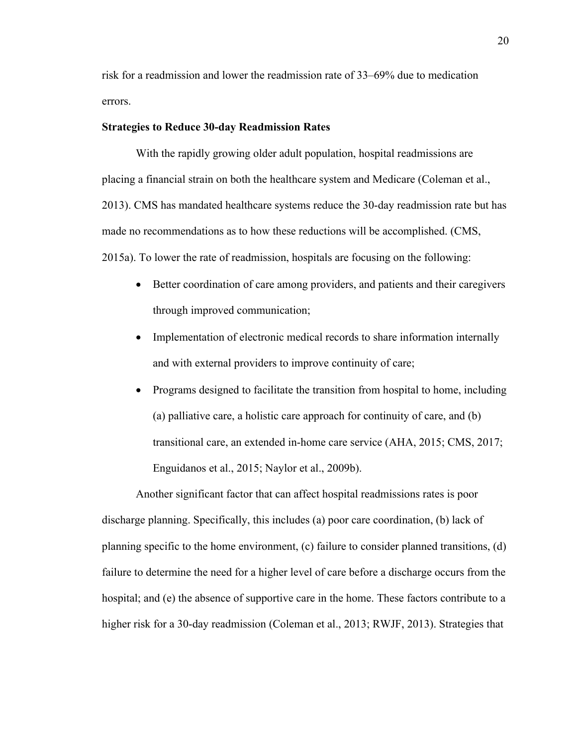risk for a readmission and lower the readmission rate of 33–69% due to medication errors.

**Strategies to Reduce 30-day Readmission Rates**

With the rapidly growing older adult population, hospital readmissions are placing a financial strain on both the healthcare system and Medicare (Coleman et al., 2013). CMS has mandated healthcare systems reduce the 30-day readmission rate but has made no recommendations as to how these reductions will be accomplished. (CMS, 2015a). To lower the rate of readmission, hospitals are focusing on the following:

- Better coordination of care among providers, and patients and their caregivers through improved communication;
- Implementation of electronic medical records to share information internally and with external providers to improve continuity of care;
- Programs designed to facilitate the transition from hospital to home, including (a) palliative care, a holistic care approach for continuity of care, and (b) transitional care, an extended in-home care service (AHA, 2015; CMS, 2017; Enguidanos et al., 2015; Naylor et al., 2009b).

Another significant factor that can affect hospital readmissions rates is poor discharge planning. Specifically, this includes (a) poor care coordination, (b) lack of planning specific to the home environment, (c) failure to consider planned transitions, (d) failure to determine the need for a higher level of care before a discharge occurs from the hospital; and (e) the absence of supportive care in the home. These factors contribute to a higher risk for a 30-day readmission (Coleman et al., 2013; RWJF, 2013). Strategies that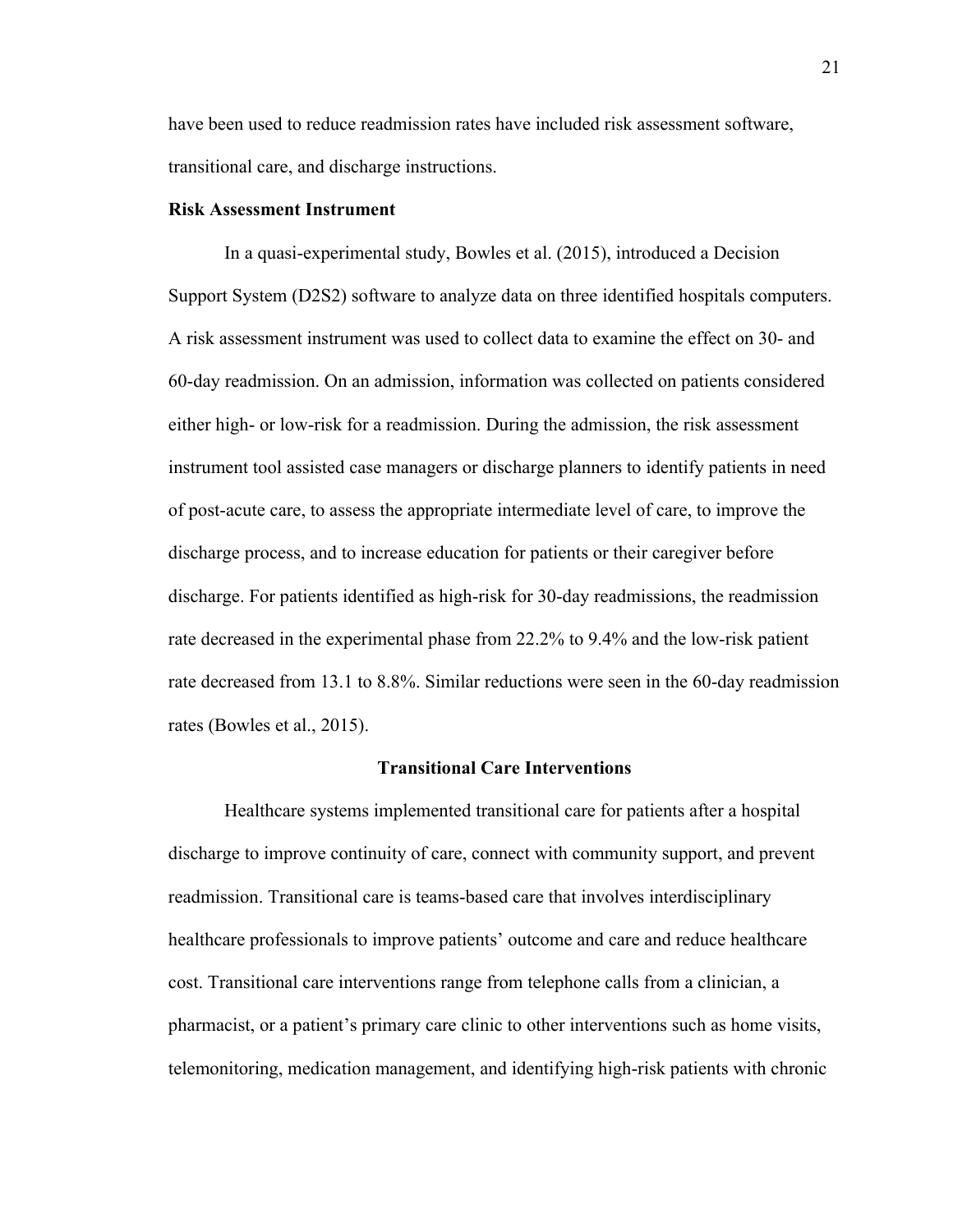have been used to reduce readmission rates have included risk assessment software, transitional care, and discharge instructions.

**Risk Assessment Instrument**

In a quasi-experimental study, Bowles et al. (2015), introduced a Decision Support System (D2S2) software to analyze data on three identified hospitals computers. A risk assessment instrument was used to collect data to examine the effect on 30- and 60-day readmission. On an admission, information was collected on patients considered either high- or low-risk for a readmission. During the admission, the risk assessment instrument tool assisted case managers or discharge planners to identify patients in need of post-acute care, to assess the appropriate intermediate level of care, to improve the discharge process, and to increase education for patients or their caregiver before discharge. For patients identified as high-risk for 30-day readmissions, the readmission rate decreased in the experimental phase from 22.2% to 9.4% and the low-risk patient rate decreased from 13.1 to 8.8%. Similar reductions were seen in the 60-day readmission rates (Bowles et al., 2015).

## Transitional Care Interventions

Healthcare systems implemented transitional care for patients after a hospital discharge to improve continuity of care, connect with community support, and prevent readmission. Transitional care is teams-based care that involves interdisciplinary healthcare professionals to improve patients' outcome and care and reduce healthcare cost. Transitional care interventions range from telephone calls from a clinician, a pharmacist, or a patient's primary care clinic to other interventions such as home visits, telemonitoring, medication management, and identifying high-risk patients with chronic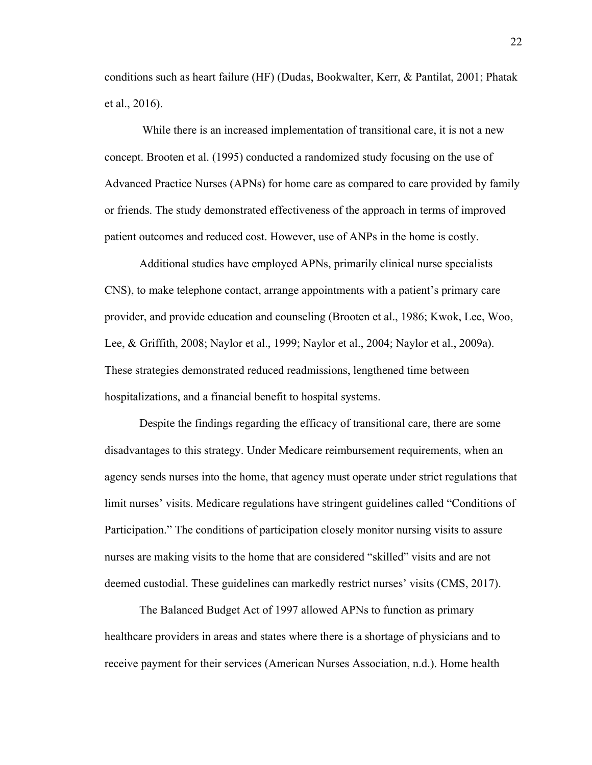conditions such as heart failure (HF) (Dudas, Bookwalter, Kerr, & Pantilat, 2001; Phatak et al., 2016).

While there is an increased implementation of transitional care, it is not a new concept. Brooten et al. (1995) conducted a randomized study focusing on the use of Advanced Practice Nurses (APNs) for home care as compared to care provided by family or friends. The study demonstrated effectiveness of the approach in terms of improved patient outcomes and reduced cost. However, use of ANPs in the home is costly.

Additional studies have employed APNs, primarily clinical nurse specialists CNS), to make telephone contact, arrange appointments with a patient's primary care provider, and provide education and counseling (Brooten et al., 1986; Kwok, Lee, Woo, Lee, & Griffith, 2008; Naylor et al., 1999; Naylor et al., 2004; Naylor et al., 2009a). These strategies demonstrated reduced readmissions, lengthened time between hospitalizations, and a financial benefit to hospital systems.

Despite the findings regarding the efficacy of transitional care, there are some disadvantages to this strategy. Under Medicare reimbursement requirements, when an agency sends nurses into the home, that agency must operate under strict regulations that limit nurses' visits. Medicare regulations have stringent guidelines called "Conditions of Participation." The conditions of participation closely monitor nursing visits to assure nurses are making visits to the home that are considered "skilled" visits and are not deemed custodial. These guidelines can markedly restrict nurses' visits (CMS, 2017).

The Balanced Budget Act of 1997 allowed APNs to function as primary healthcare providers in areas and states where there is a shortage of physicians and to receive payment for their services (American Nurses Association, n.d.). Home health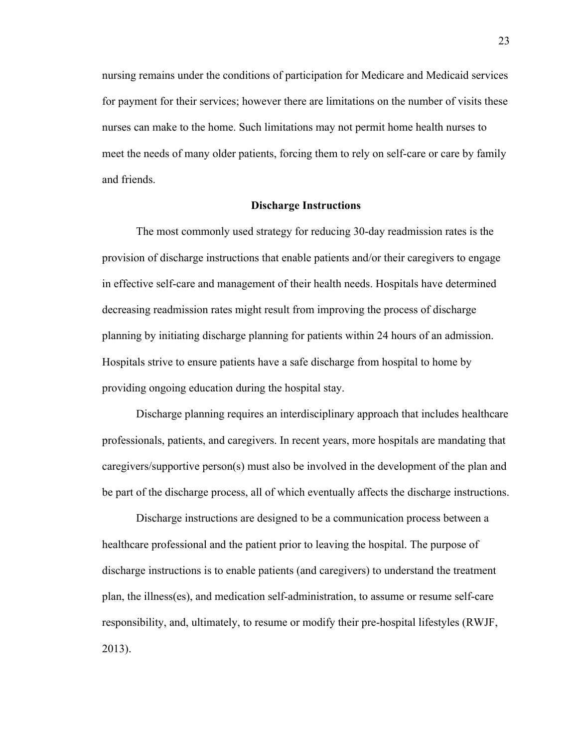nursing remains under the conditions of participation for Medicare and Medicaid services for payment for their services; however there are limitations on the number of visits these nurses can make to the home. Such limitations may not permit home health nurses to meet the needs of many older patients, forcing them to rely on self-care or care by family and friends.

## Discharge Instructions

The most commonly used strategy for reducing 30-day readmission rates is the provision of discharge instructions that enable patients and/or their caregivers to engage in effective self-care and management of their health needs. Hospitals have determined decreasing readmission rates might result from improving the process of discharge planning by initiating discharge planning for patients within 24 hours of an admission. Hospitals strive to ensure patients have a safe discharge from hospital to home by providing ongoing education during the hospital stay.

Discharge planning requires an interdisciplinary approach that includes healthcare professionals, patients, and caregivers. In recent years, more hospitals are mandating that caregivers/supportive person(s) must also be involved in the development of the plan and be part of the discharge process, all of which eventually affects the discharge instructions.

Discharge instructions are designed to be a communication process between a healthcare professional and the patient prior to leaving the hospital. The purpose of discharge instructions is to enable patients (and caregivers) to understand the treatment plan, the illness(es), and medication self-administration, to assume or resume self-care responsibility, and, ultimately, to resume or modify their pre-hospital lifestyles (RWJF, 2013).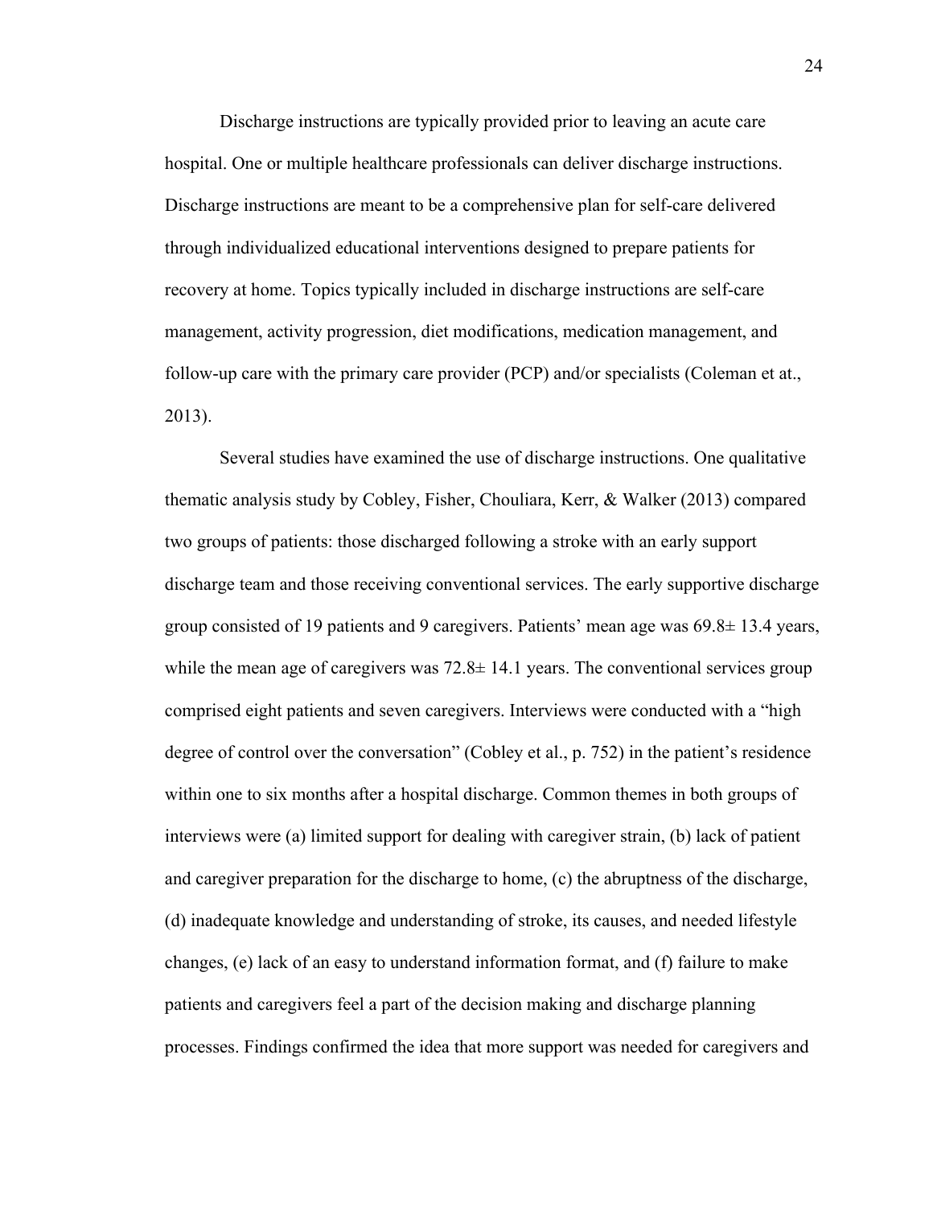Discharge instructions are typically provided prior to leaving an acute care hospital. One or multiple healthcare professionals can deliver discharge instructions. Discharge instructions are meant to be a comprehensive plan for self-care delivered through individualized educational interventions designed to prepare patients for recovery at home. Topics typically included in discharge instructions are self-care management, activity progression, diet modifications, medication management, and follow-up care with the primary care provider (PCP) and/or specialists (Coleman et at., 2013).

Several studies have examined the use of discharge instructions. One qualitative thematic analysis study by Cobley, Fisher, Chouliara, Kerr, & Walker (2013) compared two groups of patients: those discharged following a stroke with an early support discharge team and those receiving conventional services. The early supportive discharge group consisted of 19 patients and 9 caregivers. Patients' mean age was 69.8± 13.4 years, while the mean age of caregivers was 72.8± 14.1 years. The conventional services group comprised eight patients and seven caregivers. Interviews were conducted with a "high degree of control over the conversation" (Cobley et al., p. 752) in the patient's residence within one to six months after a hospital discharge. Common themes in both groups of interviews were (a) limited support for dealing with caregiver strain, (b) lack of patient and caregiver preparation for the discharge to home, (c) the abruptness of the discharge, (d) inadequate knowledge and understanding of stroke, its causes, and needed lifestyle changes, (e) lack of an easy to understand information format, and (f) failure to make patients and caregivers feel a part of the decision making and discharge planning processes. Findings confirmed the idea that more support was needed for caregivers and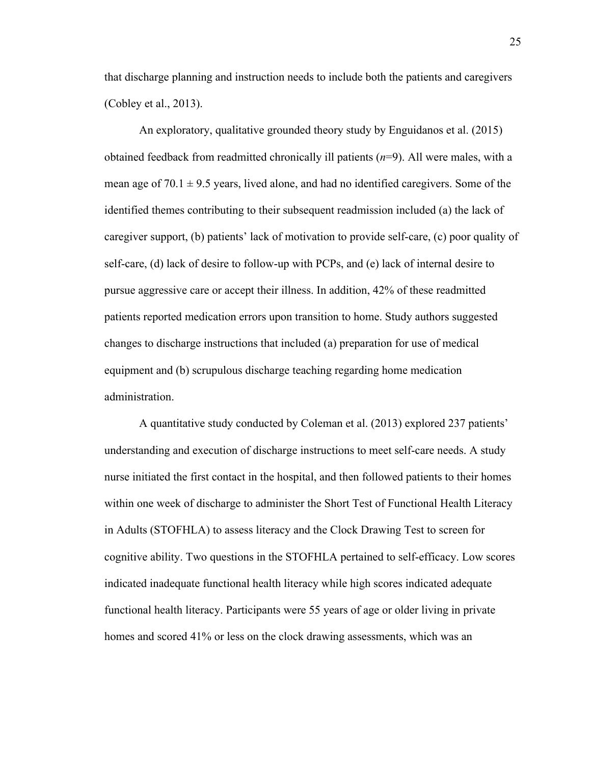that discharge planning and instruction needs to include both the patients and caregivers (Cobley et al., 2013).

An exploratory, qualitative grounded theory study by Enguidanos et al. (2015) obtained feedback from readmitted chronically ill patients (*n*=9). All were males, with a mean age of $70.1 \pm 9.5$ years, lived alone, and had no identified caregivers. Some of the identified themes contributing to their subsequent readmission included (a) the lack of caregiver support, (b) patients' lack of motivation to provide self-care, (c) poor quality of self-care, (d) lack of desire to follow-up with PCPs, and (e) lack of internal desire to pursue aggressive care or accept their illness. In addition, 42% of these readmitted patients reported medication errors upon transition to home. Study authors suggested changes to discharge instructions that included (a) preparation for use of medical equipment and (b) scrupulous discharge teaching regarding home medication administration.

A quantitative study conducted by Coleman et al. (2013) explored 237 patients' understanding and execution of discharge instructions to meet self-care needs. A study nurse initiated the first contact in the hospital, and then followed patients to their homes within one week of discharge to administer the Short Test of Functional Health Literacy in Adults (STOFHLA) to assess literacy and the Clock Drawing Test to screen for cognitive ability. Two questions in the STOFHLA pertained to self-efficacy. Low scores indicated inadequate functional health literacy while high scores indicated adequate functional health literacy. Participants were 55 years of age or older living in private homes and scored 41% or less on the clock drawing assessments, which was an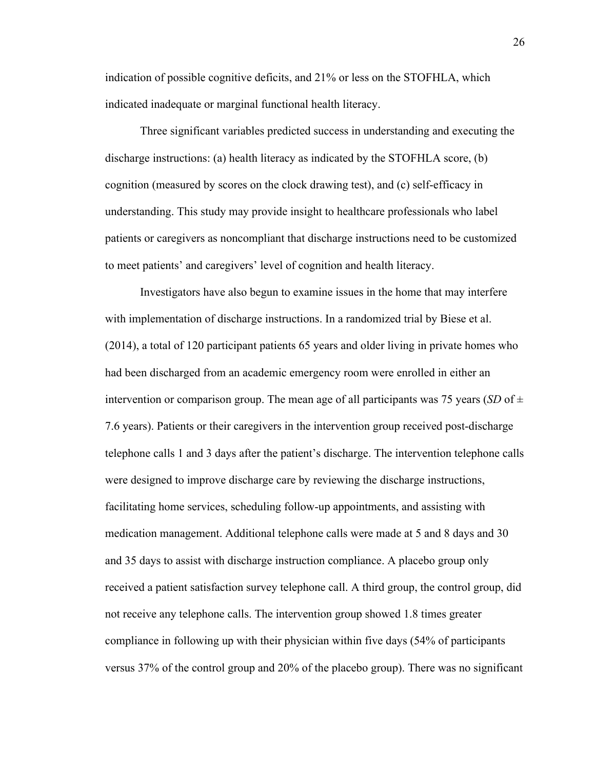indication of possible cognitive deficits, and 21% or less on the STOFHLA, which indicated inadequate or marginal functional health literacy.

Three significant variables predicted success in understanding and executing the discharge instructions: (a) health literacy as indicated by the STOFHLA score, (b) cognition (measured by scores on the clock drawing test), and (c) self-efficacy in understanding. This study may provide insight to healthcare professionals who label patients or caregivers as noncompliant that discharge instructions need to be customized to meet patients' and caregivers' level of cognition and health literacy.

Investigators have also begun to examine issues in the home that may interfere with implementation of discharge instructions. In a randomized trial by Biese et al. (2014), a total of 120 participant patients 65 years and older living in private homes who had been discharged from an academic emergency room were enrolled in either an intervention or comparison group. The mean age of all participants was 75 years (*SD* of ± 7.6 years). Patients or their caregivers in the intervention group received post-discharge telephone calls 1 and 3 days after the patient's discharge. The intervention telephone calls were designed to improve discharge care by reviewing the discharge instructions, facilitating home services, scheduling follow-up appointments, and assisting with medication management. Additional telephone calls were made at 5 and 8 days and 30 and 35 days to assist with discharge instruction compliance. A placebo group only received a patient satisfaction survey telephone call. A third group, the control group, did not receive any telephone calls. The intervention group showed 1.8 times greater compliance in following up with their physician within five days (54% of participants versus 37% of the control group and 20% of the placebo group). There was no significant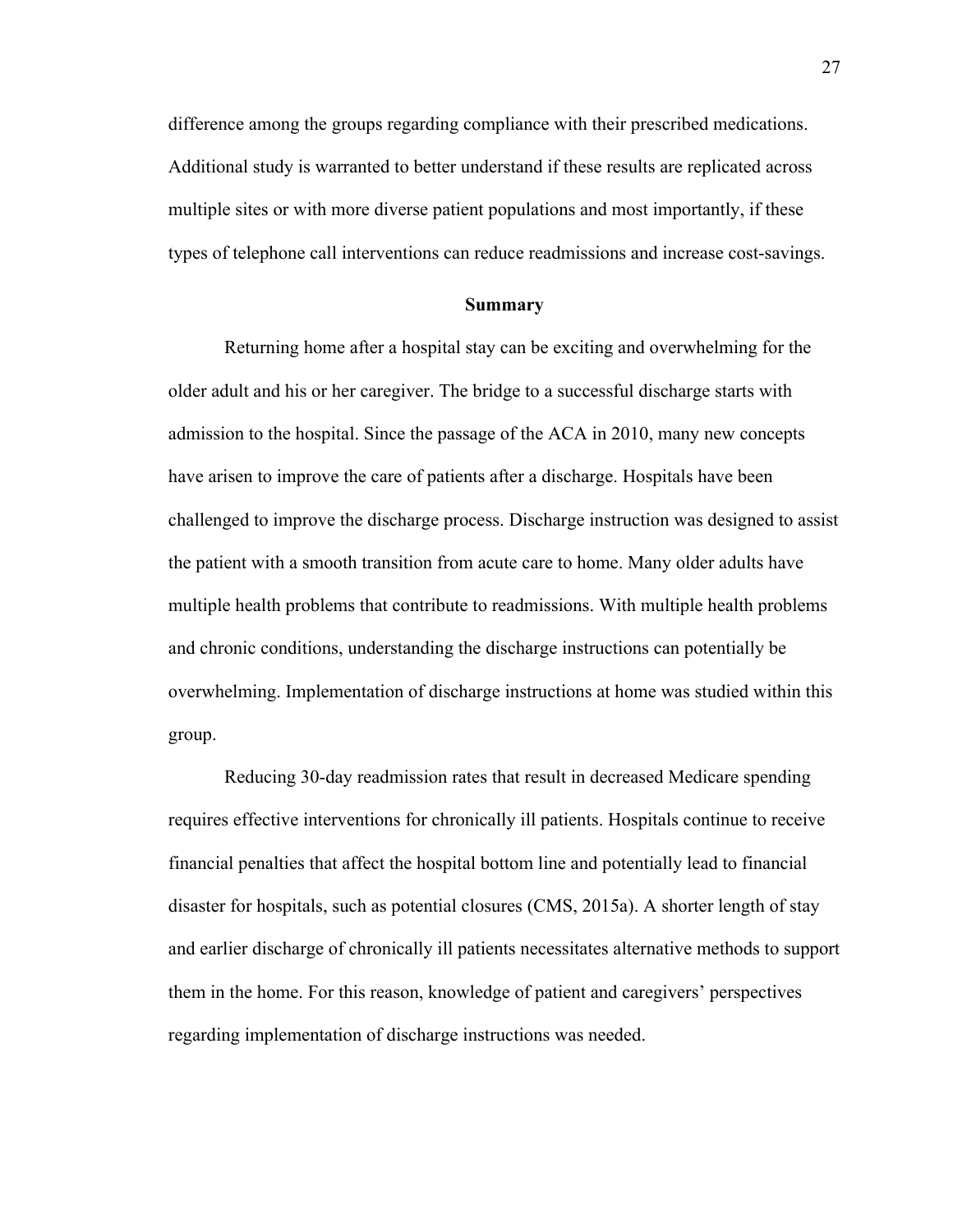difference among the groups regarding compliance with their prescribed medications. Additional study is warranted to better understand if these results are replicated across multiple sites or with more diverse patient populations and most importantly, if these types of telephone call interventions can reduce readmissions and increase cost-savings.

## Summary

Returning home after a hospital stay can be exciting and overwhelming for the older adult and his or her caregiver. The bridge to a successful discharge starts with admission to the hospital. Since the passage of the ACA in 2010, many new concepts have arisen to improve the care of patients after a discharge. Hospitals have been challenged to improve the discharge process. Discharge instruction was designed to assist the patient with a smooth transition from acute care to home. Many older adults have multiple health problems that contribute to readmissions. With multiple health problems and chronic conditions, understanding the discharge instructions can potentially be overwhelming. Implementation of discharge instructions at home was studied within this group.

Reducing 30-day readmission rates that result in decreased Medicare spending requires effective interventions for chronically ill patients. Hospitals continue to receive financial penalties that affect the hospital bottom line and potentially lead to financial disaster for hospitals, such as potential closures (CMS, 2015a). A shorter length of stay and earlier discharge of chronically ill patients necessitates alternative methods to support them in the home. For this reason, knowledge of patient and caregivers' perspectives regarding implementation of discharge instructions was needed.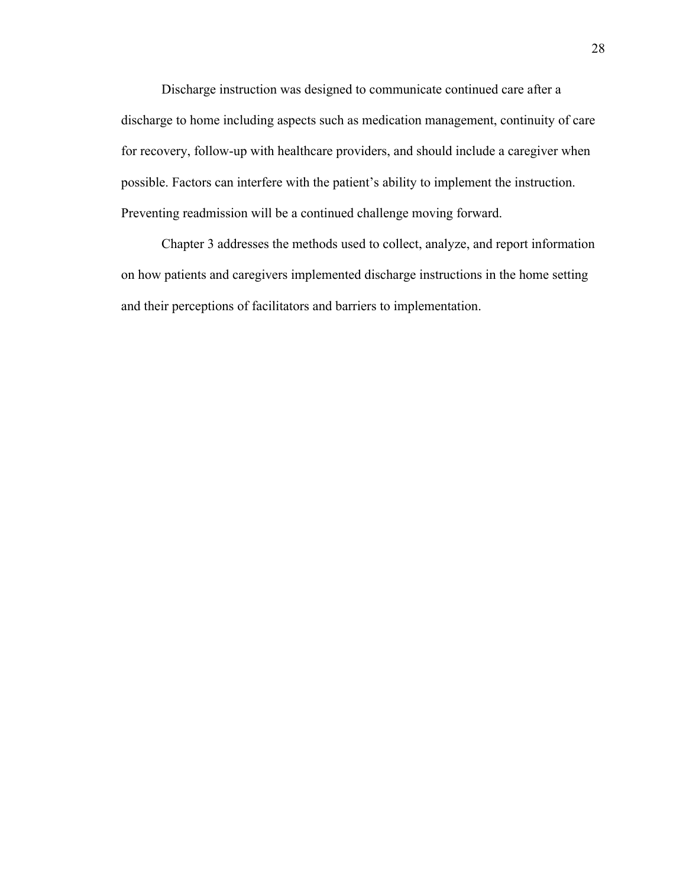Discharge instruction was designed to communicate continued care after a discharge to home including aspects such as medication management, continuity of care for recovery, follow-up with healthcare providers, and should include a caregiver when possible. Factors can interfere with the patient's ability to implement the instruction. Preventing readmission will be a continued challenge moving forward.

Chapter 3 addresses the methods used to collect, analyze, and report information on how patients and caregivers implemented discharge instructions in the home setting and their perceptions of facilitators and barriers to implementation.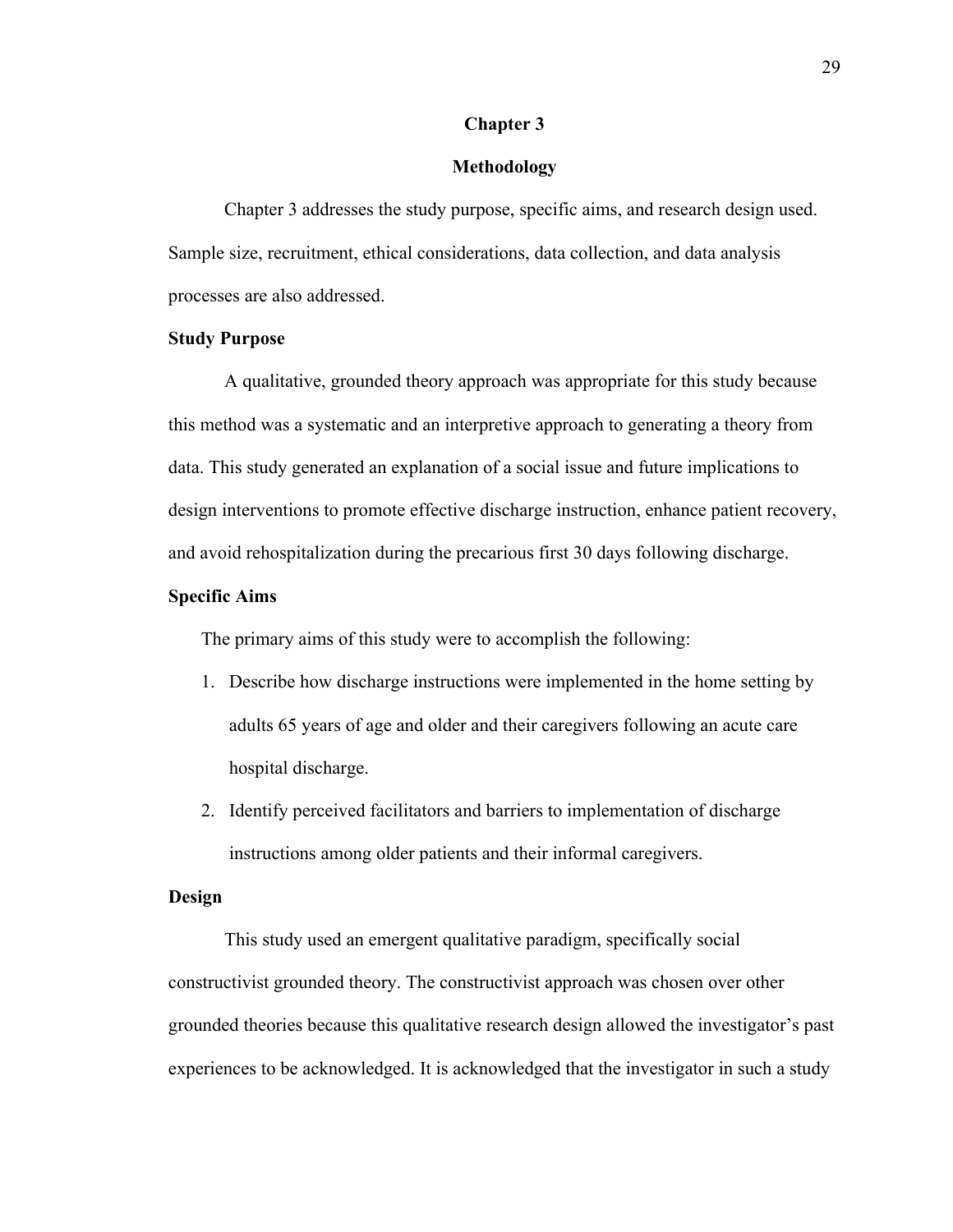# Chapter 3

# Methodology

Chapter 3 addresses the study purpose, specific aims, and research design used. Sample size, recruitment, ethical considerations, data collection, and data analysis processes are also addressed.

## Study Purpose

A qualitative, grounded theory approach was appropriate for this study because this method was a systematic and an interpretive approach to generating a theory from data. This study generated an explanation of a social issue and future implications to design interventions to promote effective discharge instruction, enhance patient recovery, and avoid rehospitalization during the precarious first 30 days following discharge.

## Specific Aims

The primary aims of this study were to accomplish the following:

1. Describe how discharge instructions were implemented in the home setting by adults 65 years of age and older and their caregivers following an acute care hospital discharge.
2. Identify perceived facilitators and barriers to implementation of discharge instructions among older patients and their informal caregivers.

## Design

This study used an emergent qualitative paradigm, specifically social constructivist grounded theory. The constructivist approach was chosen over other grounded theories because this qualitative research design allowed the investigator's past experiences to be acknowledged. It is acknowledged that the investigator in such a study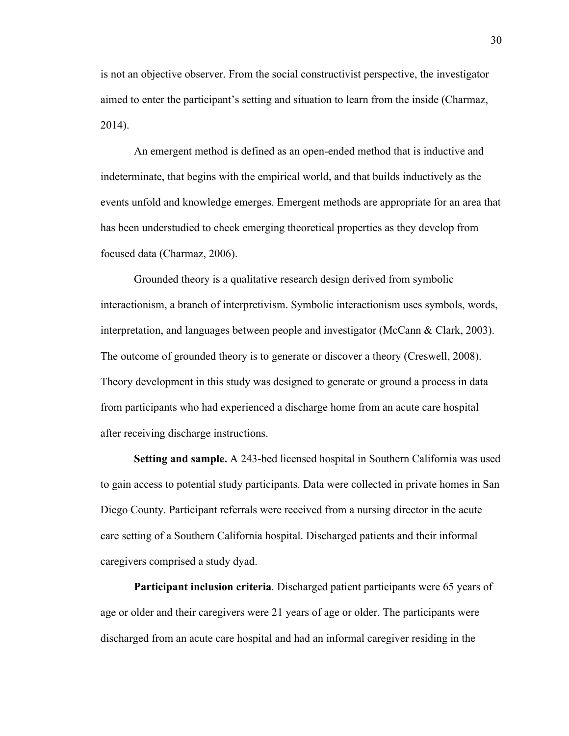is not an objective observer. From the social constructivist perspective, the investigator aimed to enter the participant's setting and situation to learn from the inside (Charmaz, 2014).

An emergent method is defined as an open-ended method that is inductive and indeterminate, that begins with the empirical world, and that builds inductively as the events unfold and knowledge emerges. Emergent methods are appropriate for an area that has been understudied to check emerging theoretical properties as they develop from focused data (Charmaz, 2006).

Grounded theory is a qualitative research design derived from symbolic interactionism, a branch of interpretivism. Symbolic interactionism uses symbols, words, interpretation, and languages between people and investigator (McCann & Clark, 2003). The outcome of grounded theory is to generate or discover a theory (Creswell, 2008). Theory development in this study was designed to generate or ground a process in data from participants who had experienced a discharge home from an acute care hospital after receiving discharge instructions.

**Setting and sample.** A 243-bed licensed hospital in Southern California was used to gain access to potential study participants. Data were collected in private homes in San Diego County. Participant referrals were received from a nursing director in the acute care setting of a Southern California hospital. Discharged patients and their informal caregivers comprised a study dyad.

**Participant inclusion criteria**. Discharged patient participants were 65 years of age or older and their caregivers were 21 years of age or older. The participants were discharged from an acute care hospital and had an informal caregiver residing in the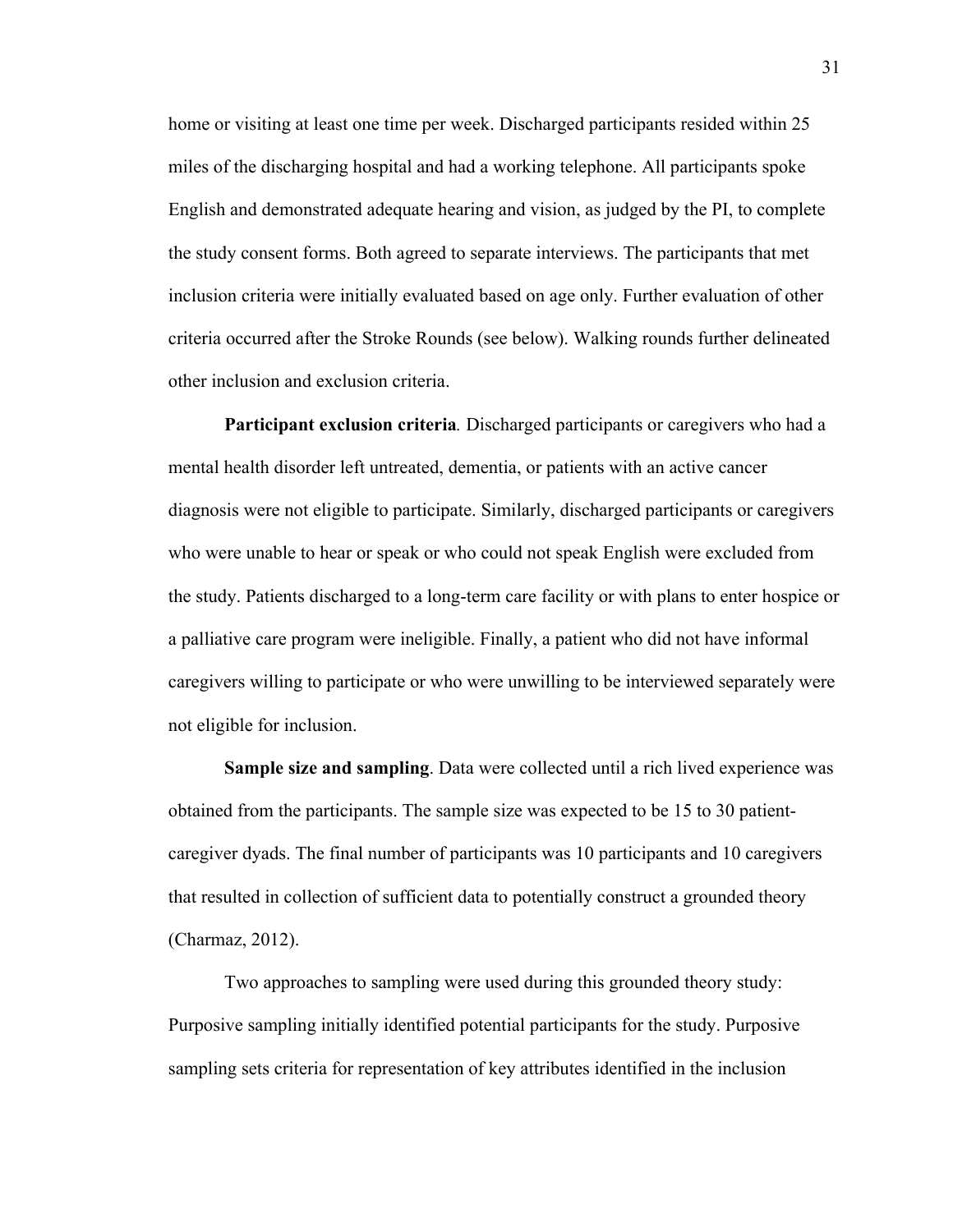home or visiting at least one time per week. Discharged participants resided within 25 miles of the discharging hospital and had a working telephone. All participants spoke English and demonstrated adequate hearing and vision, as judged by the PI, to complete the study consent forms. Both agreed to separate interviews. The participants that met inclusion criteria were initially evaluated based on age only. Further evaluation of other criteria occurred after the Stroke Rounds (see below). Walking rounds further delineated other inclusion and exclusion criteria.

**Participant exclusion criteria***.* Discharged participants or caregivers who had a mental health disorder left untreated, dementia, or patients with an active cancer diagnosis were not eligible to participate. Similarly, discharged participants or caregivers who were unable to hear or speak or who could not speak English were excluded from the study. Patients discharged to a long-term care facility or with plans to enter hospice or a palliative care program were ineligible. Finally, a patient who did not have informal caregivers willing to participate or who were unwilling to be interviewed separately were not eligible for inclusion.

**Sample size and sampling**. Data were collected until a rich lived experience was obtained from the participants. The sample size was expected to be 15 to 30 patient-caregiver dyads. The final number of participants was 10 participants and 10 caregivers that resulted in collection of sufficient data to potentially construct a grounded theory (Charmaz, 2012).

Two approaches to sampling were used during this grounded theory study: Purposive sampling initially identified potential participants for the study. Purposive sampling sets criteria for representation of key attributes identified in the inclusion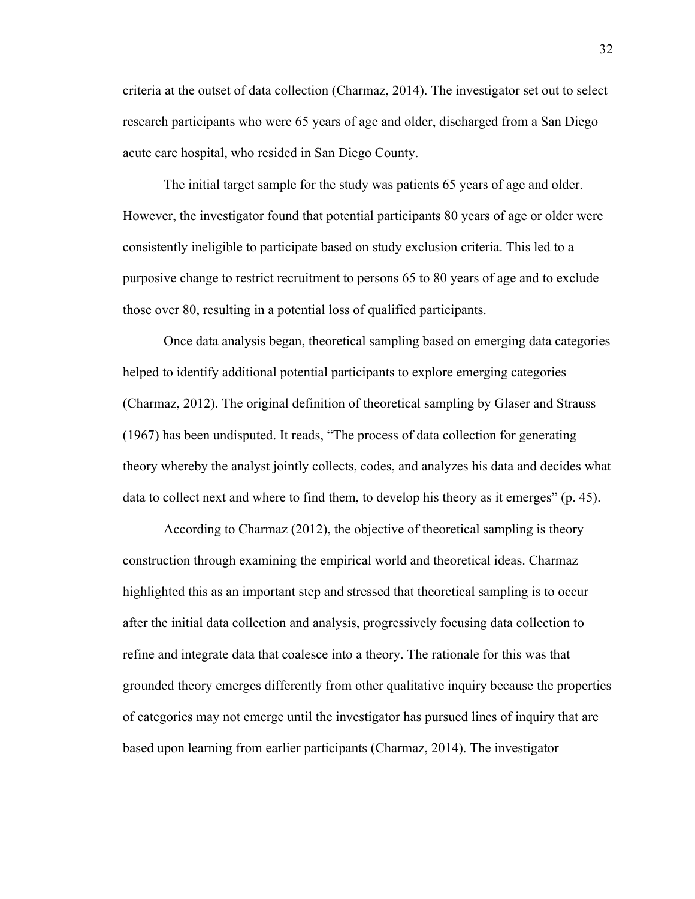criteria at the outset of data collection (Charmaz, 2014). The investigator set out to select research participants who were 65 years of age and older, discharged from a San Diego acute care hospital, who resided in San Diego County.

The initial target sample for the study was patients 65 years of age and older. However, the investigator found that potential participants 80 years of age or older were consistently ineligible to participate based on study exclusion criteria. This led to a purposive change to restrict recruitment to persons 65 to 80 years of age and to exclude those over 80, resulting in a potential loss of qualified participants.

Once data analysis began, theoretical sampling based on emerging data categories helped to identify additional potential participants to explore emerging categories (Charmaz, 2012). The original definition of theoretical sampling by Glaser and Strauss (1967) has been undisputed. It reads, “The process of data collection for generating theory whereby the analyst jointly collects, codes, and analyzes his data and decides what data to collect next and where to find them, to develop his theory as it emerges” (p. 45).

According to Charmaz (2012), the objective of theoretical sampling is theory construction through examining the empirical world and theoretical ideas. Charmaz highlighted this as an important step and stressed that theoretical sampling is to occur after the initial data collection and analysis, progressively focusing data collection to refine and integrate data that coalesce into a theory. The rationale for this was that grounded theory emerges differently from other qualitative inquiry because the properties of categories may not emerge until the investigator has pursued lines of inquiry that are based upon learning from earlier participants (Charmaz, 2014). The investigator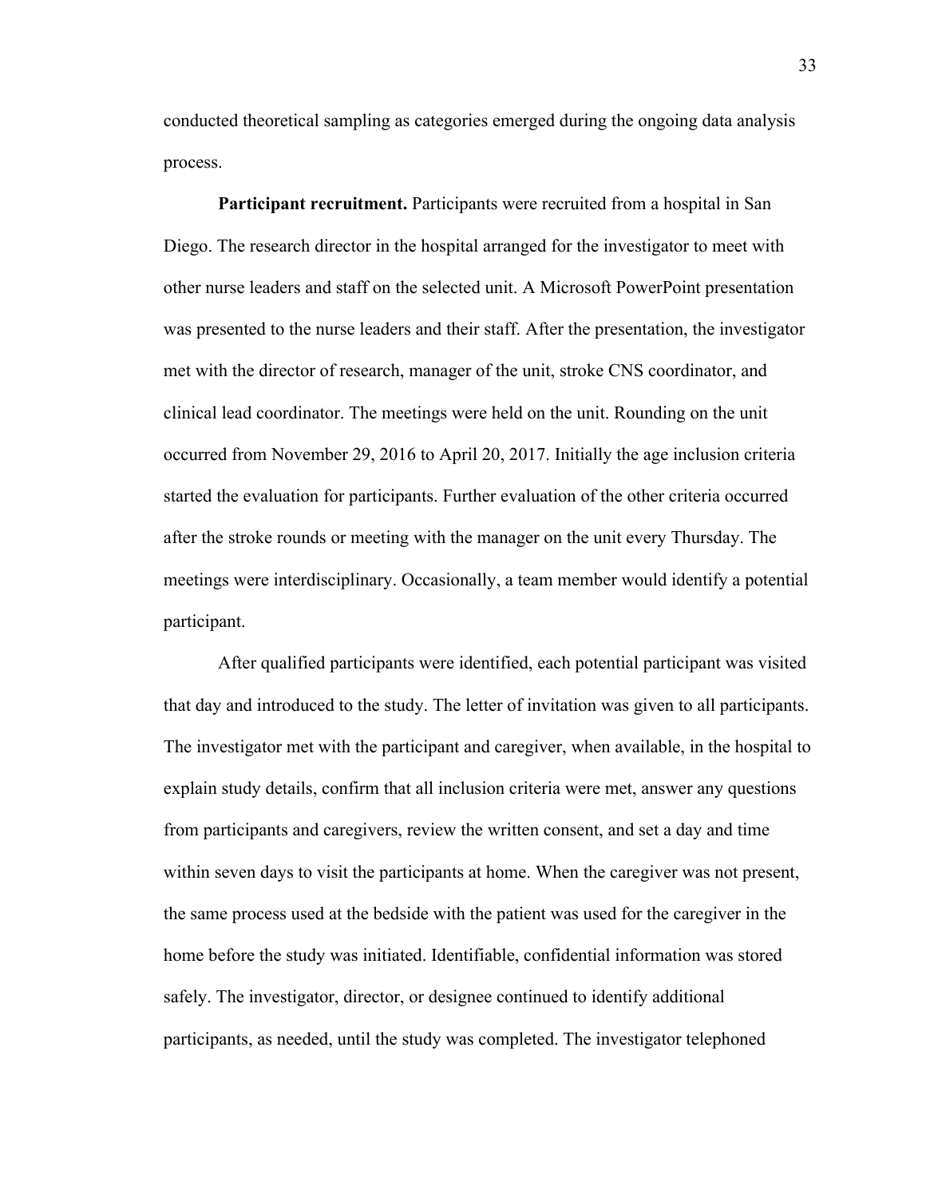conducted theoretical sampling as categories emerged during the ongoing data analysis process.

**Participant recruitment.** Participants were recruited from a hospital in San Diego. The research director in the hospital arranged for the investigator to meet with other nurse leaders and staff on the selected unit. A Microsoft PowerPoint presentation was presented to the nurse leaders and their staff. After the presentation, the investigator met with the director of research, manager of the unit, stroke CNS coordinator, and clinical lead coordinator. The meetings were held on the unit. Rounding on the unit occurred from November 29, 2016 to April 20, 2017. Initially the age inclusion criteria started the evaluation for participants. Further evaluation of the other criteria occurred after the stroke rounds or meeting with the manager on the unit every Thursday. The meetings were interdisciplinary. Occasionally, a team member would identify a potential participant.

After qualified participants were identified, each potential participant was visited that day and introduced to the study. The letter of invitation was given to all participants. The investigator met with the participant and caregiver, when available, in the hospital to explain study details, confirm that all inclusion criteria were met, answer any questions from participants and caregivers, review the written consent, and set a day and time within seven days to visit the participants at home. When the caregiver was not present, the same process used at the bedside with the patient was used for the caregiver in the home before the study was initiated. Identifiable, confidential information was stored safely. The investigator, director, or designee continued to identify additional participants, as needed, until the study was completed. The investigator telephoned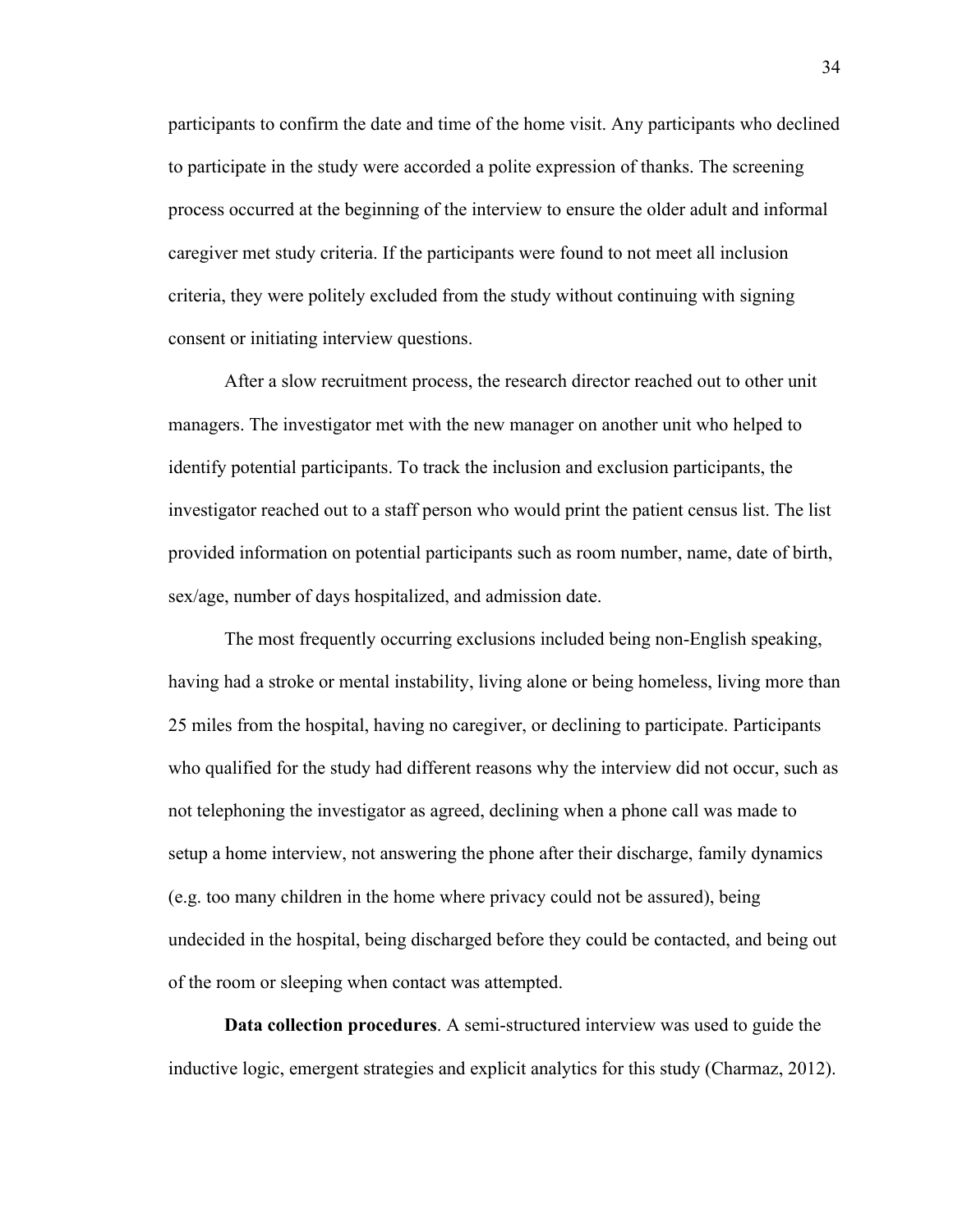participants to confirm the date and time of the home visit. Any participants who declined to participate in the study were accorded a polite expression of thanks. The screening process occurred at the beginning of the interview to ensure the older adult and informal caregiver met study criteria. If the participants were found to not meet all inclusion criteria, they were politely excluded from the study without continuing with signing consent or initiating interview questions.

After a slow recruitment process, the research director reached out to other unit managers. The investigator met with the new manager on another unit who helped to identify potential participants. To track the inclusion and exclusion participants, the investigator reached out to a staff person who would print the patient census list. The list provided information on potential participants such as room number, name, date of birth, sex/age, number of days hospitalized, and admission date.

The most frequently occurring exclusions included being non-English speaking, having had a stroke or mental instability, living alone or being homeless, living more than 25 miles from the hospital, having no caregiver, or declining to participate. Participants who qualified for the study had different reasons why the interview did not occur, such as not telephoning the investigator as agreed, declining when a phone call was made to setup a home interview, not answering the phone after their discharge, family dynamics (e.g. too many children in the home where privacy could not be assured), being undecided in the hospital, being discharged before they could be contacted, and being out of the room or sleeping when contact was attempted.

**Data collection procedures**. A semi-structured interview was used to guide the inductive logic, emergent strategies and explicit analytics for this study (Charmaz, 2012).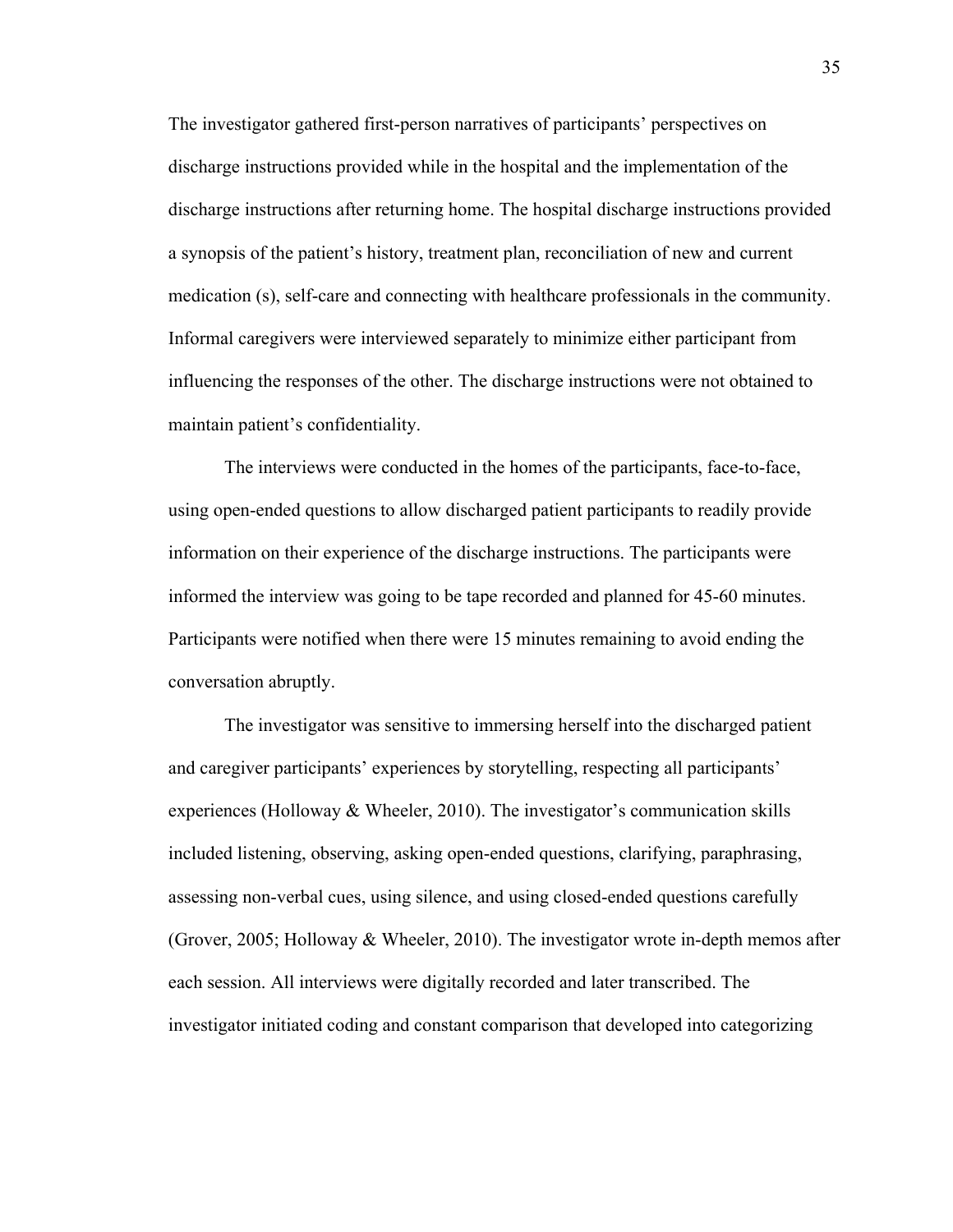The investigator gathered first-person narratives of participants' perspectives on discharge instructions provided while in the hospital and the implementation of the discharge instructions after returning home. The hospital discharge instructions provided a synopsis of the patient's history, treatment plan, reconciliation of new and current medication (s), self-care and connecting with healthcare professionals in the community. Informal caregivers were interviewed separately to minimize either participant from influencing the responses of the other. The discharge instructions were not obtained to maintain patient's confidentiality.

The interviews were conducted in the homes of the participants, face-to-face, using open-ended questions to allow discharged patient participants to readily provide information on their experience of the discharge instructions. The participants were informed the interview was going to be tape recorded and planned for 45-60 minutes. Participants were notified when there were 15 minutes remaining to avoid ending the conversation abruptly.

The investigator was sensitive to immersing herself into the discharged patient and caregiver participants' experiences by storytelling, respecting all participants' experiences (Holloway & Wheeler, 2010). The investigator's communication skills included listening, observing, asking open-ended questions, clarifying, paraphrasing, assessing non-verbal cues, using silence, and using closed-ended questions carefully (Grover, 2005; Holloway & Wheeler, 2010). The investigator wrote in-depth memos after each session. All interviews were digitally recorded and later transcribed. The investigator initiated coding and constant comparison that developed into categorizing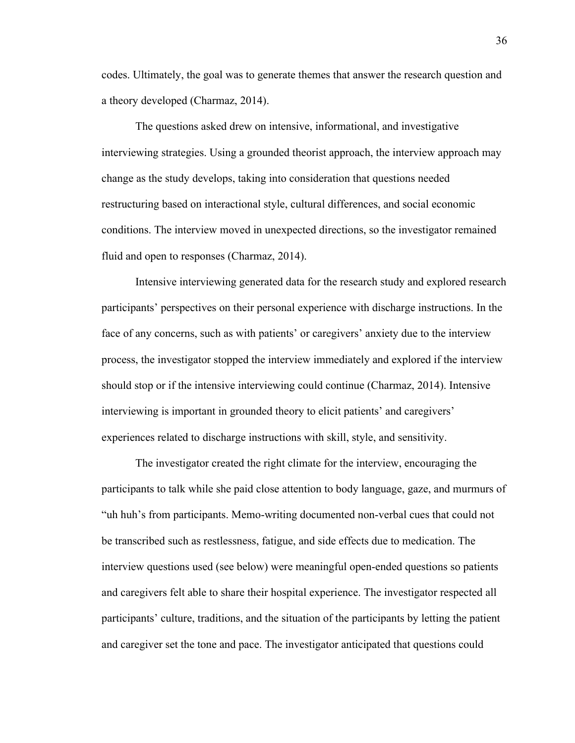codes. Ultimately, the goal was to generate themes that answer the research question and a theory developed (Charmaz, 2014).

The questions asked drew on intensive, informational, and investigative interviewing strategies. Using a grounded theorist approach, the interview approach may change as the study develops, taking into consideration that questions needed restructuring based on interactional style, cultural differences, and social economic conditions. The interview moved in unexpected directions, so the investigator remained fluid and open to responses (Charmaz, 2014).

Intensive interviewing generated data for the research study and explored research participants' perspectives on their personal experience with discharge instructions. In the face of any concerns, such as with patients' or caregivers' anxiety due to the interview process, the investigator stopped the interview immediately and explored if the interview should stop or if the intensive interviewing could continue (Charmaz, 2014). Intensive interviewing is important in grounded theory to elicit patients' and caregivers' experiences related to discharge instructions with skill, style, and sensitivity.

The investigator created the right climate for the interview, encouraging the participants to talk while she paid close attention to body language, gaze, and murmurs of "uh huh's from participants. Memo-writing documented non-verbal cues that could not be transcribed such as restlessness, fatigue, and side effects due to medication. The interview questions used (see below) were meaningful open-ended questions so patients and caregivers felt able to share their hospital experience. The investigator respected all participants' culture, traditions, and the situation of the participants by letting the patient and caregiver set the tone and pace. The investigator anticipated that questions could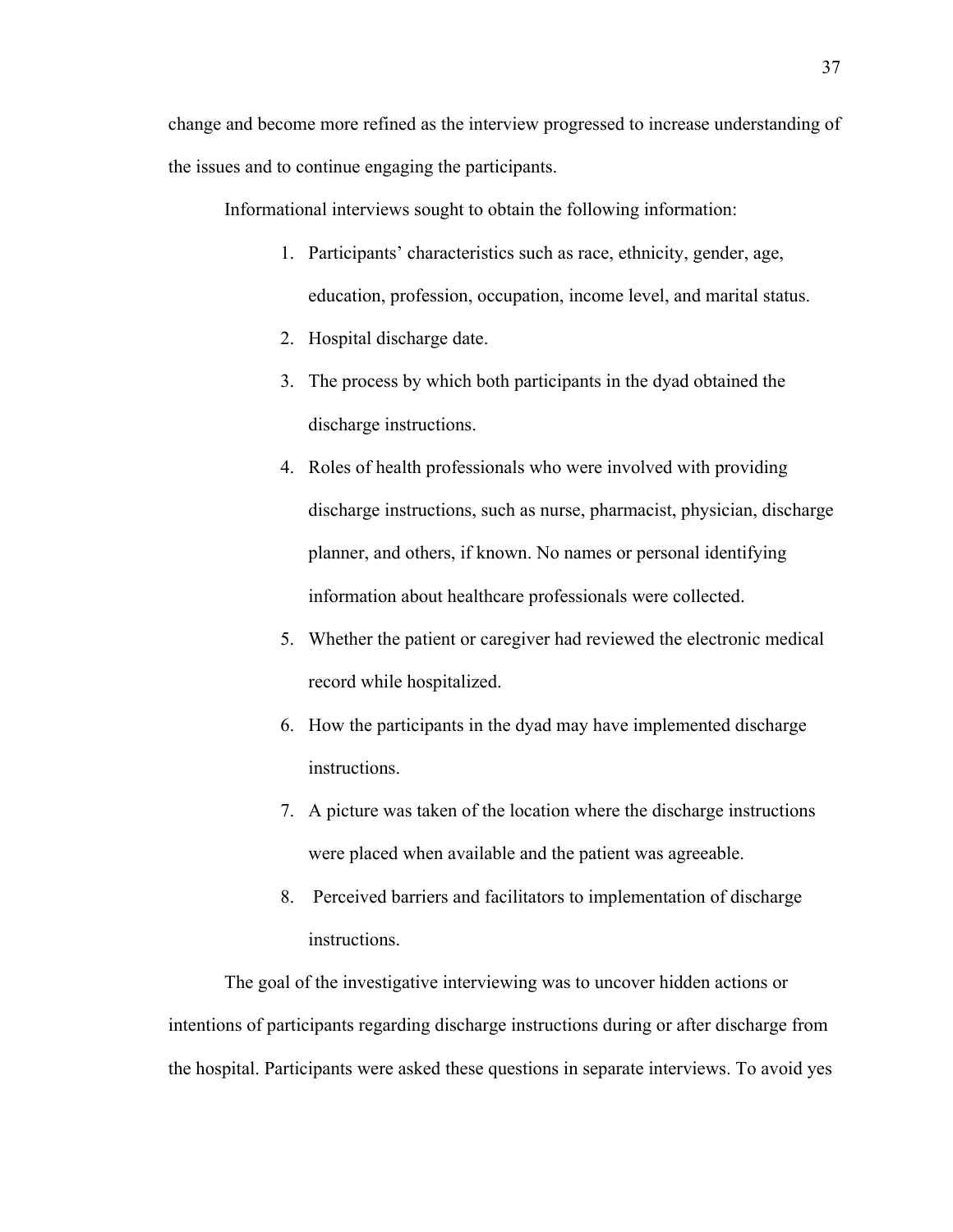change and become more refined as the interview progressed to increase understanding of the issues and to continue engaging the participants.

Informational interviews sought to obtain the following information:

1. Participants' characteristics such as race, ethnicity, gender, age, education, profession, occupation, income level, and marital status.
2. Hospital discharge date.
3. The process by which both participants in the dyad obtained the discharge instructions.
4. Roles of health professionals who were involved with providing discharge instructions, such as nurse, pharmacist, physician, discharge planner, and others, if known. No names or personal identifying information about healthcare professionals were collected.
5. Whether the patient or caregiver had reviewed the electronic medical record while hospitalized.
6. How the participants in the dyad may have implemented discharge instructions.
7. A picture was taken of the location where the discharge instructions were placed when available and the patient was agreeable.
8. Perceived barriers and facilitators to implementation of discharge instructions.

The goal of the investigative interviewing was to uncover hidden actions or intentions of participants regarding discharge instructions during or after discharge from the hospital. Participants were asked these questions in separate interviews. To avoid yes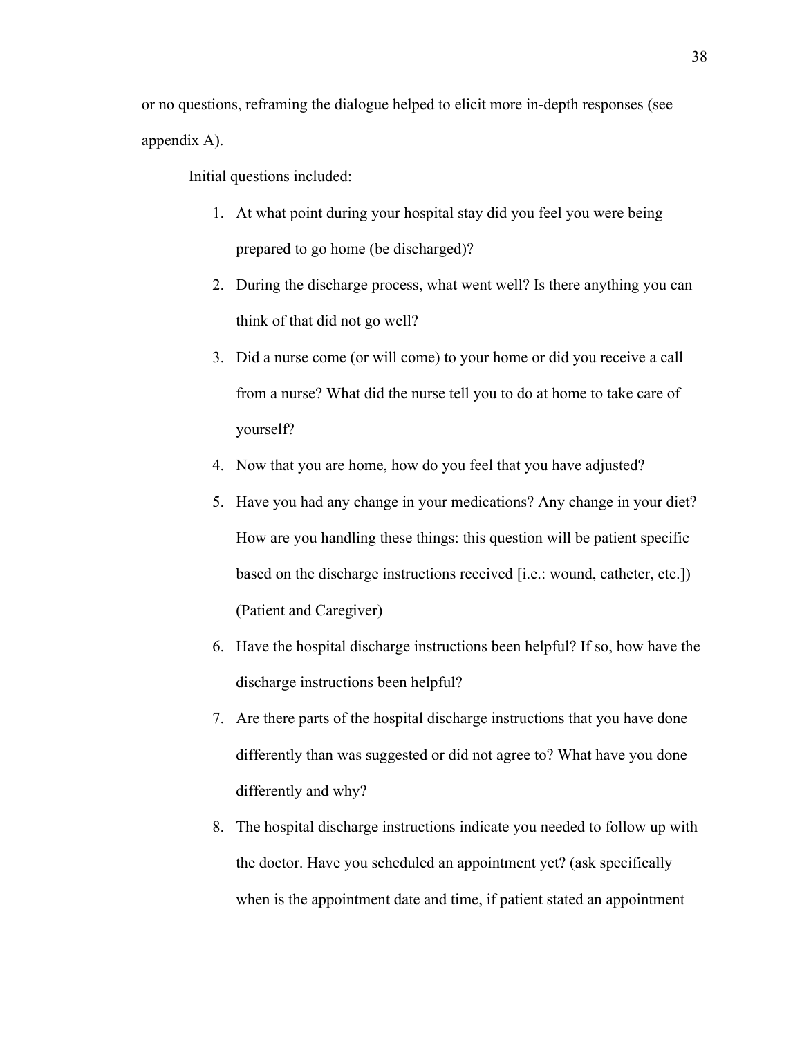or no questions, reframing the dialogue helped to elicit more in-depth responses (see appendix A).

Initial questions included:

1. At what point during your hospital stay did you feel you were being prepared to go home (be discharged)?
2. During the discharge process, what went well? Is there anything you can think of that did not go well?
3. Did a nurse come (or will come) to your home or did you receive a call from a nurse? What did the nurse tell you to do at home to take care of yourself?
4. Now that you are home, how do you feel that you have adjusted?
5. Have you had any change in your medications? Any change in your diet? How are you handling these things: this question will be patient specific based on the discharge instructions received [i.e.: wound, catheter, etc.]) (Patient and Caregiver)
6. Have the hospital discharge instructions been helpful? If so, how have the discharge instructions been helpful?
7. Are there parts of the hospital discharge instructions that you have done differently than was suggested or did not agree to? What have you done differently and why?
8. The hospital discharge instructions indicate you needed to follow up with the doctor. Have you scheduled an appointment yet? (ask specifically when is the appointment date and time, if patient stated an appointment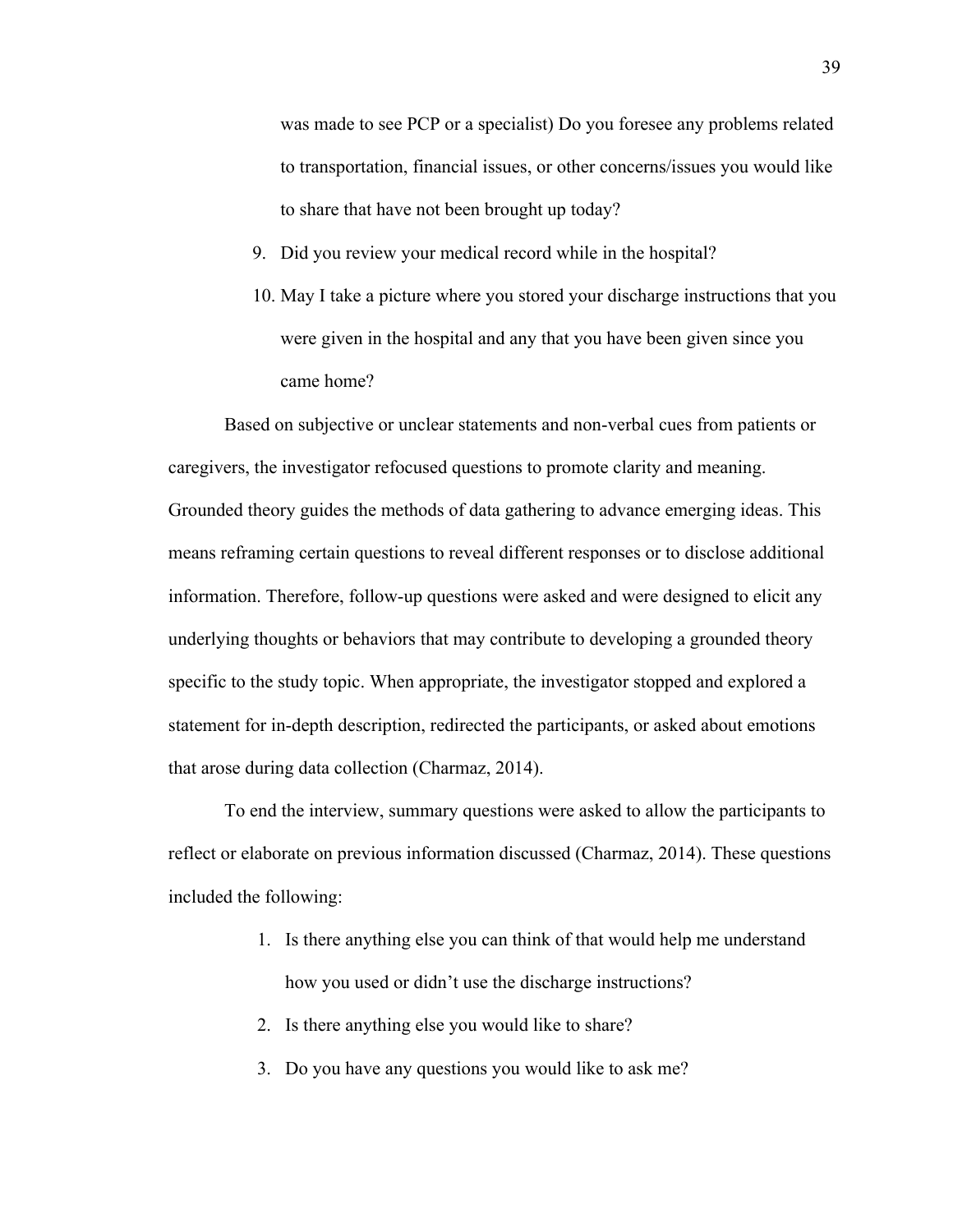was made to see PCP or a specialist) Do you foresee any problems related to transportation, financial issues, or other concerns/issues you would like to share that have not been brought up today?

9. Did you review your medical record while in the hospital?
10. May I take a picture where you stored your discharge instructions that you were given in the hospital and any that you have been given since you came home?

Based on subjective or unclear statements and non-verbal cues from patients or caregivers, the investigator refocused questions to promote clarity and meaning. Grounded theory guides the methods of data gathering to advance emerging ideas. This means reframing certain questions to reveal different responses or to disclose additional information. Therefore, follow-up questions were asked and were designed to elicit any underlying thoughts or behaviors that may contribute to developing a grounded theory specific to the study topic. When appropriate, the investigator stopped and explored a statement for in-depth description, redirected the participants, or asked about emotions that arose during data collection (Charmaz, 2014).

To end the interview, summary questions were asked to allow the participants to reflect or elaborate on previous information discussed (Charmaz, 2014). These questions included the following:

1. Is there anything else you can think of that would help me understand how you used or didn't use the discharge instructions?
2. Is there anything else you would like to share?
3. Do you have any questions you would like to ask me?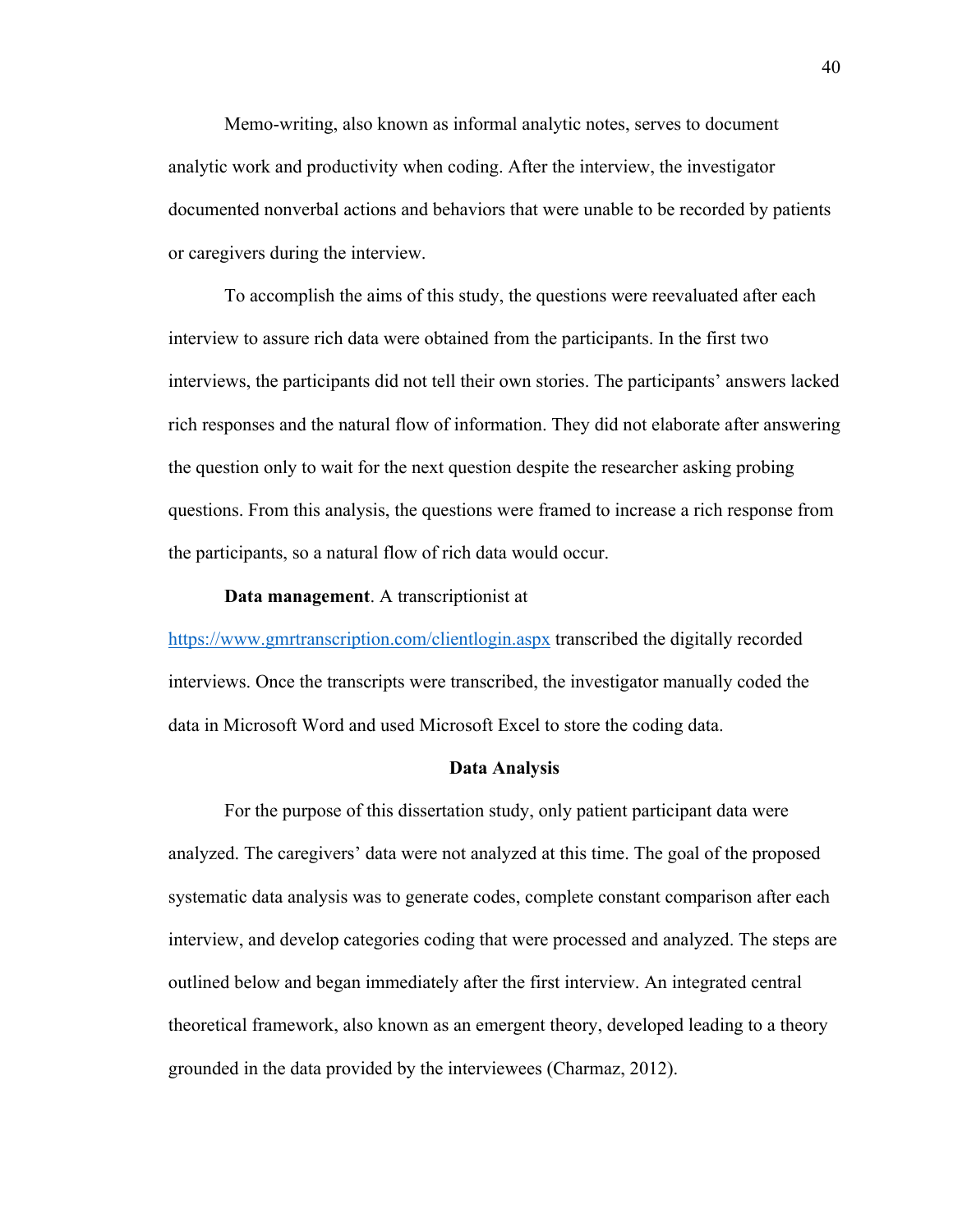Memo-writing, also known as informal analytic notes, serves to document analytic work and productivity when coding. After the interview, the investigator documented nonverbal actions and behaviors that were unable to be recorded by patients or caregivers during the interview.

To accomplish the aims of this study, the questions were reevaluated after each interview to assure rich data were obtained from the participants. In the first two interviews, the participants did not tell their own stories. The participants' answers lacked rich responses and the natural flow of information. They did not elaborate after answering the question only to wait for the next question despite the researcher asking probing questions. From this analysis, the questions were framed to increase a rich response from the participants, so a natural flow of rich data would occur.

**Data management**. A transcriptionist at https://www.gmrtranscription.com/clientlogin.aspx transcribed the digitally recorded interviews. Once the transcripts were transcribed, the investigator manually coded the data in Microsoft Word and used Microsoft Excel to store the coding data.

## Data Analysis

For the purpose of this dissertation study, only patient participant data were analyzed. The caregivers' data were not analyzed at this time. The goal of the proposed systematic data analysis was to generate codes, complete constant comparison after each interview, and develop categories coding that were processed and analyzed. The steps are outlined below and began immediately after the first interview. An integrated central theoretical framework, also known as an emergent theory, developed leading to a theory grounded in the data provided by the interviewees (Charmaz, 2012).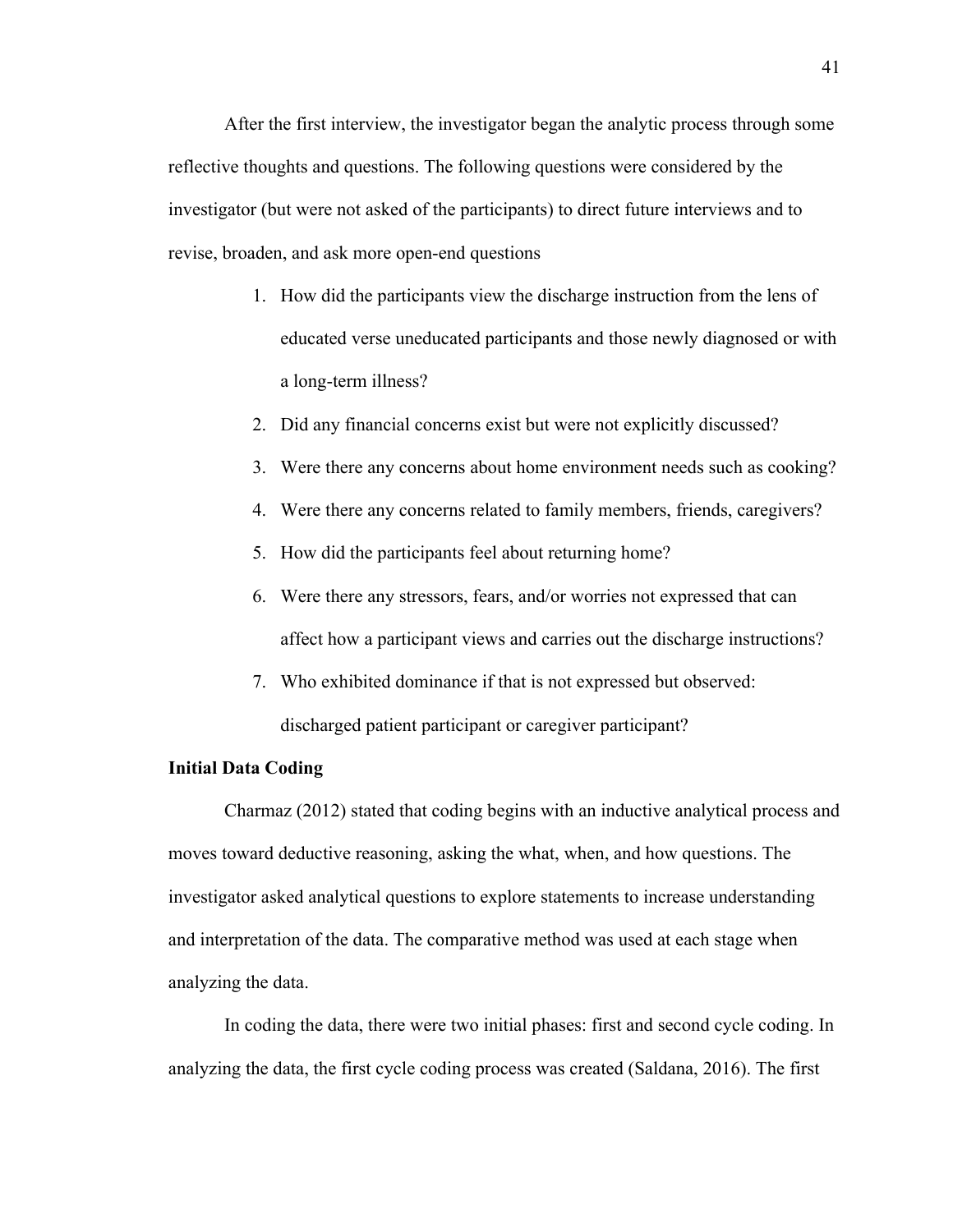After the first interview, the investigator began the analytic process through some reflective thoughts and questions. The following questions were considered by the investigator (but were not asked of the participants) to direct future interviews and to revise, broaden, and ask more open-end questions

1. How did the participants view the discharge instruction from the lens of educated verse uneducated participants and those newly diagnosed or with a long-term illness?
2. Did any financial concerns exist but were not explicitly discussed?
3. Were there any concerns about home environment needs such as cooking?
4. Were there any concerns related to family members, friends, caregivers?
5. How did the participants feel about returning home?
6. Were there any stressors, fears, and/or worries not expressed that can affect how a participant views and carries out the discharge instructions?
7. Who exhibited dominance if that is not expressed but observed: discharged patient participant or caregiver participant?

**Initial Data Coding**

Charmaz (2012) stated that coding begins with an inductive analytical process and moves toward deductive reasoning, asking the what, when, and how questions. The investigator asked analytical questions to explore statements to increase understanding and interpretation of the data. The comparative method was used at each stage when analyzing the data.

In coding the data, there were two initial phases: first and second cycle coding. In analyzing the data, the first cycle coding process was created (Saldana, 2016). The first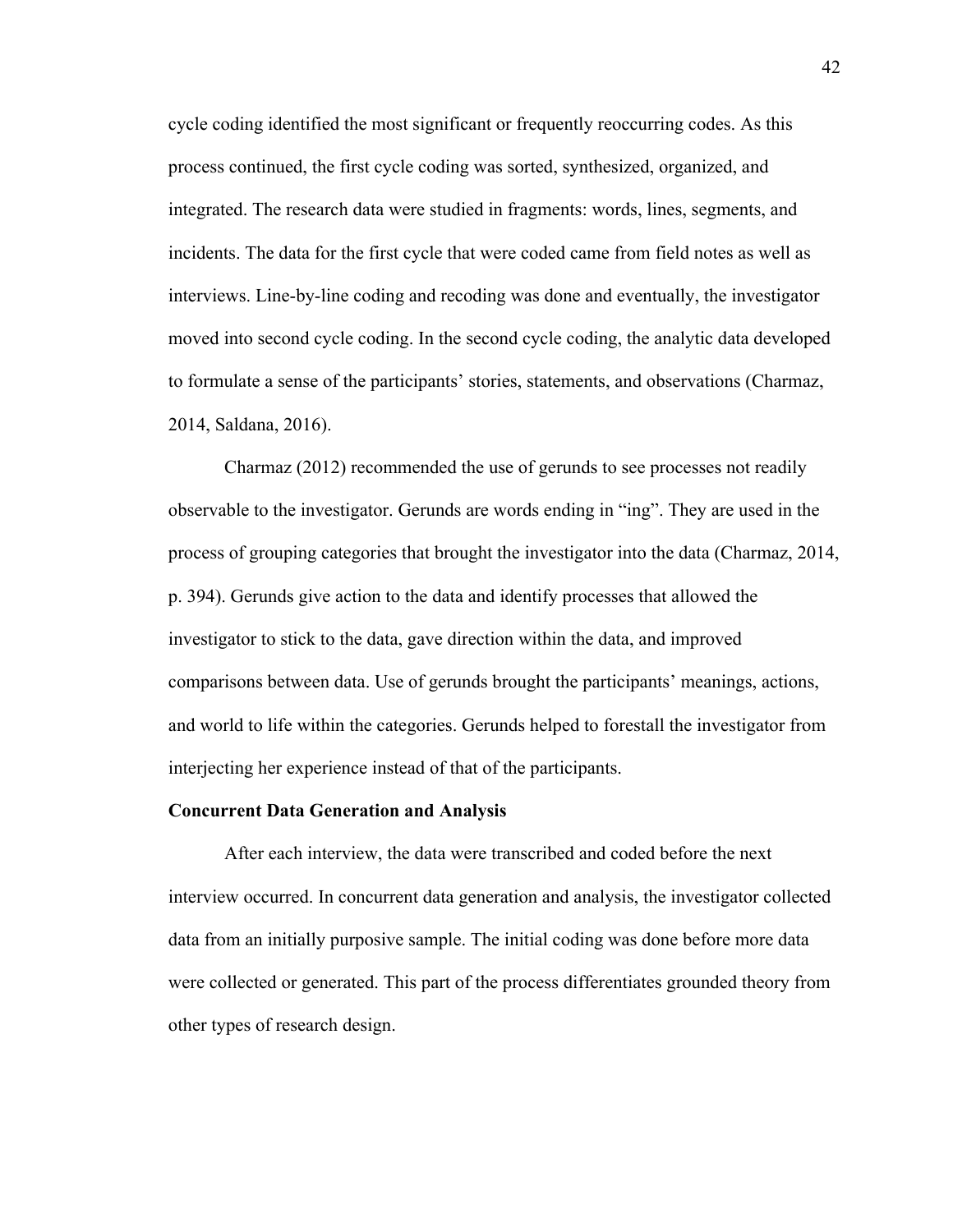cycle coding identified the most significant or frequently reoccurring codes. As this process continued, the first cycle coding was sorted, synthesized, organized, and integrated. The research data were studied in fragments: words, lines, segments, and incidents. The data for the first cycle that were coded came from field notes as well as interviews. Line-by-line coding and recoding was done and eventually, the investigator moved into second cycle coding. In the second cycle coding, the analytic data developed to formulate a sense of the participants' stories, statements, and observations (Charmaz, 2014, Saldana, 2016).

Charmaz (2012) recommended the use of gerunds to see processes not readily observable to the investigator. Gerunds are words ending in "ing". They are used in the process of grouping categories that brought the investigator into the data (Charmaz, 2014, p. 394). Gerunds give action to the data and identify processes that allowed the investigator to stick to the data, gave direction within the data, and improved comparisons between data. Use of gerunds brought the participants' meanings, actions, and world to life within the categories. Gerunds helped to forestall the investigator from interjecting her experience instead of that of the participants.

**Concurrent Data Generation and Analysis**

After each interview, the data were transcribed and coded before the next interview occurred. In concurrent data generation and analysis, the investigator collected data from an initially purposive sample. The initial coding was done before more data were collected or generated. This part of the process differentiates grounded theory from other types of research design.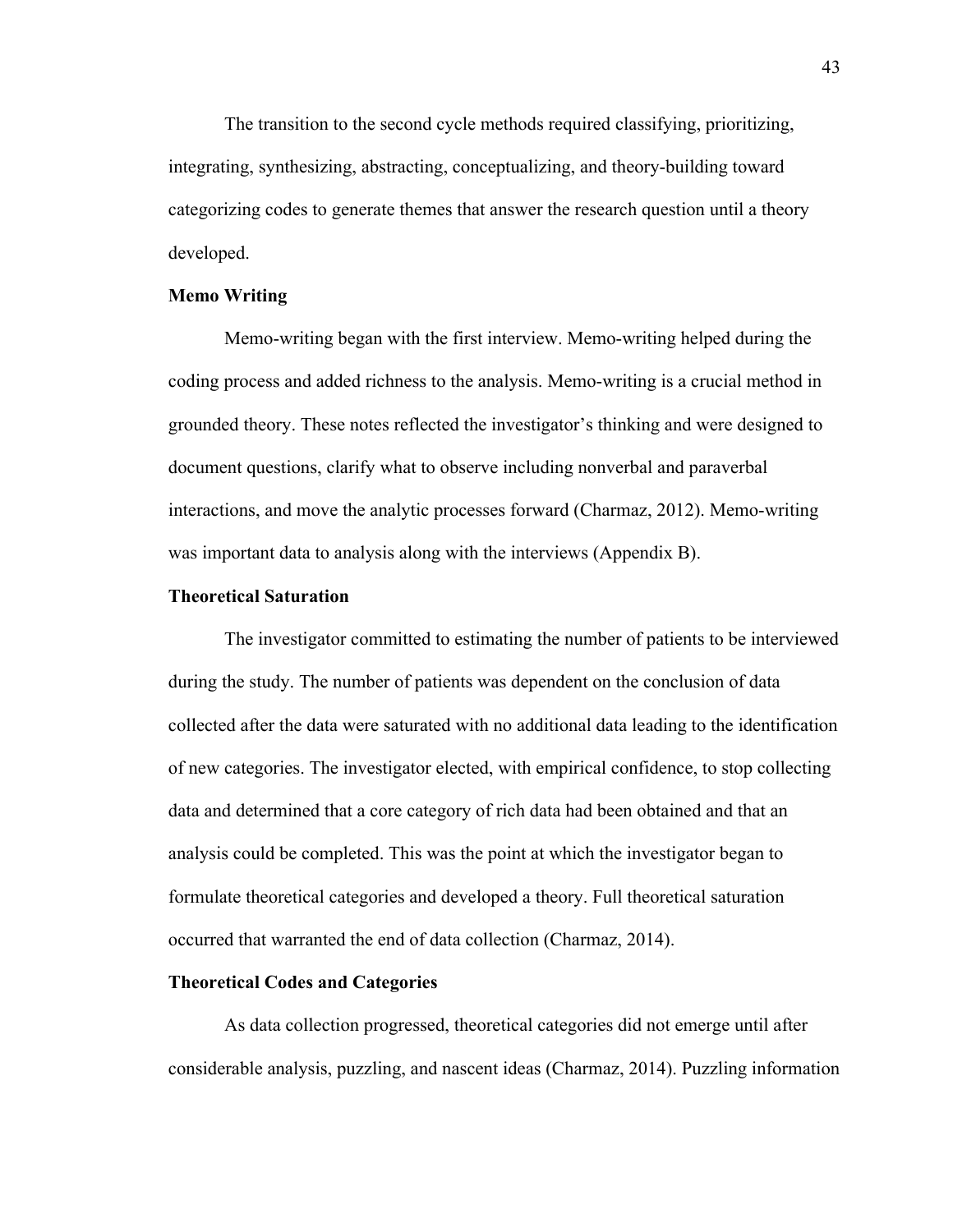The transition to the second cycle methods required classifying, prioritizing, integrating, synthesizing, abstracting, conceptualizing, and theory-building toward categorizing codes to generate themes that answer the research question until a theory developed.

**Memo Writing**

Memo-writing began with the first interview. Memo-writing helped during the coding process and added richness to the analysis. Memo-writing is a crucial method in grounded theory. These notes reflected the investigator's thinking and were designed to document questions, clarify what to observe including nonverbal and paraverbal interactions, and move the analytic processes forward (Charmaz, 2012). Memo-writing was important data to analysis along with the interviews (Appendix B).

**Theoretical Saturation**

The investigator committed to estimating the number of patients to be interviewed during the study. The number of patients was dependent on the conclusion of data collected after the data were saturated with no additional data leading to the identification of new categories. The investigator elected, with empirical confidence, to stop collecting data and determined that a core category of rich data had been obtained and that an analysis could be completed. This was the point at which the investigator began to formulate theoretical categories and developed a theory. Full theoretical saturation occurred that warranted the end of data collection (Charmaz, 2014).

**Theoretical Codes and Categories**

As data collection progressed, theoretical categories did not emerge until after considerable analysis, puzzling, and nascent ideas (Charmaz, 2014). Puzzling information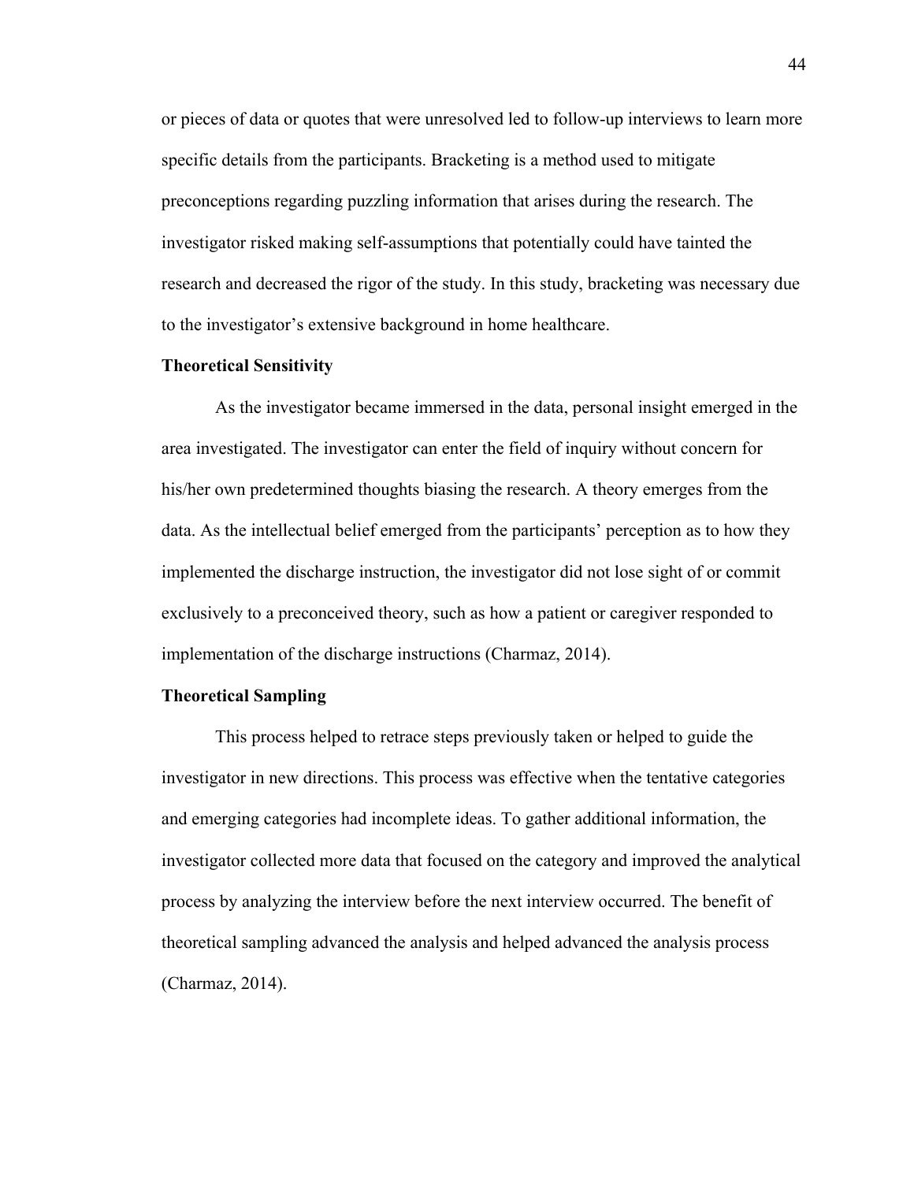or pieces of data or quotes that were unresolved led to follow-up interviews to learn more specific details from the participants. Bracketing is a method used to mitigate preconceptions regarding puzzling information that arises during the research. The investigator risked making self-assumptions that potentially could have tainted the research and decreased the rigor of the study. In this study, bracketing was necessary due to the investigator's extensive background in home healthcare.

**Theoretical Sensitivity**

As the investigator became immersed in the data, personal insight emerged in the area investigated. The investigator can enter the field of inquiry without concern for his/her own predetermined thoughts biasing the research. A theory emerges from the data. As the intellectual belief emerged from the participants' perception as to how they implemented the discharge instruction, the investigator did not lose sight of or commit exclusively to a preconceived theory, such as how a patient or caregiver responded to implementation of the discharge instructions (Charmaz, 2014).

**Theoretical Sampling**

This process helped to retrace steps previously taken or helped to guide the investigator in new directions. This process was effective when the tentative categories and emerging categories had incomplete ideas. To gather additional information, the investigator collected more data that focused on the category and improved the analytical process by analyzing the interview before the next interview occurred. The benefit of theoretical sampling advanced the analysis and helped advanced the analysis process (Charmaz, 2014).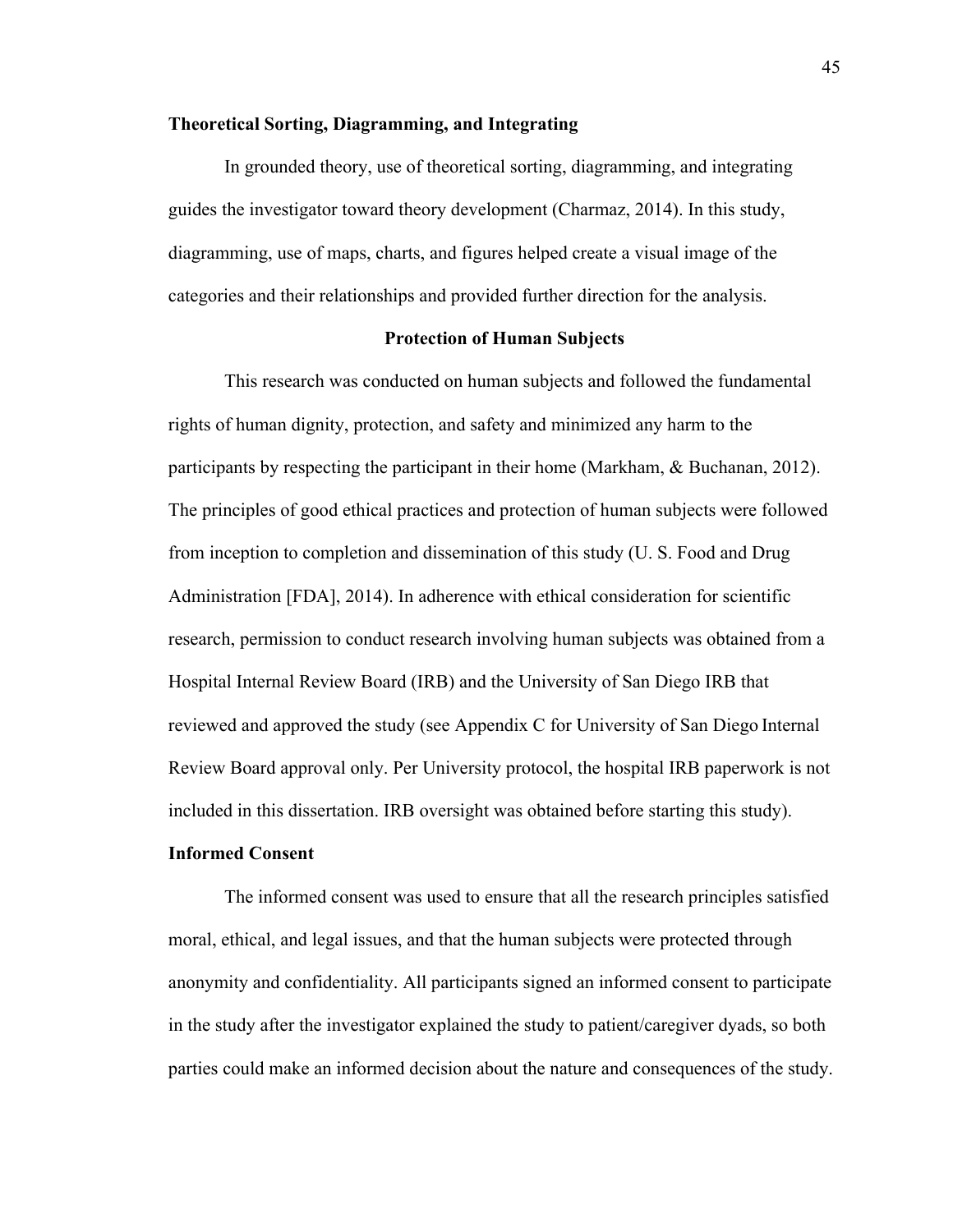### Theoretical Sorting, Diagramming, and Integrating

In grounded theory, use of theoretical sorting, diagramming, and integrating guides the investigator toward theory development (Charmaz, 2014). In this study, diagramming, use of maps, charts, and figures helped create a visual image of the categories and their relationships and provided further direction for the analysis.

## Protection of Human Subjects

This research was conducted on human subjects and followed the fundamental rights of human dignity, protection, and safety and minimized any harm to the participants by respecting the participant in their home (Markham, & Buchanan, 2012). The principles of good ethical practices and protection of human subjects were followed from inception to completion and dissemination of this study (U. S. Food and Drug Administration [FDA], 2014). In adherence with ethical consideration for scientific research, permission to conduct research involving human subjects was obtained from a Hospital Internal Review Board (IRB) and the University of San Diego IRB that reviewed and approved the study (see Appendix C for University of San Diego Internal Review Board approval only. Per University protocol, the hospital IRB paperwork is not included in this dissertation. IRB oversight was obtained before starting this study).

### Informed Consent

The informed consent was used to ensure that all the research principles satisfied moral, ethical, and legal issues, and that the human subjects were protected through anonymity and confidentiality. All participants signed an informed consent to participate in the study after the investigator explained the study to patient/caregiver dyads, so both parties could make an informed decision about the nature and consequences of the study.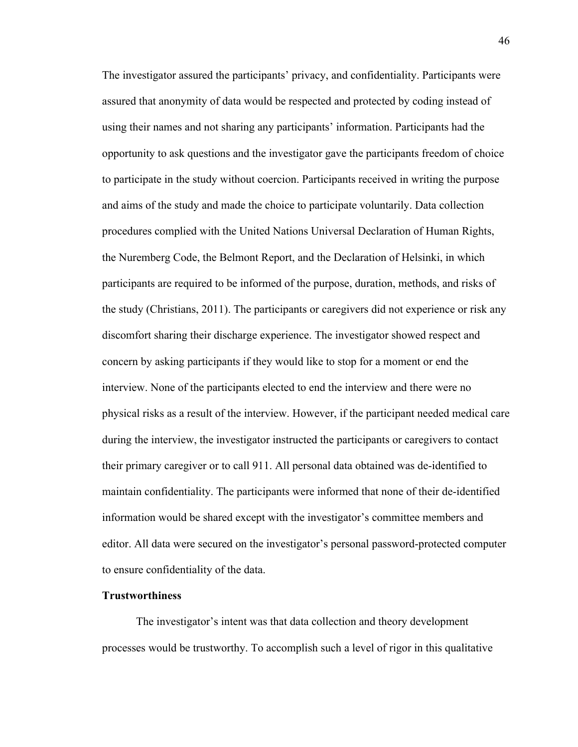The investigator assured the participants' privacy, and confidentiality. Participants were assured that anonymity of data would be respected and protected by coding instead of using their names and not sharing any participants' information. Participants had the opportunity to ask questions and the investigator gave the participants freedom of choice to participate in the study without coercion. Participants received in writing the purpose and aims of the study and made the choice to participate voluntarily. Data collection procedures complied with the United Nations Universal Declaration of Human Rights, the Nuremberg Code, the Belmont Report, and the Declaration of Helsinki, in which participants are required to be informed of the purpose, duration, methods, and risks of the study (Christians, 2011). The participants or caregivers did not experience or risk any discomfort sharing their discharge experience. The investigator showed respect and concern by asking participants if they would like to stop for a moment or end the interview. None of the participants elected to end the interview and there were no physical risks as a result of the interview. However, if the participant needed medical care during the interview, the investigator instructed the participants or caregivers to contact their primary caregiver or to call 911. All personal data obtained was de-identified to maintain confidentiality. The participants were informed that none of their de-identified information would be shared except with the investigator's committee members and editor. All data were secured on the investigator's personal password-protected computer to ensure confidentiality of the data.

**Trustworthiness**

The investigator's intent was that data collection and theory development processes would be trustworthy. To accomplish such a level of rigor in this qualitative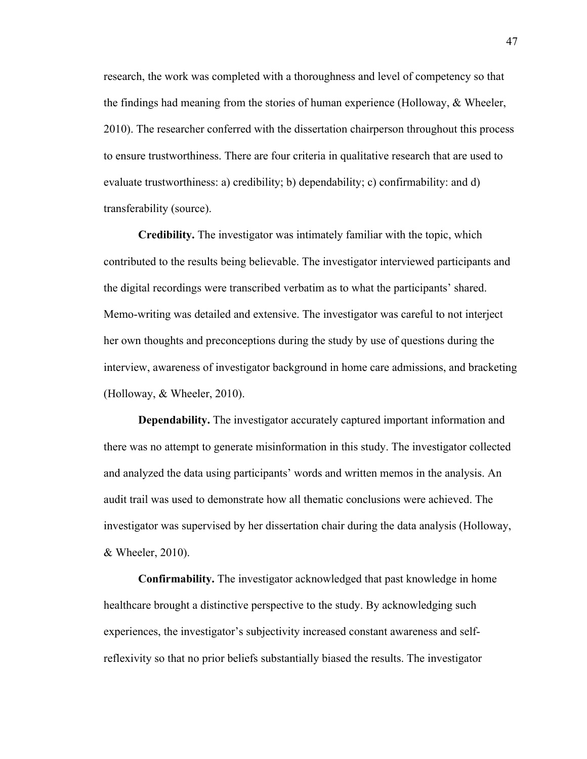research, the work was completed with a thoroughness and level of competency so that the findings had meaning from the stories of human experience (Holloway, & Wheeler, 2010). The researcher conferred with the dissertation chairperson throughout this process to ensure trustworthiness. There are four criteria in qualitative research that are used to evaluate trustworthiness: a) credibility; b) dependability; c) confirmability: and d) transferability (source).

**Credibility.** The investigator was intimately familiar with the topic, which contributed to the results being believable. The investigator interviewed participants and the digital recordings were transcribed verbatim as to what the participants' shared. Memo-writing was detailed and extensive. The investigator was careful to not interject her own thoughts and preconceptions during the study by use of questions during the interview, awareness of investigator background in home care admissions, and bracketing (Holloway, & Wheeler, 2010).

**Dependability.** The investigator accurately captured important information and there was no attempt to generate misinformation in this study. The investigator collected and analyzed the data using participants' words and written memos in the analysis. An audit trail was used to demonstrate how all thematic conclusions were achieved. The investigator was supervised by her dissertation chair during the data analysis (Holloway, & Wheeler, 2010).

**Confirmability.** The investigator acknowledged that past knowledge in home healthcare brought a distinctive perspective to the study. By acknowledging such experiences, the investigator's subjectivity increased constant awareness and self-reflexivity so that no prior beliefs substantially biased the results. The investigator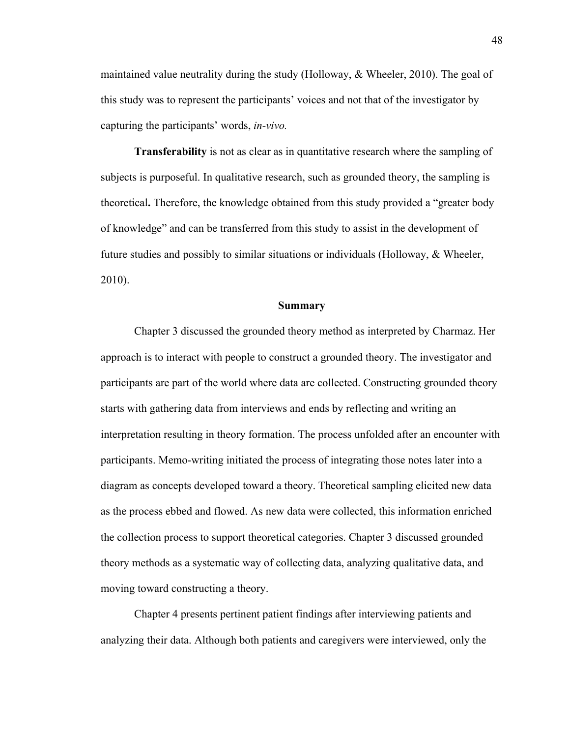maintained value neutrality during the study (Holloway, & Wheeler, 2010). The goal of this study was to represent the participants' voices and not that of the investigator by capturing the participants' words, *in-vivo.*

**Transferability** is not as clear as in quantitative research where the sampling of subjects is purposeful. In qualitative research, such as grounded theory, the sampling is theoretical**.** Therefore, the knowledge obtained from this study provided a "greater body of knowledge" and can be transferred from this study to assist in the development of future studies and possibly to similar situations or individuals (Holloway, & Wheeler, 2010).

## Summary

Chapter 3 discussed the grounded theory method as interpreted by Charmaz. Her approach is to interact with people to construct a grounded theory. The investigator and participants are part of the world where data are collected. Constructing grounded theory starts with gathering data from interviews and ends by reflecting and writing an interpretation resulting in theory formation. The process unfolded after an encounter with participants. Memo-writing initiated the process of integrating those notes later into a diagram as concepts developed toward a theory. Theoretical sampling elicited new data as the process ebbed and flowed. As new data were collected, this information enriched the collection process to support theoretical categories. Chapter 3 discussed grounded theory methods as a systematic way of collecting data, analyzing qualitative data, and moving toward constructing a theory.

Chapter 4 presents pertinent patient findings after interviewing patients and analyzing their data. Although both patients and caregivers were interviewed, only the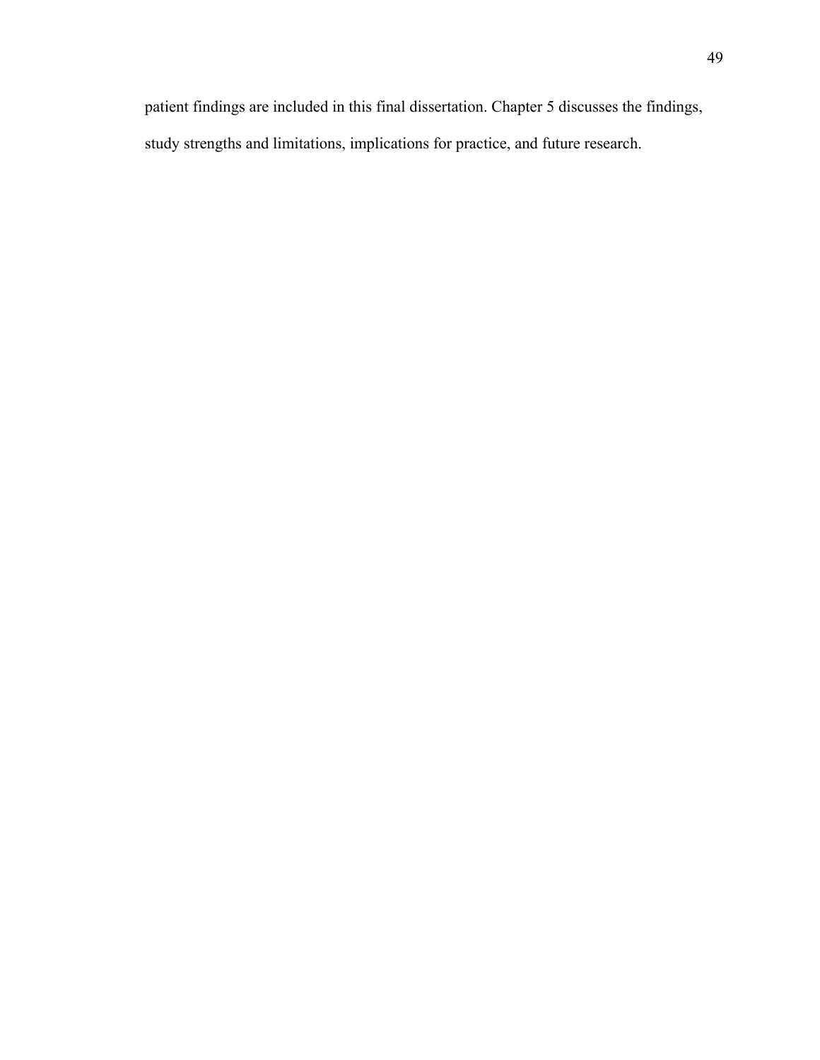patient findings are included in this final dissertation. Chapter 5 discusses the findings, study strengths and limitations, implications for practice, and future research.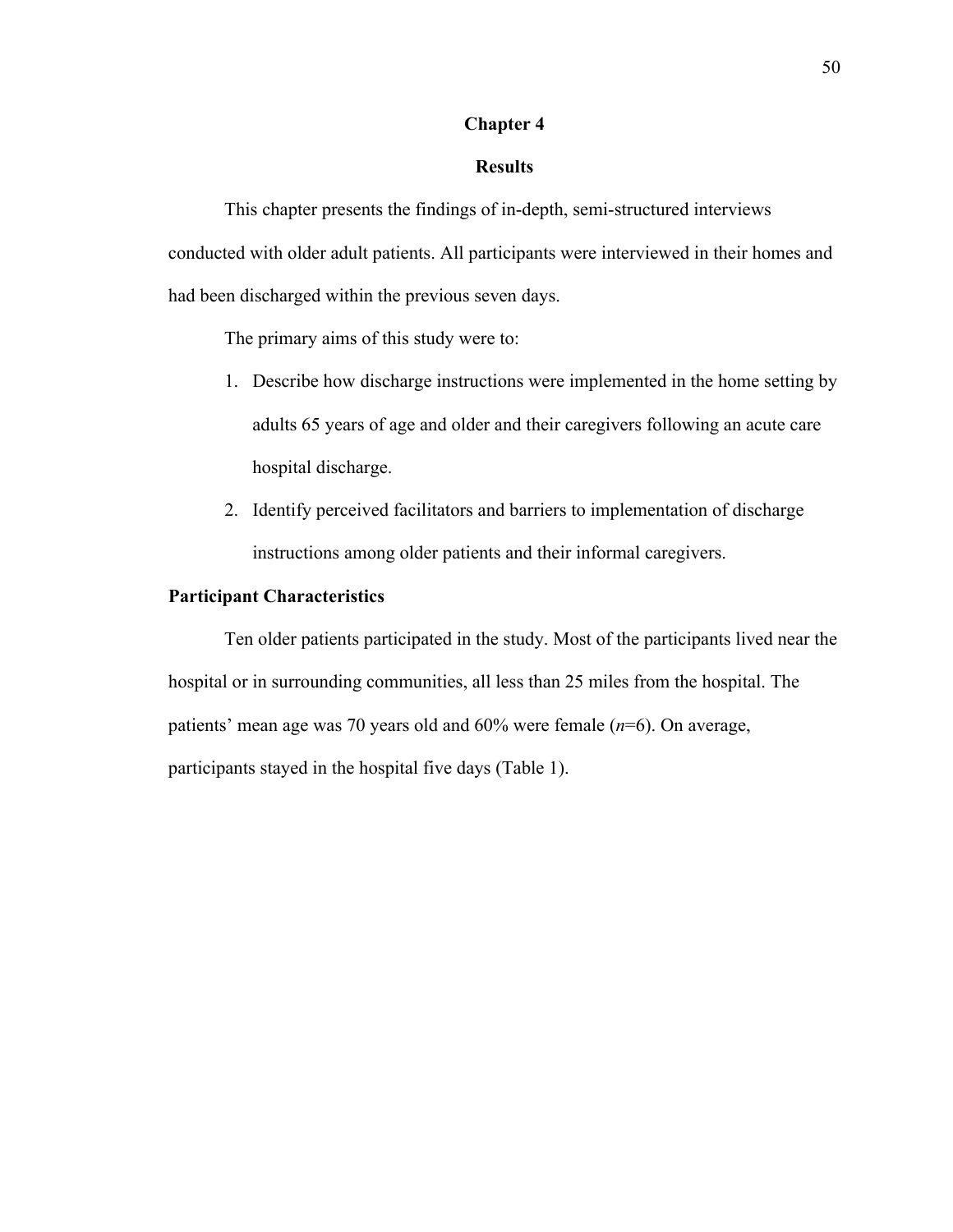# Chapter 4

# Results

This chapter presents the findings of in-depth, semi-structured interviews conducted with older adult patients. All participants were interviewed in their homes and had been discharged within the previous seven days.

The primary aims of this study were to:

1. Describe how discharge instructions were implemented in the home setting by adults 65 years of age and older and their caregivers following an acute care hospital discharge.
2. Identify perceived facilitators and barriers to implementation of discharge instructions among older patients and their informal caregivers.

## Participant Characteristics

Ten older patients participated in the study. Most of the participants lived near the hospital or in surrounding communities, all less than 25 miles from the hospital. The patients' mean age was 70 years old and 60% were female (*n*=6). On average, participants stayed in the hospital five days (Table 1).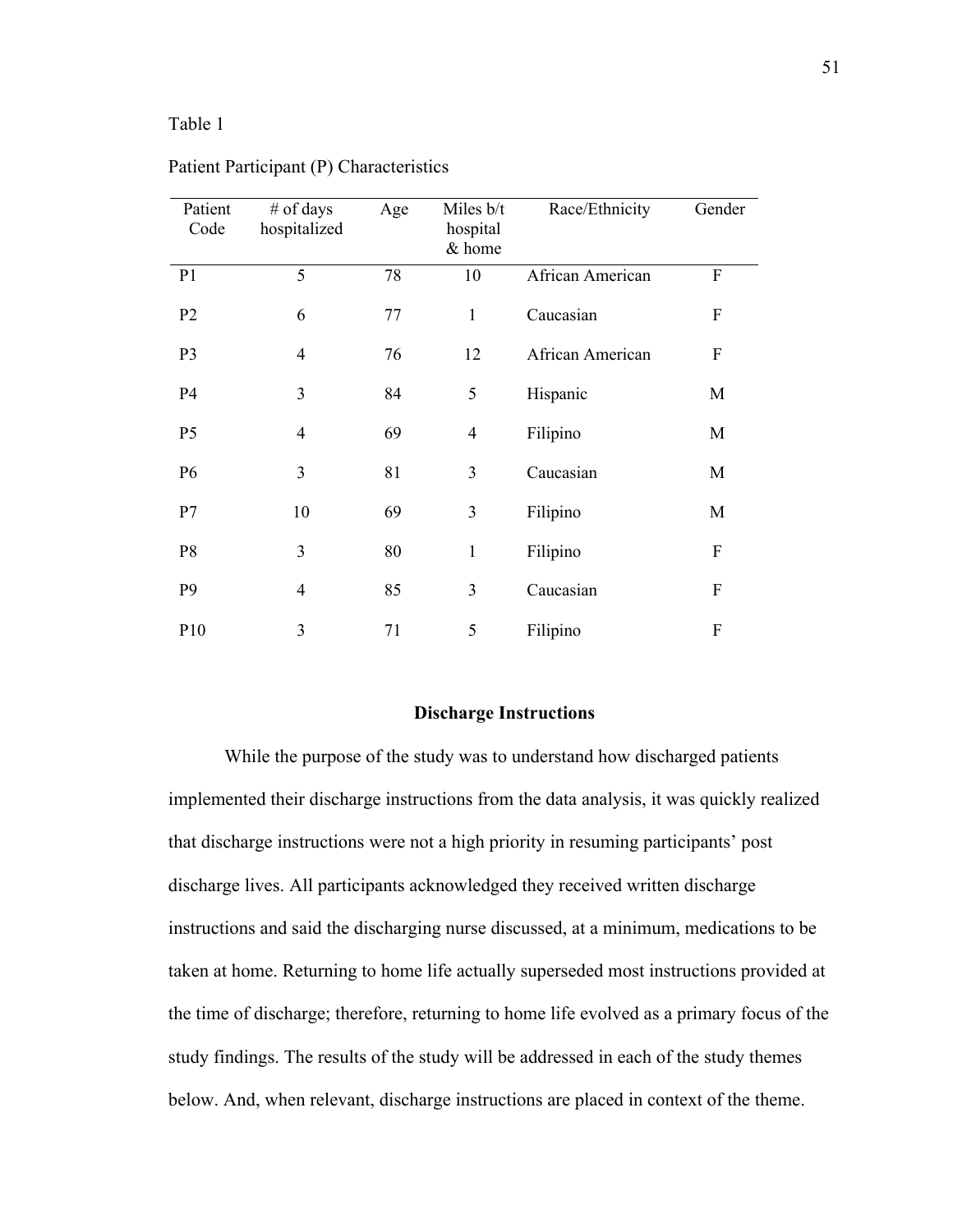Table 1

Patient Participant (P) Characteristics

| Patient Code | # of days hospitalized | Age | Miles b/t hospital & home | Race/Ethnicity | Gender |
|---|---|---|---|---|---|
| P1 | 5 | 78 | 10 | African American | F |
| P2 | 6 | 77 | 1 | Caucasian | F |
| P3 | 4 | 76 | 12 | African American | F |
| P4 | 3 | 84 | 5 | Hispanic | M |
| P5 | 4 | 69 | 4 | Filipino | M |
| P6 | 3 | 81 | 3 | Caucasian | M |
| P7 | 10 | 69 | 3 | Filipino | M |
| P8 | 3 | 80 | 1 | Filipino | F |
| P9 | 4 | 85 | 3 | Caucasian | F |
| P10 | 3 | 71 | 5 | Filipino | F |

## Discharge Instructions

While the purpose of the study was to understand how discharged patients implemented their discharge instructions from the data analysis, it was quickly realized that discharge instructions were not a high priority in resuming participants' post discharge lives. All participants acknowledged they received written discharge instructions and said the discharging nurse discussed, at a minimum, medications to be taken at home. Returning to home life actually superseded most instructions provided at the time of discharge; therefore, returning to home life evolved as a primary focus of the study findings. The results of the study will be addressed in each of the study themes below. And, when relevant, discharge instructions are placed in context of the theme.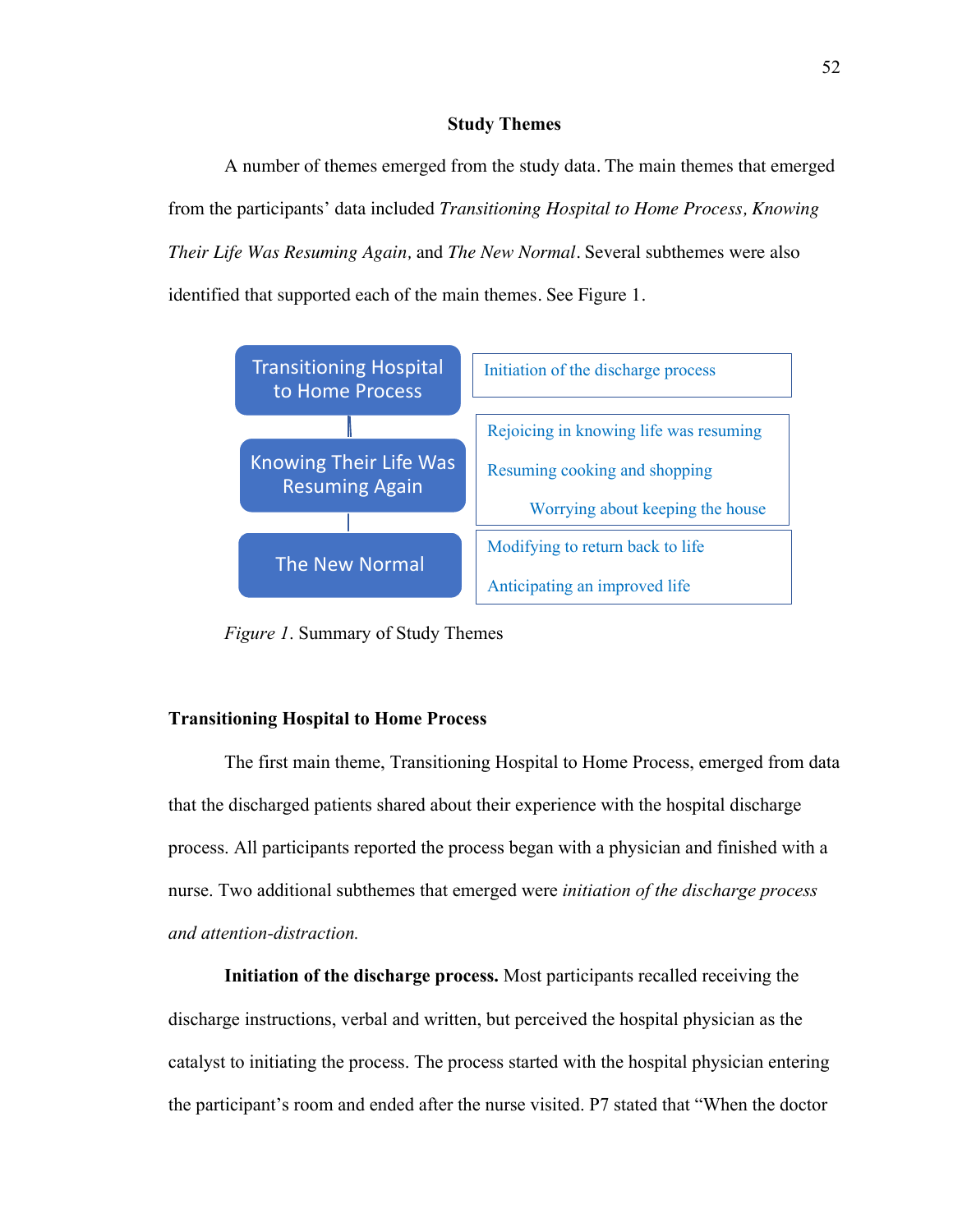## Study Themes

A number of themes emerged from the study data. The main themes that emerged from the participants' data included *Transitioning Hospital to Home Process, Knowing Their Life Was Resuming Again,* and *The New Normal*. Several subthemes were also identified that supported each of the main themes. See Figure 1.

| Main Theme | Subthemes |
|---|---|
| Transitioning Hospital to Home Process | Initiation of the discharge process |
| Knowing Their Life Was Resuming Again | Rejoicing in knowing life was resuming<br>Resuming cooking and shopping<br>Worrying about keeping the house |
| The New Normal | Modifying to return back to life<br>Anticipating an improved life |

*Figure 1*. Summary of Study Themes

### Transitioning Hospital to Home Process

The first main theme, Transitioning Hospital to Home Process, emerged from data that the discharged patients shared about their experience with the hospital discharge process. All participants reported the process began with a physician and finished with a nurse. Two additional subthemes that emerged were *initiation of the discharge process and attention-distraction.*

**Initiation of the discharge process.** Most participants recalled receiving the discharge instructions, verbal and written, but perceived the hospital physician as the catalyst to initiating the process. The process started with the hospital physician entering the participant's room and ended after the nurse visited. P7 stated that "When the doctor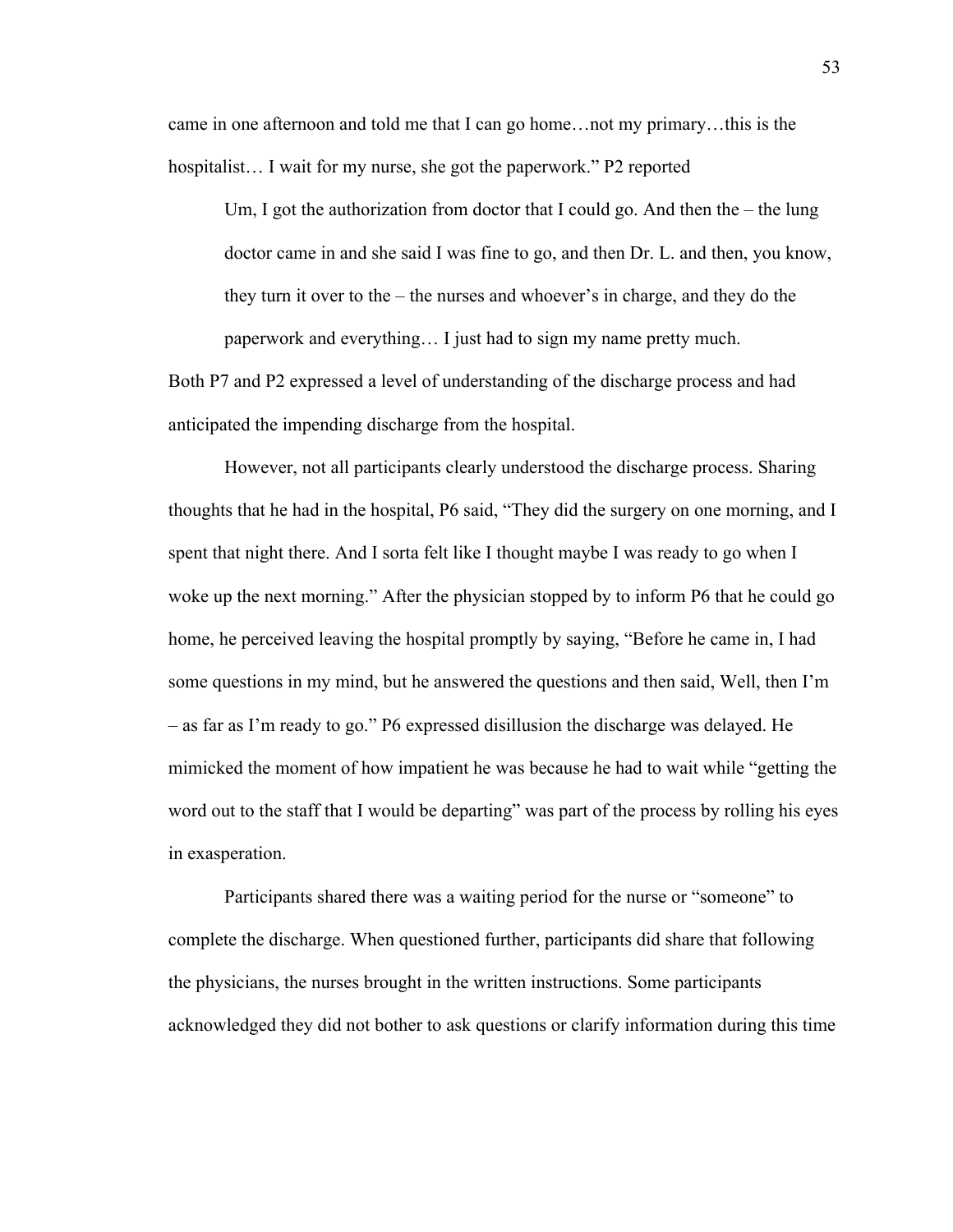came in one afternoon and told me that I can go home…not my primary…this is the hospitalist… I wait for my nurse, she got the paperwork." P2 reported

> Um, I got the authorization from doctor that I could go. And then the – the lung doctor came in and she said I was fine to go, and then Dr. L. and then, you know, they turn it over to the – the nurses and whoever's in charge, and they do the paperwork and everything… I just had to sign my name pretty much.

Both P7 and P2 expressed a level of understanding of the discharge process and had anticipated the impending discharge from the hospital.

However, not all participants clearly understood the discharge process. Sharing thoughts that he had in the hospital, P6 said, "They did the surgery on one morning, and I spent that night there. And I sorta felt like I thought maybe I was ready to go when I woke up the next morning." After the physician stopped by to inform P6 that he could go home, he perceived leaving the hospital promptly by saying, "Before he came in, I had some questions in my mind, but he answered the questions and then said, Well, then I'm – as far as I'm ready to go." P6 expressed disillusion the discharge was delayed. He mimicked the moment of how impatient he was because he had to wait while "getting the word out to the staff that I would be departing" was part of the process by rolling his eyes in exasperation.

Participants shared there was a waiting period for the nurse or "someone" to complete the discharge. When questioned further, participants did share that following the physicians, the nurses brought in the written instructions. Some participants acknowledged they did not bother to ask questions or clarify information during this time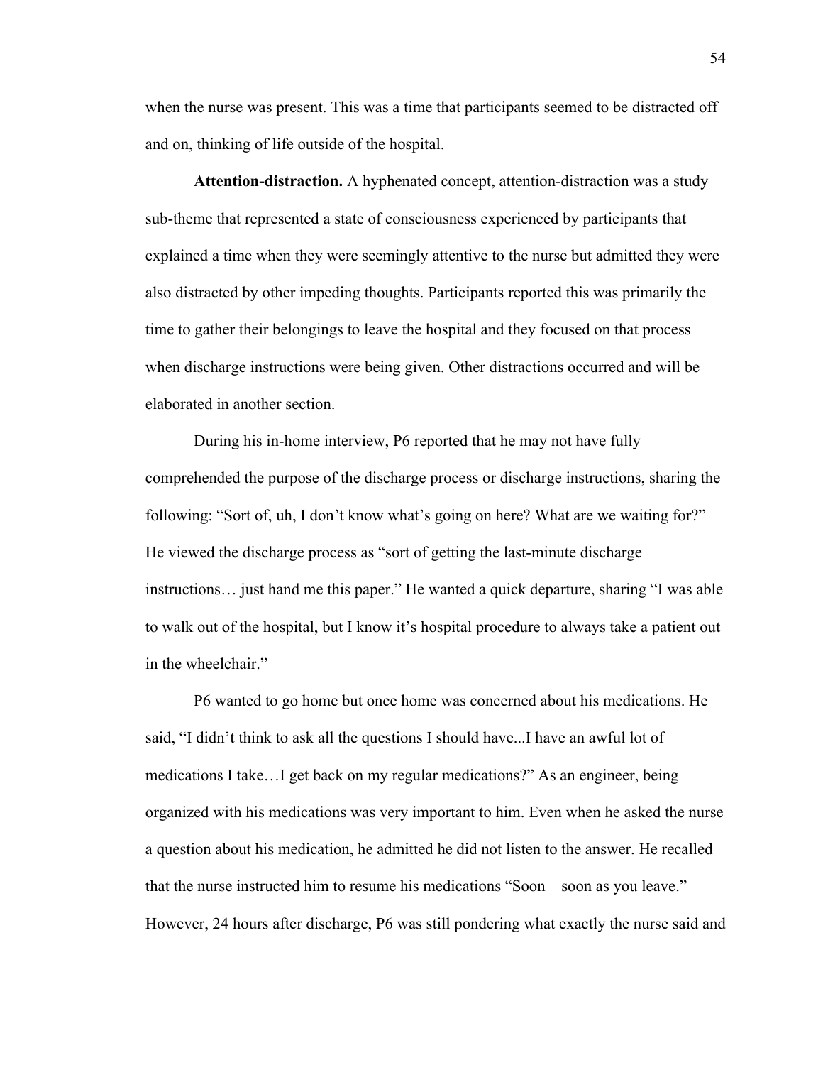when the nurse was present. This was a time that participants seemed to be distracted off and on, thinking of life outside of the hospital.

**Attention-distraction.** A hyphenated concept, attention-distraction was a study sub-theme that represented a state of consciousness experienced by participants that explained a time when they were seemingly attentive to the nurse but admitted they were also distracted by other impeding thoughts. Participants reported this was primarily the time to gather their belongings to leave the hospital and they focused on that process when discharge instructions were being given. Other distractions occurred and will be elaborated in another section.

During his in-home interview, P6 reported that he may not have fully comprehended the purpose of the discharge process or discharge instructions, sharing the following: "Sort of, uh, I don't know what's going on here? What are we waiting for?" He viewed the discharge process as "sort of getting the last-minute discharge instructions… just hand me this paper." He wanted a quick departure, sharing "I was able to walk out of the hospital, but I know it's hospital procedure to always take a patient out in the wheelchair."

P6 wanted to go home but once home was concerned about his medications. He said, "I didn't think to ask all the questions I should have...I have an awful lot of medications I take…I get back on my regular medications?" As an engineer, being organized with his medications was very important to him. Even when he asked the nurse a question about his medication, he admitted he did not listen to the answer. He recalled that the nurse instructed him to resume his medications "Soon – soon as you leave." However, 24 hours after discharge, P6 was still pondering what exactly the nurse said and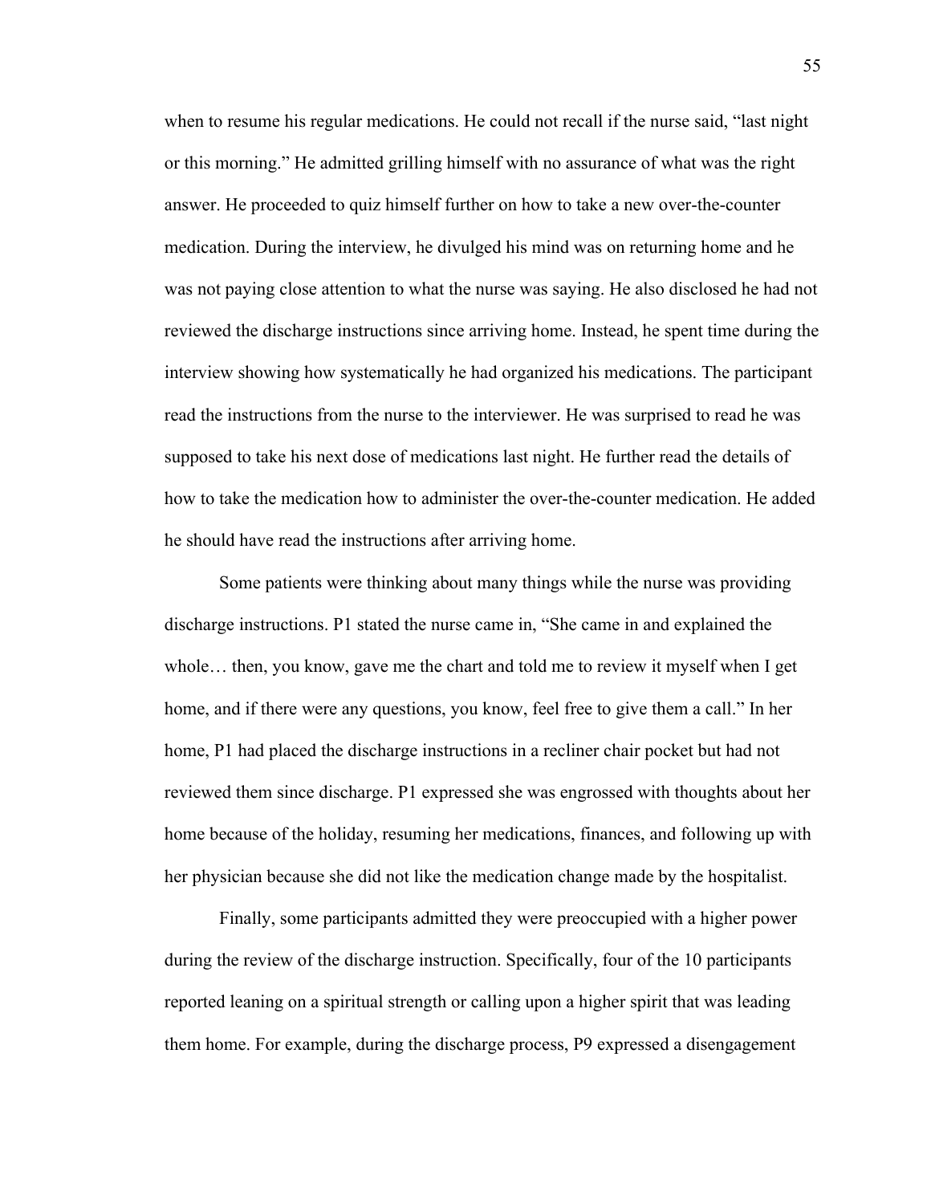when to resume his regular medications. He could not recall if the nurse said, "last night or this morning." He admitted grilling himself with no assurance of what was the right answer. He proceeded to quiz himself further on how to take a new over-the-counter medication. During the interview, he divulged his mind was on returning home and he was not paying close attention to what the nurse was saying. He also disclosed he had not reviewed the discharge instructions since arriving home. Instead, he spent time during the interview showing how systematically he had organized his medications. The participant read the instructions from the nurse to the interviewer. He was surprised to read he was supposed to take his next dose of medications last night. He further read the details of how to take the medication how to administer the over-the-counter medication. He added he should have read the instructions after arriving home.

Some patients were thinking about many things while the nurse was providing discharge instructions. P1 stated the nurse came in, "She came in and explained the whole… then, you know, gave me the chart and told me to review it myself when I get home, and if there were any questions, you know, feel free to give them a call." In her home, P1 had placed the discharge instructions in a recliner chair pocket but had not reviewed them since discharge. P1 expressed she was engrossed with thoughts about her home because of the holiday, resuming her medications, finances, and following up with her physician because she did not like the medication change made by the hospitalist.

Finally, some participants admitted they were preoccupied with a higher power during the review of the discharge instruction. Specifically, four of the 10 participants reported leaning on a spiritual strength or calling upon a higher spirit that was leading them home. For example, during the discharge process, P9 expressed a disengagement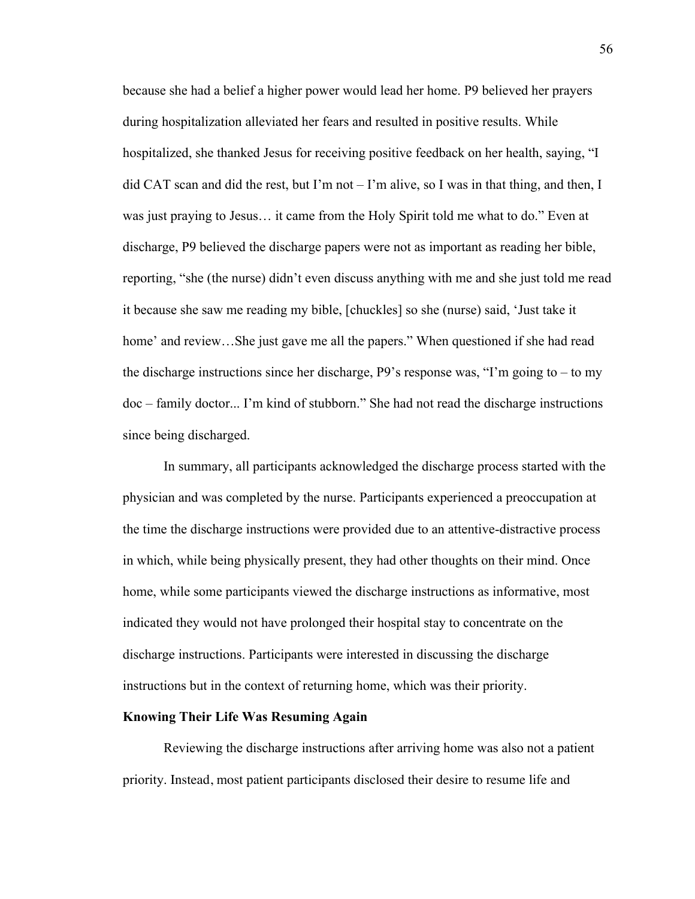because she had a belief a higher power would lead her home. P9 believed her prayers during hospitalization alleviated her fears and resulted in positive results. While hospitalized, she thanked Jesus for receiving positive feedback on her health, saying, “I did CAT scan and did the rest, but I’m not – I’m alive, so I was in that thing, and then, I was just praying to Jesus… it came from the Holy Spirit told me what to do.” Even at discharge, P9 believed the discharge papers were not as important as reading her bible, reporting, “she (the nurse) didn’t even discuss anything with me and she just told me read it because she saw me reading my bible, [chuckles] so she (nurse) said, ‘Just take it home’ and review…She just gave me all the papers.” When questioned if she had read the discharge instructions since her discharge, P9’s response was, “I’m going to – to my doc – family doctor... I’m kind of stubborn.” She had not read the discharge instructions since being discharged.

In summary, all participants acknowledged the discharge process started with the physician and was completed by the nurse. Participants experienced a preoccupation at the time the discharge instructions were provided due to an attentive-distractive process in which, while being physically present, they had other thoughts on their mind. Once home, while some participants viewed the discharge instructions as informative, most indicated they would not have prolonged their hospital stay to concentrate on the discharge instructions. Participants were interested in discussing the discharge instructions but in the context of returning home, which was their priority.

**Knowing Their Life Was Resuming Again**

Reviewing the discharge instructions after arriving home was also not a patient priority. Instead, most patient participants disclosed their desire to resume life and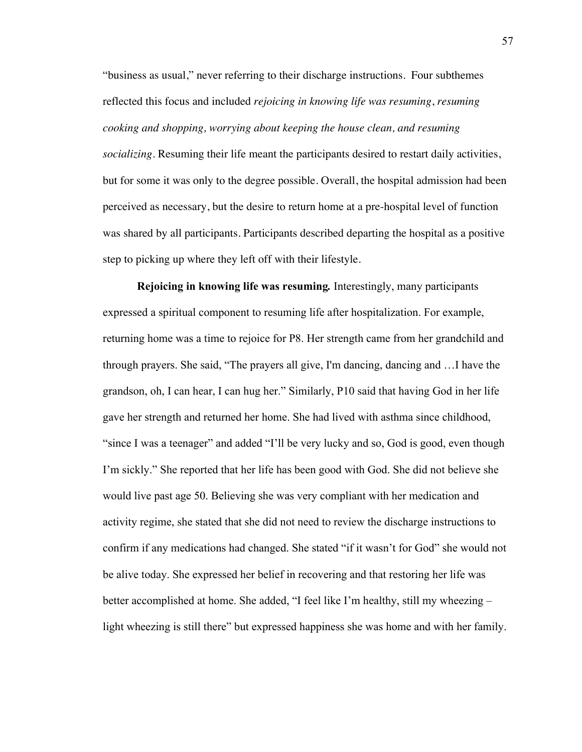"business as usual," never referring to their discharge instructions. Four subthemes reflected this focus and included *rejoicing in knowing life was resuming*, *resuming cooking and shopping, worrying about keeping the house clean, and resuming socializing*. Resuming their life meant the participants desired to restart daily activities, but for some it was only to the degree possible. Overall, the hospital admission had been perceived as necessary, but the desire to return home at a pre-hospital level of function was shared by all participants. Participants described departing the hospital as a positive step to picking up where they left off with their lifestyle.

**Rejoicing in knowing life was resuming.** Interestingly, many participants expressed a spiritual component to resuming life after hospitalization. For example, returning home was a time to rejoice for P8. Her strength came from her grandchild and through prayers. She said, "The prayers all give, I'm dancing, dancing and …I have the grandson, oh, I can hear, I can hug her." Similarly, P10 said that having God in her life gave her strength and returned her home. She had lived with asthma since childhood, "since I was a teenager" and added "I'll be very lucky and so, God is good, even though I'm sickly." She reported that her life has been good with God. She did not believe she would live past age 50. Believing she was very compliant with her medication and activity regime, she stated that she did not need to review the discharge instructions to confirm if any medications had changed. She stated "if it wasn't for God" she would not be alive today. She expressed her belief in recovering and that restoring her life was better accomplished at home. She added, "I feel like I'm healthy, still my wheezing – light wheezing is still there" but expressed happiness she was home and with her family.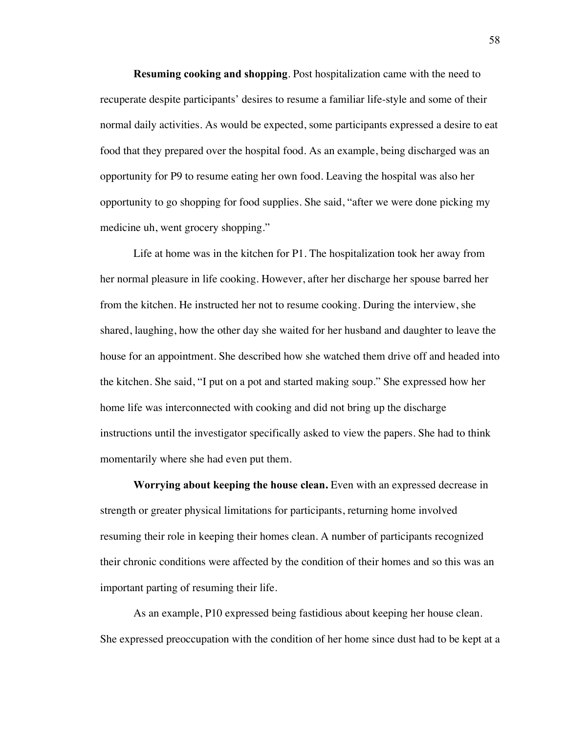**Resuming cooking and shopping**. Post hospitalization came with the need to recuperate despite participants' desires to resume a familiar life-style and some of their normal daily activities. As would be expected, some participants expressed a desire to eat food that they prepared over the hospital food. As an example, being discharged was an opportunity for P9 to resume eating her own food. Leaving the hospital was also her opportunity to go shopping for food supplies. She said, "after we were done picking my medicine uh, went grocery shopping."

Life at home was in the kitchen for P1. The hospitalization took her away from her normal pleasure in life cooking. However, after her discharge her spouse barred her from the kitchen. He instructed her not to resume cooking. During the interview, she shared, laughing, how the other day she waited for her husband and daughter to leave the house for an appointment. She described how she watched them drive off and headed into the kitchen. She said, "I put on a pot and started making soup." She expressed how her home life was interconnected with cooking and did not bring up the discharge instructions until the investigator specifically asked to view the papers. She had to think momentarily where she had even put them.

**Worrying about keeping the house clean.** Even with an expressed decrease in strength or greater physical limitations for participants, returning home involved resuming their role in keeping their homes clean. A number of participants recognized their chronic conditions were affected by the condition of their homes and so this was an important parting of resuming their life.

As an example, P10 expressed being fastidious about keeping her house clean. She expressed preoccupation with the condition of her home since dust had to be kept at a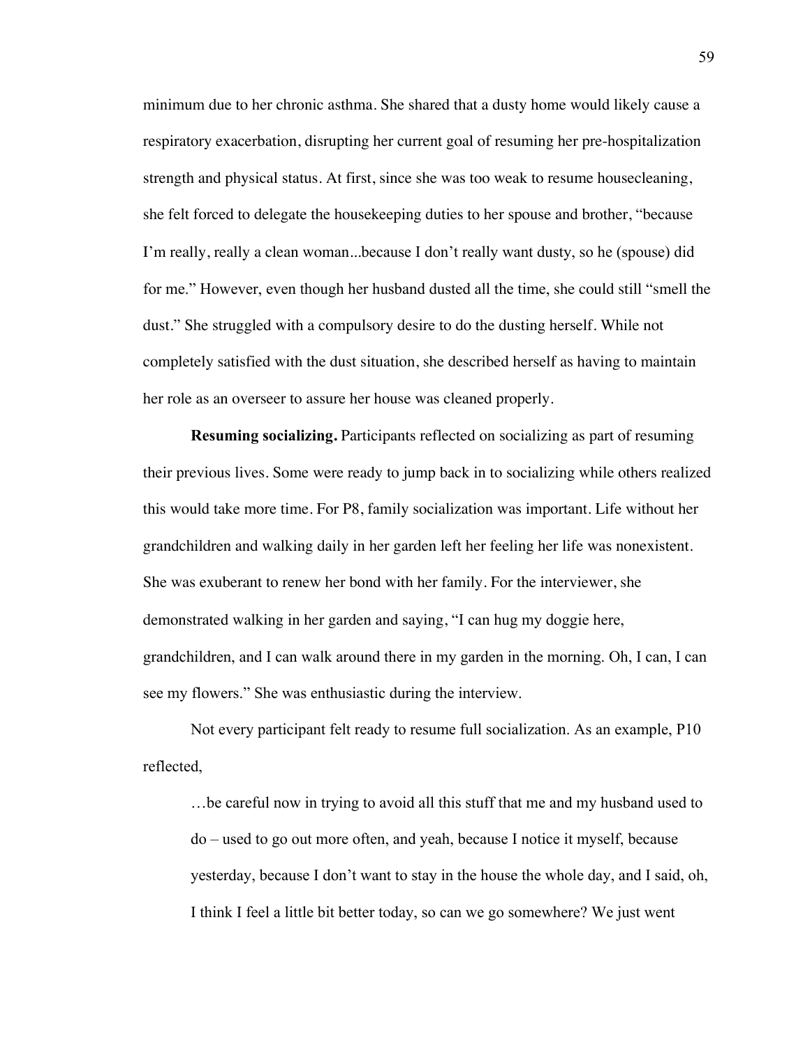minimum due to her chronic asthma. She shared that a dusty home would likely cause a respiratory exacerbation, disrupting her current goal of resuming her pre-hospitalization strength and physical status. At first, since she was too weak to resume housecleaning, she felt forced to delegate the housekeeping duties to her spouse and brother, "because I'm really, really a clean woman...because I don't really want dusty, so he (spouse) did for me." However, even though her husband dusted all the time, she could still "smell the dust." She struggled with a compulsory desire to do the dusting herself. While not completely satisfied with the dust situation, she described herself as having to maintain her role as an overseer to assure her house was cleaned properly.

**Resuming socializing.** Participants reflected on socializing as part of resuming their previous lives. Some were ready to jump back in to socializing while others realized this would take more time. For P8, family socialization was important. Life without her grandchildren and walking daily in her garden left her feeling her life was nonexistent. She was exuberant to renew her bond with her family. For the interviewer, she demonstrated walking in her garden and saying, "I can hug my doggie here, grandchildren, and I can walk around there in my garden in the morning. Oh, I can, I can see my flowers." She was enthusiastic during the interview.

Not every participant felt ready to resume full socialization. As an example, P10 reflected,

> …be careful now in trying to avoid all this stuff that me and my husband used to do – used to go out more often, and yeah, because I notice it myself, because yesterday, because I don't want to stay in the house the whole day, and I said, oh, I think I feel a little bit better today, so can we go somewhere? We just went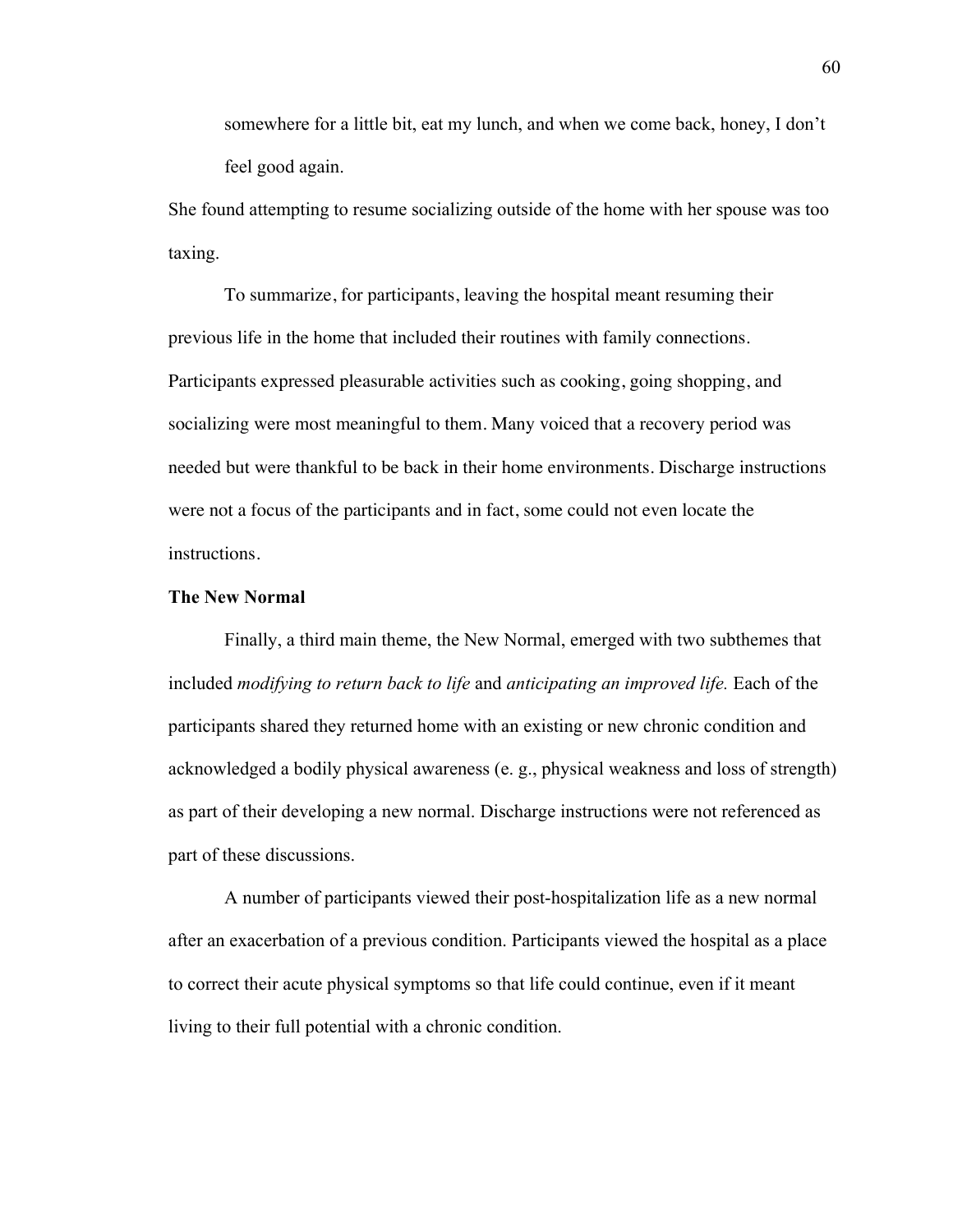somewhere for a little bit, eat my lunch, and when we come back, honey, I don't feel good again.

She found attempting to resume socializing outside of the home with her spouse was too taxing.

To summarize, for participants, leaving the hospital meant resuming their previous life in the home that included their routines with family connections. Participants expressed pleasurable activities such as cooking, going shopping, and socializing were most meaningful to them. Many voiced that a recovery period was needed but were thankful to be back in their home environments. Discharge instructions were not a focus of the participants and in fact, some could not even locate the instructions.

**The New Normal**

Finally, a third main theme, the New Normal, emerged with two subthemes that included *modifying to return back to life* and *anticipating an improved life.* Each of the participants shared they returned home with an existing or new chronic condition and acknowledged a bodily physical awareness (e. g., physical weakness and loss of strength) as part of their developing a new normal. Discharge instructions were not referenced as part of these discussions.

A number of participants viewed their post-hospitalization life as a new normal after an exacerbation of a previous condition. Participants viewed the hospital as a place to correct their acute physical symptoms so that life could continue, even if it meant living to their full potential with a chronic condition.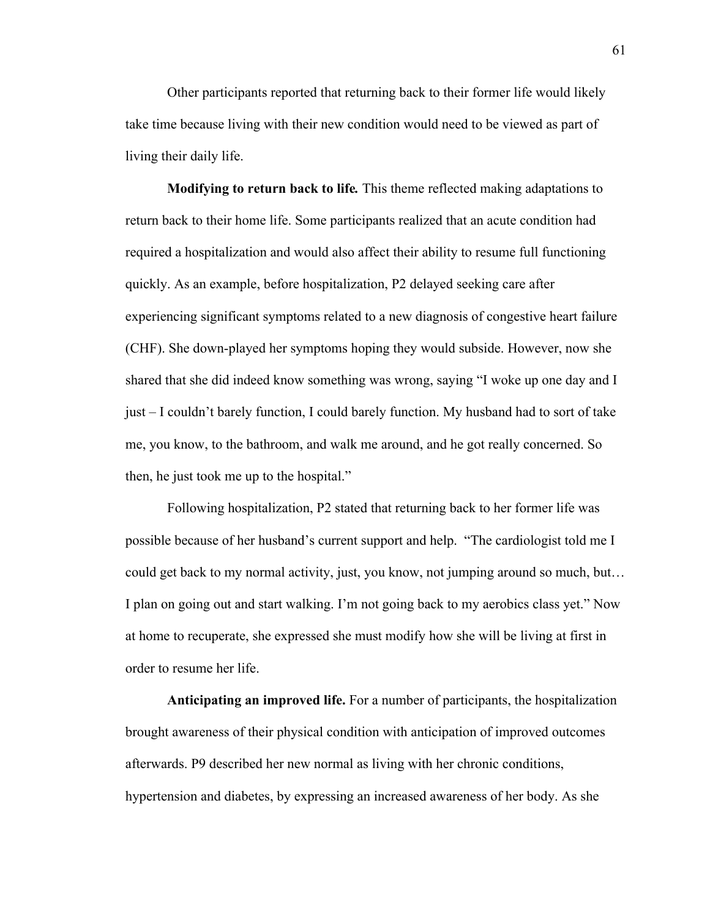Other participants reported that returning back to their former life would likely take time because living with their new condition would need to be viewed as part of living their daily life.

**Modifying to return back to life.** This theme reflected making adaptations to return back to their home life. Some participants realized that an acute condition had required a hospitalization and would also affect their ability to resume full functioning quickly. As an example, before hospitalization, P2 delayed seeking care after experiencing significant symptoms related to a new diagnosis of congestive heart failure (CHF). She down-played her symptoms hoping they would subside. However, now she shared that she did indeed know something was wrong, saying "I woke up one day and I just – I couldn't barely function, I could barely function. My husband had to sort of take me, you know, to the bathroom, and walk me around, and he got really concerned. So then, he just took me up to the hospital."

Following hospitalization, P2 stated that returning back to her former life was possible because of her husband's current support and help. "The cardiologist told me I could get back to my normal activity, just, you know, not jumping around so much, but… I plan on going out and start walking. I'm not going back to my aerobics class yet." Now at home to recuperate, she expressed she must modify how she will be living at first in order to resume her life.

**Anticipating an improved life.** For a number of participants, the hospitalization brought awareness of their physical condition with anticipation of improved outcomes afterwards. P9 described her new normal as living with her chronic conditions, hypertension and diabetes, by expressing an increased awareness of her body. As she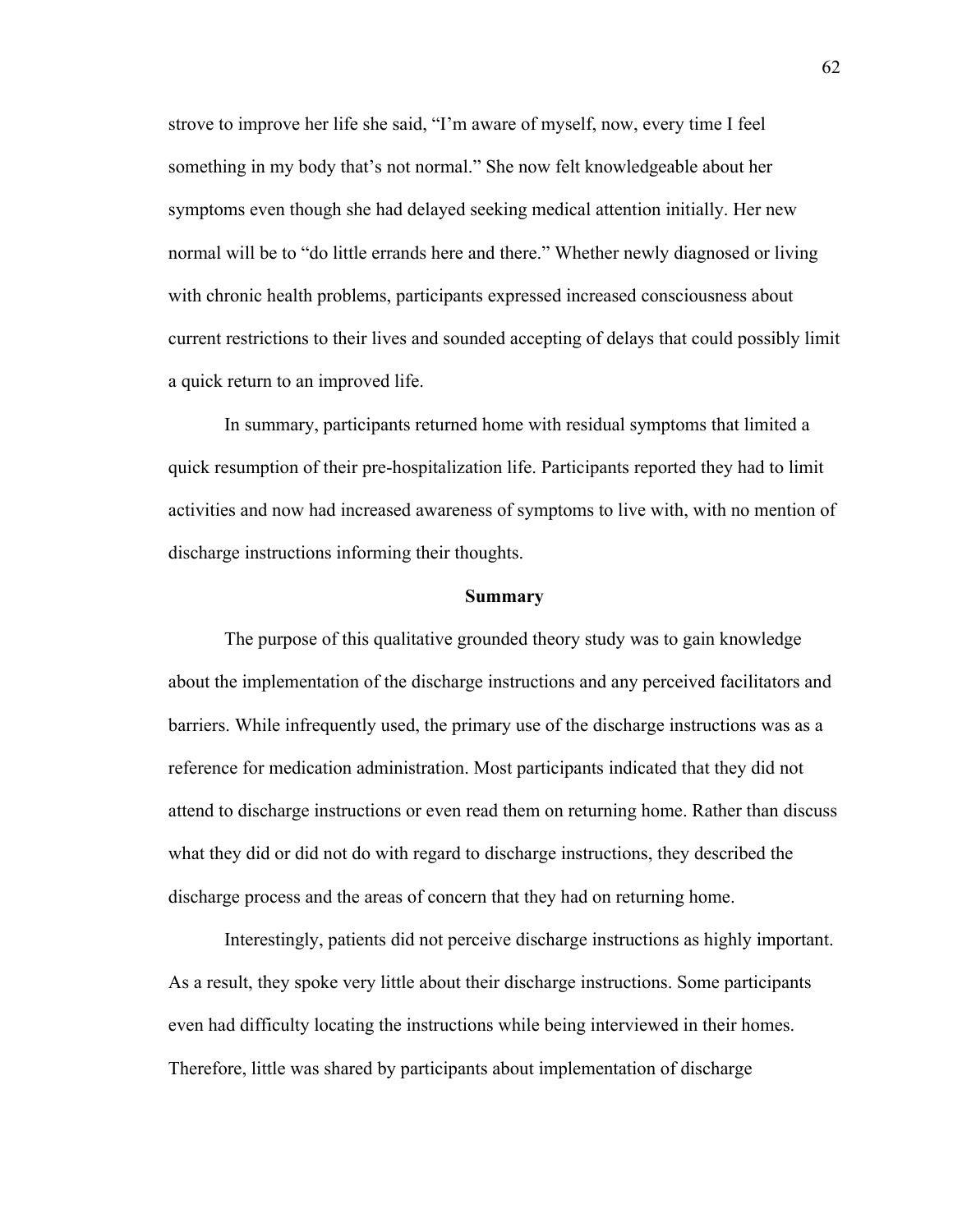strove to improve her life she said, "I'm aware of myself, now, every time I feel something in my body that's not normal." She now felt knowledgeable about her symptoms even though she had delayed seeking medical attention initially. Her new normal will be to "do little errands here and there." Whether newly diagnosed or living with chronic health problems, participants expressed increased consciousness about current restrictions to their lives and sounded accepting of delays that could possibly limit a quick return to an improved life.

In summary, participants returned home with residual symptoms that limited a quick resumption of their pre-hospitalization life. Participants reported they had to limit activities and now had increased awareness of symptoms to live with, with no mention of discharge instructions informing their thoughts.

## Summary

The purpose of this qualitative grounded theory study was to gain knowledge about the implementation of the discharge instructions and any perceived facilitators and barriers. While infrequently used, the primary use of the discharge instructions was as a reference for medication administration. Most participants indicated that they did not attend to discharge instructions or even read them on returning home. Rather than discuss what they did or did not do with regard to discharge instructions, they described the discharge process and the areas of concern that they had on returning home.

Interestingly, patients did not perceive discharge instructions as highly important. As a result, they spoke very little about their discharge instructions. Some participants even had difficulty locating the instructions while being interviewed in their homes. Therefore, little was shared by participants about implementation of discharge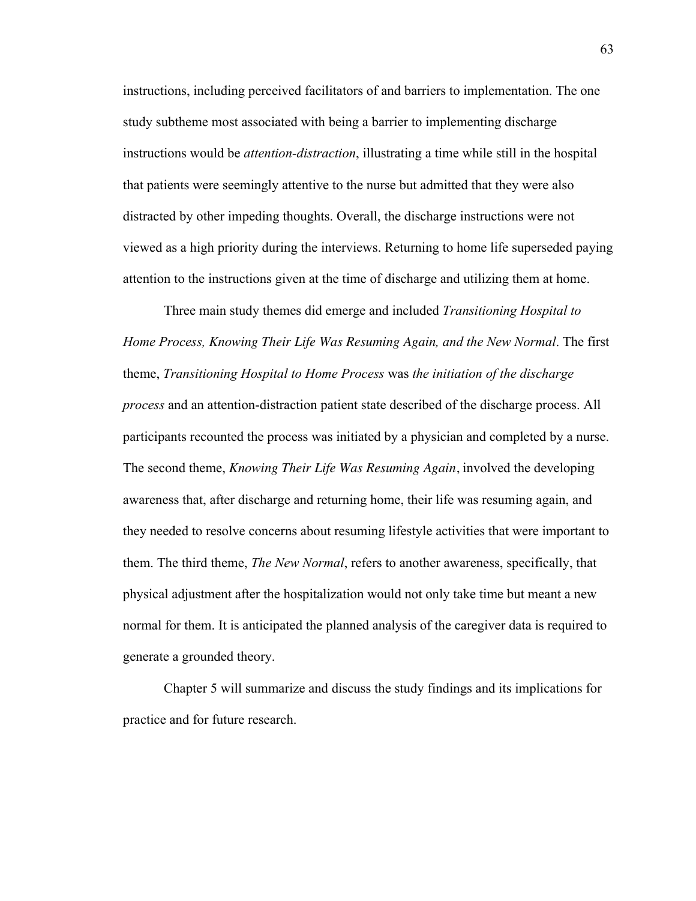instructions, including perceived facilitators of and barriers to implementation. The one study subtheme most associated with being a barrier to implementing discharge instructions would be *attention-distraction*, illustrating a time while still in the hospital that patients were seemingly attentive to the nurse but admitted that they were also distracted by other impeding thoughts. Overall, the discharge instructions were not viewed as a high priority during the interviews. Returning to home life superseded paying attention to the instructions given at the time of discharge and utilizing them at home.

Three main study themes did emerge and included *Transitioning Hospital to Home Process, Knowing Their Life Was Resuming Again, and the New Normal*. The first theme, *Transitioning Hospital to Home Process* was *the initiation of the discharge process* and an attention-distraction patient state described of the discharge process. All participants recounted the process was initiated by a physician and completed by a nurse. The second theme, *Knowing Their Life Was Resuming Again*, involved the developing awareness that, after discharge and returning home, their life was resuming again, and they needed to resolve concerns about resuming lifestyle activities that were important to them. The third theme, *The New Normal*, refers to another awareness, specifically, that physical adjustment after the hospitalization would not only take time but meant a new normal for them. It is anticipated the planned analysis of the caregiver data is required to generate a grounded theory.

Chapter 5 will summarize and discuss the study findings and its implications for practice and for future research.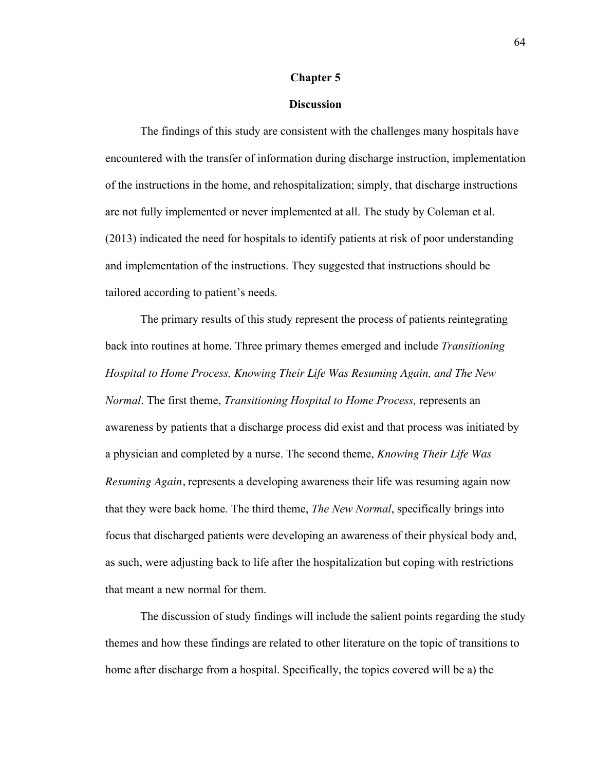# Chapter 5

## Discussion

The findings of this study are consistent with the challenges many hospitals have encountered with the transfer of information during discharge instruction, implementation of the instructions in the home, and rehospitalization; simply, that discharge instructions are not fully implemented or never implemented at all. The study by Coleman et al. (2013) indicated the need for hospitals to identify patients at risk of poor understanding and implementation of the instructions. They suggested that instructions should be tailored according to patient's needs.

The primary results of this study represent the process of patients reintegrating back into routines at home. Three primary themes emerged and include *Transitioning Hospital to Home Process, Knowing Their Life Was Resuming Again, and The New Normal*. The first theme, *Transitioning Hospital to Home Process,* represents an awareness by patients that a discharge process did exist and that process was initiated by a physician and completed by a nurse. The second theme, *Knowing Their Life Was Resuming Again*, represents a developing awareness their life was resuming again now that they were back home. The third theme, *The New Normal*, specifically brings into focus that discharged patients were developing an awareness of their physical body and, as such, were adjusting back to life after the hospitalization but coping with restrictions that meant a new normal for them.

The discussion of study findings will include the salient points regarding the study themes and how these findings are related to other literature on the topic of transitions to home after discharge from a hospital. Specifically, the topics covered will be a) the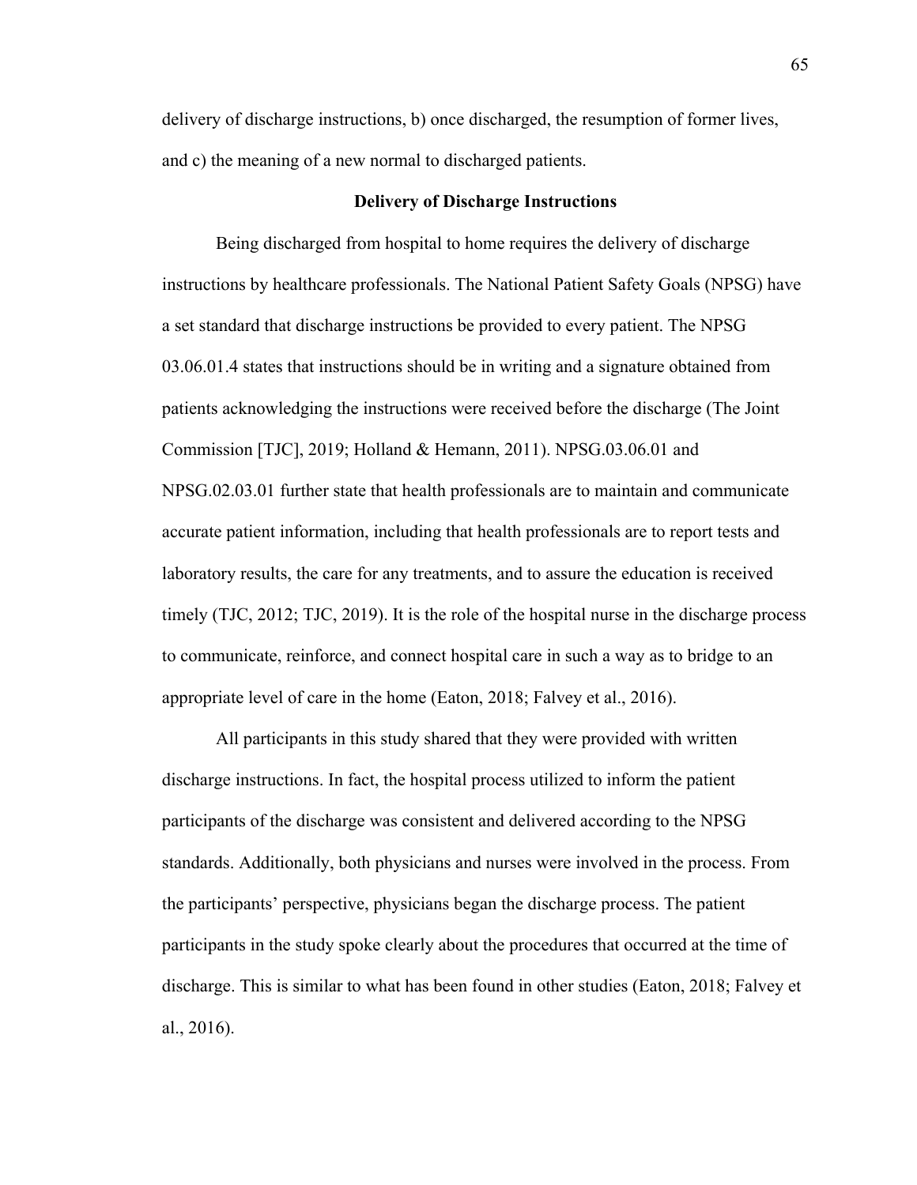delivery of discharge instructions, b) once discharged, the resumption of former lives, and c) the meaning of a new normal to discharged patients.

## Delivery of Discharge Instructions

Being discharged from hospital to home requires the delivery of discharge instructions by healthcare professionals. The National Patient Safety Goals (NPSG) have a set standard that discharge instructions be provided to every patient. The NPSG 03.06.01.4 states that instructions should be in writing and a signature obtained from patients acknowledging the instructions were received before the discharge (The Joint Commission [TJC], 2019; Holland & Hemann, 2011). NPSG.03.06.01 and NPSG.02.03.01 further state that health professionals are to maintain and communicate accurate patient information, including that health professionals are to report tests and laboratory results, the care for any treatments, and to assure the education is received timely (TJC, 2012; TJC, 2019). It is the role of the hospital nurse in the discharge process to communicate, reinforce, and connect hospital care in such a way as to bridge to an appropriate level of care in the home (Eaton, 2018; Falvey et al., 2016).

All participants in this study shared that they were provided with written discharge instructions. In fact, the hospital process utilized to inform the patient participants of the discharge was consistent and delivered according to the NPSG standards. Additionally, both physicians and nurses were involved in the process. From the participants' perspective, physicians began the discharge process. The patient participants in the study spoke clearly about the procedures that occurred at the time of discharge. This is similar to what has been found in other studies (Eaton, 2018; Falvey et al., 2016).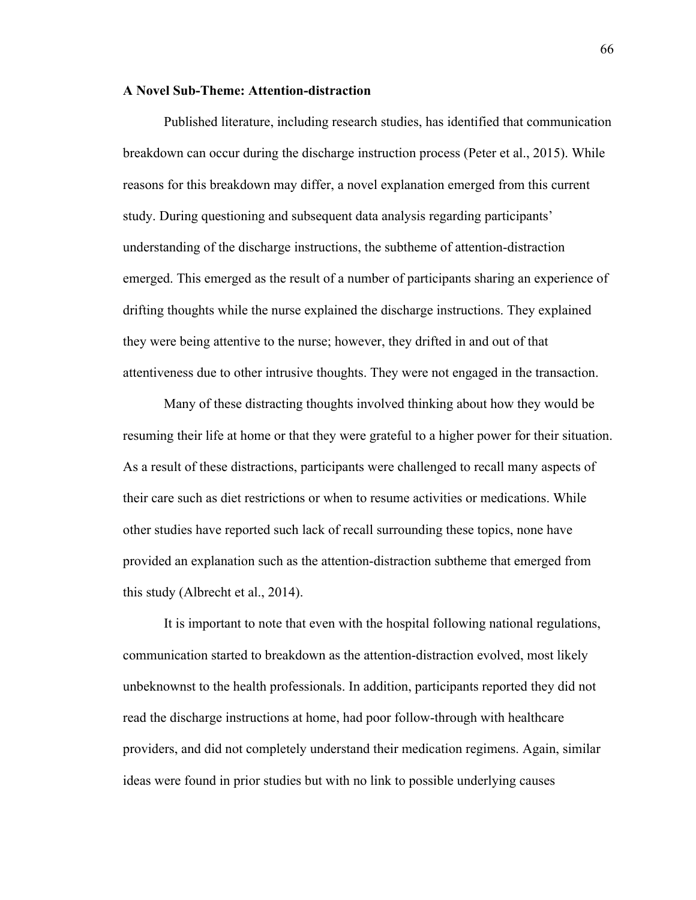### A Novel Sub-Theme: Attention-distraction

Published literature, including research studies, has identified that communication breakdown can occur during the discharge instruction process (Peter et al., 2015). While reasons for this breakdown may differ, a novel explanation emerged from this current study. During questioning and subsequent data analysis regarding participants' understanding of the discharge instructions, the subtheme of attention-distraction emerged. This emerged as the result of a number of participants sharing an experience of drifting thoughts while the nurse explained the discharge instructions. They explained they were being attentive to the nurse; however, they drifted in and out of that attentiveness due to other intrusive thoughts. They were not engaged in the transaction.

Many of these distracting thoughts involved thinking about how they would be resuming their life at home or that they were grateful to a higher power for their situation. As a result of these distractions, participants were challenged to recall many aspects of their care such as diet restrictions or when to resume activities or medications. While other studies have reported such lack of recall surrounding these topics, none have provided an explanation such as the attention-distraction subtheme that emerged from this study (Albrecht et al., 2014).

It is important to note that even with the hospital following national regulations, communication started to breakdown as the attention-distraction evolved, most likely unbeknownst to the health professionals. In addition, participants reported they did not read the discharge instructions at home, had poor follow-through with healthcare providers, and did not completely understand their medication regimens. Again, similar ideas were found in prior studies but with no link to possible underlying causes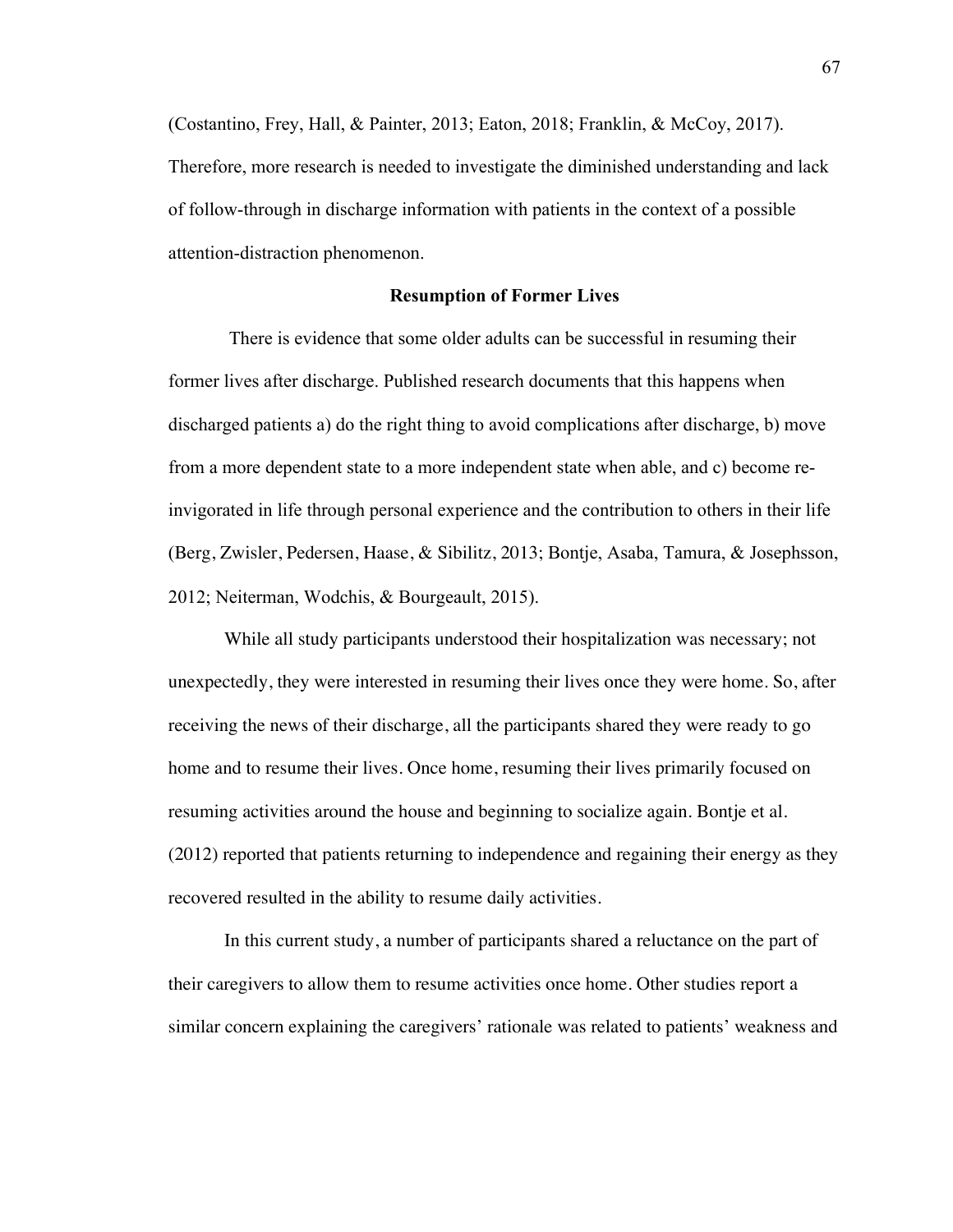(Costantino, Frey, Hall, & Painter, 2013; Eaton, 2018; Franklin, & McCoy, 2017). Therefore, more research is needed to investigate the diminished understanding and lack of follow-through in discharge information with patients in the context of a possible attention-distraction phenomenon.

## Resumption of Former Lives

There is evidence that some older adults can be successful in resuming their former lives after discharge. Published research documents that this happens when discharged patients a) do the right thing to avoid complications after discharge, b) move from a more dependent state to a more independent state when able, and c) become re-invigorated in life through personal experience and the contribution to others in their life (Berg, Zwisler, Pedersen, Haase, & Sibilitz, 2013; Bontje, Asaba, Tamura, & Josephsson, 2012; Neiterman, Wodchis, & Bourgeault, 2015).

While all study participants understood their hospitalization was necessary; not unexpectedly, they were interested in resuming their lives once they were home. So, after receiving the news of their discharge, all the participants shared they were ready to go home and to resume their lives. Once home, resuming their lives primarily focused on resuming activities around the house and beginning to socialize again. Bontje et al. (2012) reported that patients returning to independence and regaining their energy as they recovered resulted in the ability to resume daily activities.

In this current study, a number of participants shared a reluctance on the part of their caregivers to allow them to resume activities once home. Other studies report a similar concern explaining the caregivers' rationale was related to patients' weakness and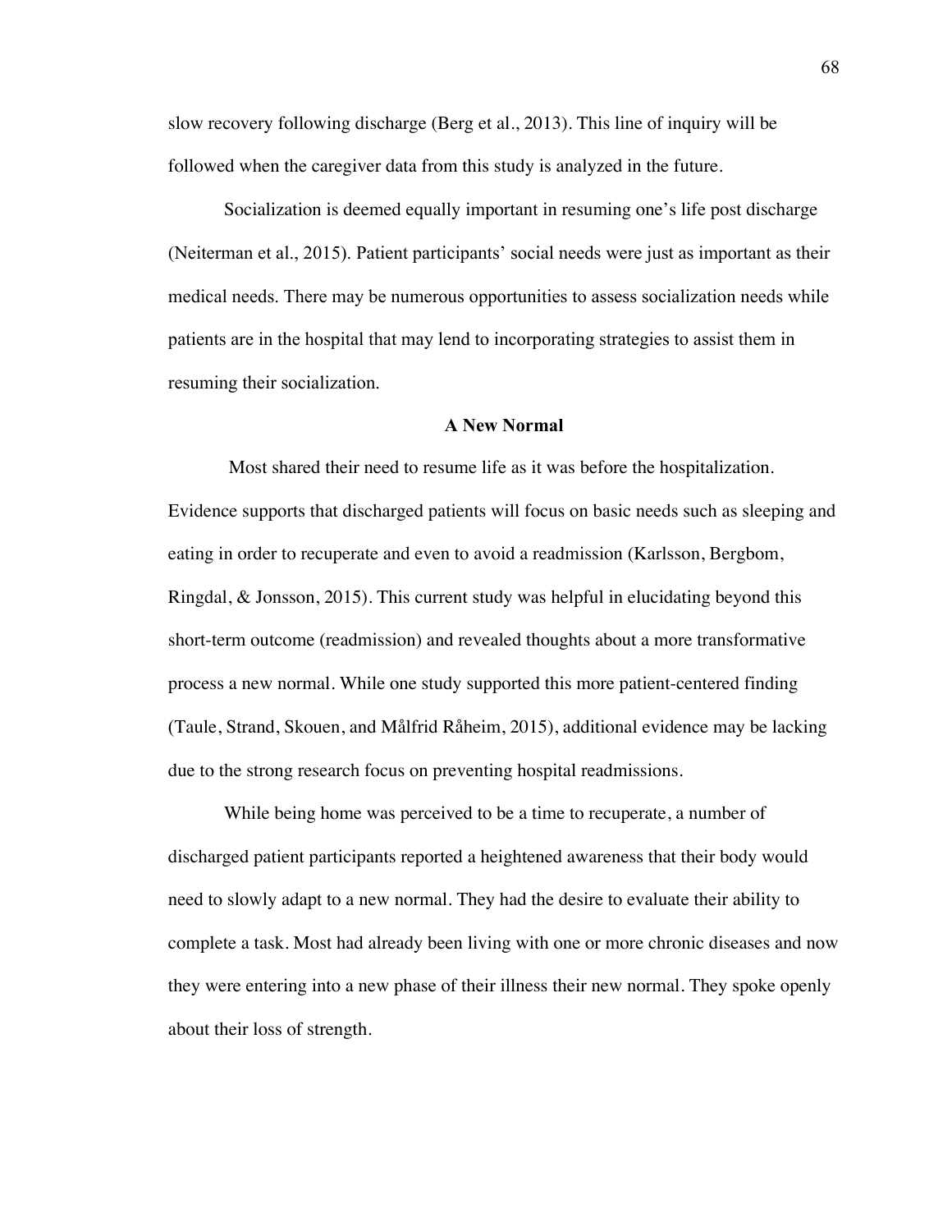slow recovery following discharge (Berg et al., 2013). This line of inquiry will be followed when the caregiver data from this study is analyzed in the future.

Socialization is deemed equally important in resuming one's life post discharge (Neiterman et al., 2015). Patient participants' social needs were just as important as their medical needs. There may be numerous opportunities to assess socialization needs while patients are in the hospital that may lend to incorporating strategies to assist them in resuming their socialization.

## A New Normal

Most shared their need to resume life as it was before the hospitalization. Evidence supports that discharged patients will focus on basic needs such as sleeping and eating in order to recuperate and even to avoid a readmission (Karlsson, Bergbom, Ringdal, & Jonsson, 2015). This current study was helpful in elucidating beyond this short-term outcome (readmission) and revealed thoughts about a more transformative process a new normal. While one study supported this more patient-centered finding (Taule, Strand, Skouen, and Målfrid Råheim, 2015), additional evidence may be lacking due to the strong research focus on preventing hospital readmissions.

While being home was perceived to be a time to recuperate, a number of discharged patient participants reported a heightened awareness that their body would need to slowly adapt to a new normal. They had the desire to evaluate their ability to complete a task. Most had already been living with one or more chronic diseases and now they were entering into a new phase of their illness their new normal. They spoke openly about their loss of strength.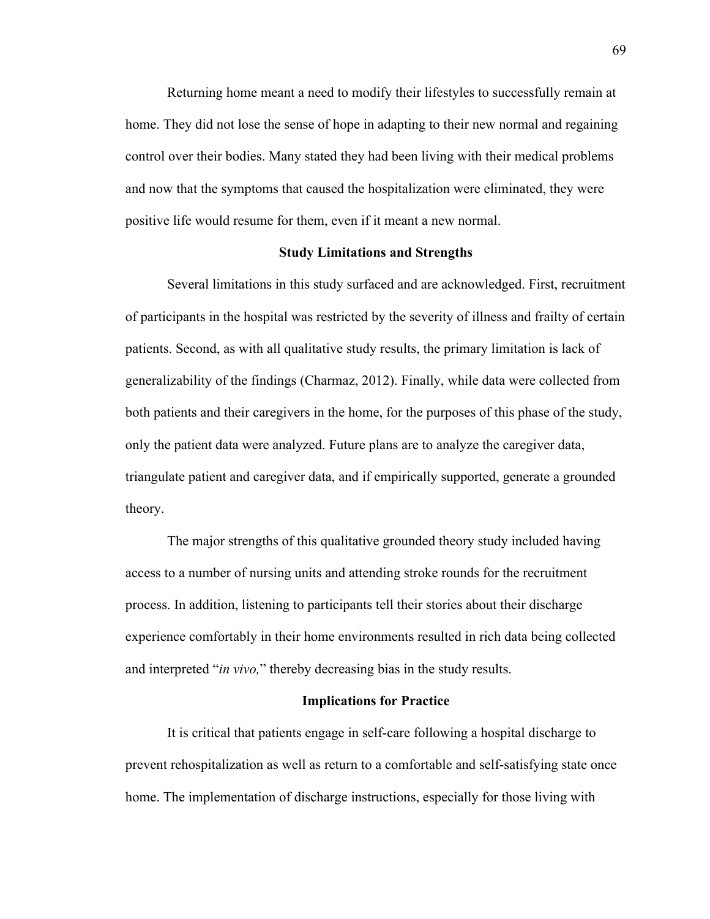Returning home meant a need to modify their lifestyles to successfully remain at home. They did not lose the sense of hope in adapting to their new normal and regaining control over their bodies. Many stated they had been living with their medical problems and now that the symptoms that caused the hospitalization were eliminated, they were positive life would resume for them, even if it meant a new normal.

## Study Limitations and Strengths

Several limitations in this study surfaced and are acknowledged. First, recruitment of participants in the hospital was restricted by the severity of illness and frailty of certain patients. Second, as with all qualitative study results, the primary limitation is lack of generalizability of the findings (Charmaz, 2012). Finally, while data were collected from both patients and their caregivers in the home, for the purposes of this phase of the study, only the patient data were analyzed. Future plans are to analyze the caregiver data, triangulate patient and caregiver data, and if empirically supported, generate a grounded theory.

The major strengths of this qualitative grounded theory study included having access to a number of nursing units and attending stroke rounds for the recruitment process. In addition, listening to participants tell their stories about their discharge experience comfortably in their home environments resulted in rich data being collected and interpreted "*in vivo,*" thereby decreasing bias in the study results.

## Implications for Practice

It is critical that patients engage in self-care following a hospital discharge to prevent rehospitalization as well as return to a comfortable and self-satisfying state once home. The implementation of discharge instructions, especially for those living with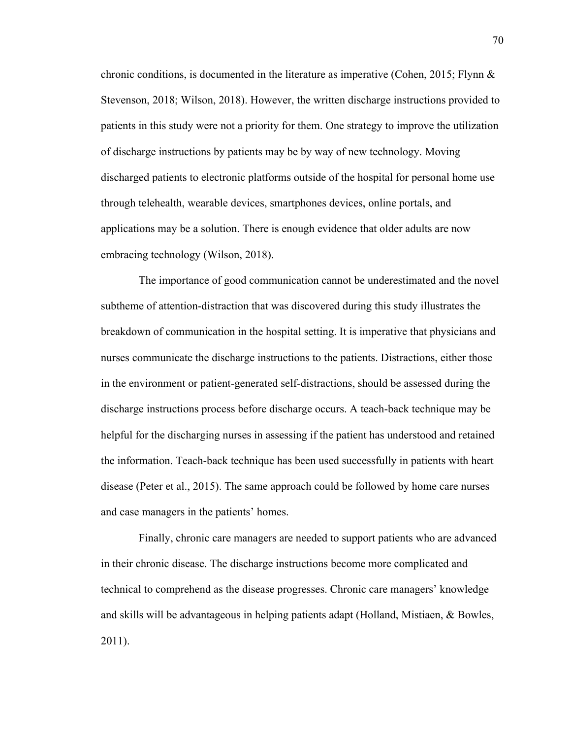chronic conditions, is documented in the literature as imperative (Cohen, 2015; Flynn & Stevenson, 2018; Wilson, 2018). However, the written discharge instructions provided to patients in this study were not a priority for them. One strategy to improve the utilization of discharge instructions by patients may be by way of new technology. Moving discharged patients to electronic platforms outside of the hospital for personal home use through telehealth, wearable devices, smartphones devices, online portals, and applications may be a solution. There is enough evidence that older adults are now embracing technology (Wilson, 2018).

The importance of good communication cannot be underestimated and the novel subtheme of attention-distraction that was discovered during this study illustrates the breakdown of communication in the hospital setting. It is imperative that physicians and nurses communicate the discharge instructions to the patients. Distractions, either those in the environment or patient-generated self-distractions, should be assessed during the discharge instructions process before discharge occurs. A teach-back technique may be helpful for the discharging nurses in assessing if the patient has understood and retained the information. Teach-back technique has been used successfully in patients with heart disease (Peter et al., 2015). The same approach could be followed by home care nurses and case managers in the patients' homes.

Finally, chronic care managers are needed to support patients who are advanced in their chronic disease. The discharge instructions become more complicated and technical to comprehend as the disease progresses. Chronic care managers' knowledge and skills will be advantageous in helping patients adapt (Holland, Mistiaen, & Bowles, 2011).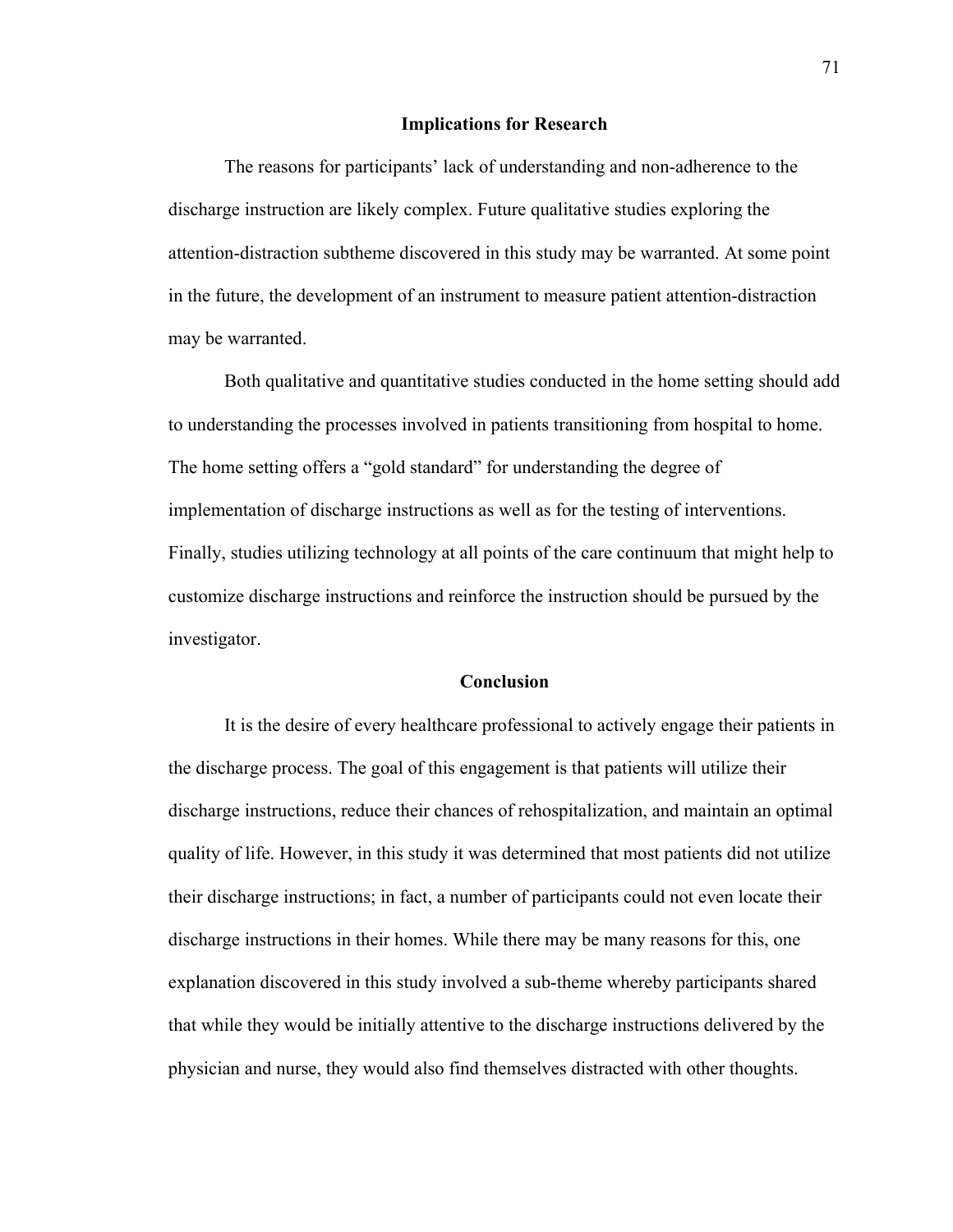## Implications for Research

The reasons for participants' lack of understanding and non-adherence to the discharge instruction are likely complex. Future qualitative studies exploring the attention-distraction subtheme discovered in this study may be warranted. At some point in the future, the development of an instrument to measure patient attention-distraction may be warranted.

Both qualitative and quantitative studies conducted in the home setting should add to understanding the processes involved in patients transitioning from hospital to home. The home setting offers a "gold standard" for understanding the degree of implementation of discharge instructions as well as for the testing of interventions. Finally, studies utilizing technology at all points of the care continuum that might help to customize discharge instructions and reinforce the instruction should be pursued by the investigator.

## Conclusion

It is the desire of every healthcare professional to actively engage their patients in the discharge process. The goal of this engagement is that patients will utilize their discharge instructions, reduce their chances of rehospitalization, and maintain an optimal quality of life. However, in this study it was determined that most patients did not utilize their discharge instructions; in fact, a number of participants could not even locate their discharge instructions in their homes. While there may be many reasons for this, one explanation discovered in this study involved a sub-theme whereby participants shared that while they would be initially attentive to the discharge instructions delivered by the physician and nurse, they would also find themselves distracted with other thoughts.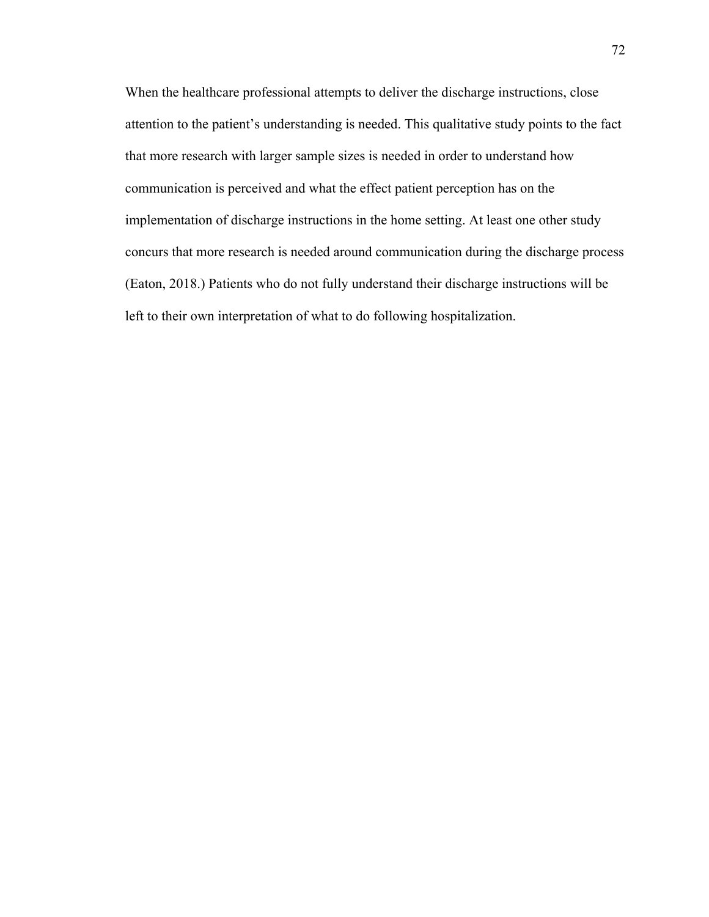When the healthcare professional attempts to deliver the discharge instructions, close attention to the patient's understanding is needed. This qualitative study points to the fact that more research with larger sample sizes is needed in order to understand how communication is perceived and what the effect patient perception has on the implementation of discharge instructions in the home setting. At least one other study concurs that more research is needed around communication during the discharge process (Eaton, 2018.) Patients who do not fully understand their discharge instructions will be left to their own interpretation of what to do following hospitalization.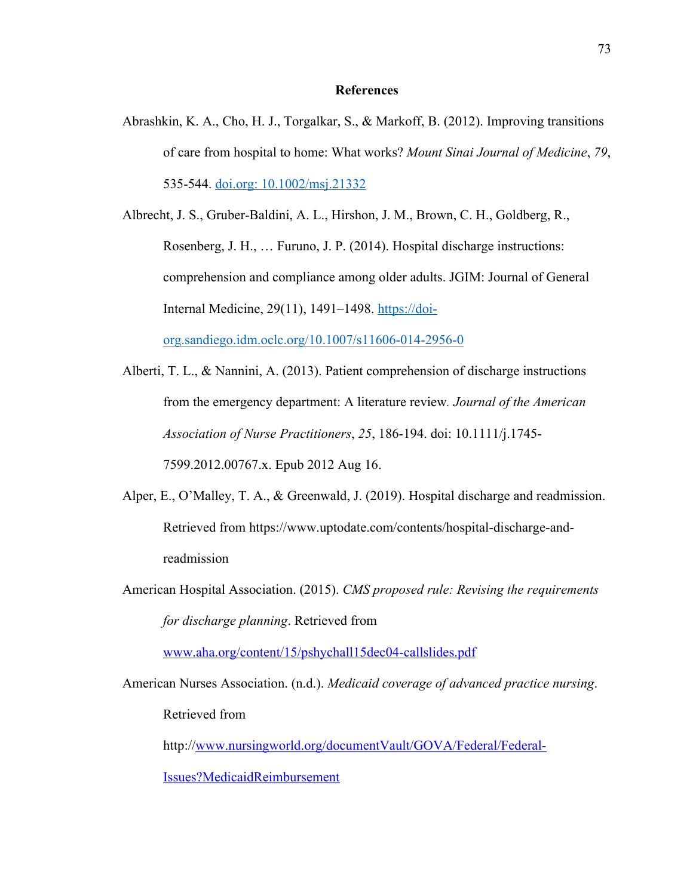# References

Abrashkin, K. A., Cho, H. J., Torgalkar, S., & Markoff, B. (2012). Improving transitions of care from hospital to home: What works? *Mount Sinai Journal of Medicine*, *79*, 535-544. doi.org: 10.1002/msj.21332

Albrecht, J. S., Gruber-Baldini, A. L., Hirshon, J. M., Brown, C. H., Goldberg, R., Rosenberg, J. H., … Furuno, J. P. (2014). Hospital discharge instructions: comprehension and compliance among older adults. JGIM: Journal of General Internal Medicine, 29(11), 1491–1498. https://doi-org.sandiego.idm.oclc.org/10.1007/s11606-014-2956-0

Alberti, T. L., & Nannini, A. (2013). Patient comprehension of discharge instructions from the emergency department: A literature review. *Journal of the American Association of Nurse Practitioners*, *25*, 186-194. doi: 10.1111/j.1745-7599.2012.00767.x. Epub 2012 Aug 16.

Alper, E., O'Malley, T. A., & Greenwald, J. (2019). Hospital discharge and readmission. Retrieved from https://www.uptodate.com/contents/hospital-discharge-and-readmission

American Hospital Association. (2015). *CMS proposed rule: Revising the requirements for discharge planning*. Retrieved from www.aha.org/content/15/pshychall15dec04-callslides.pdf

American Nurses Association. (n.d.). *Medicaid coverage of advanced practice nursing*. Retrieved from http://www.nursingworld.org/documentVault/GOVA/Federal/Federal-Issues?MedicaidReimbursement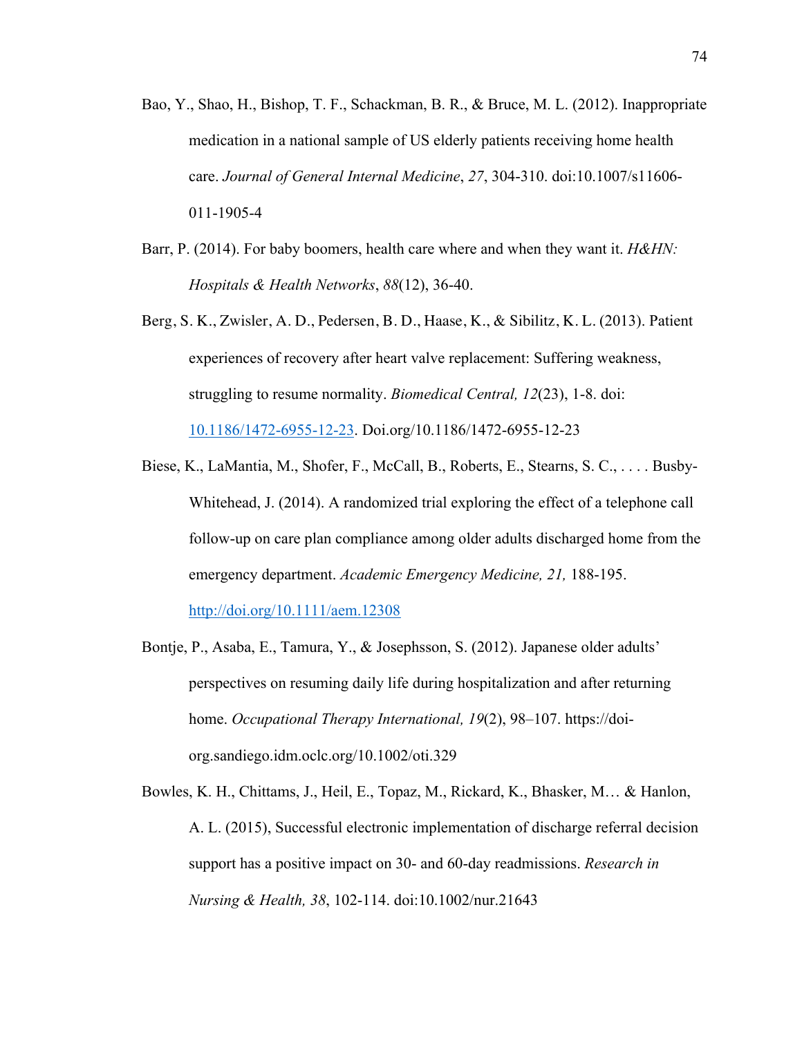Bao, Y., Shao, H., Bishop, T. F., Schackman, B. R., & Bruce, M. L. (2012). Inappropriate medication in a national sample of US elderly patients receiving home health care. *Journal of General Internal Medicine*, *27*, 304-310. doi:10.1007/s11606-011-1905-4

Barr, P. (2014). For baby boomers, health care where and when they want it. *H&HN: Hospitals & Health Networks*, *88*(12), 36-40.

Berg, S. K., Zwisler, A. D., Pedersen, B. D., Haase, K., & Sibilitz, K. L. (2013). Patient experiences of recovery after heart valve replacement: Suffering weakness, struggling to resume normality. *Biomedical Central, 12*(23), 1-8. doi: 10.1186/1472-6955-12-23. Doi.org/10.1186/1472-6955-12-23

Biese, K., LaMantia, M., Shofer, F., McCall, B., Roberts, E., Stearns, S. C., . . . . Busby-Whitehead, J. (2014). A randomized trial exploring the effect of a telephone call follow-up on care plan compliance among older adults discharged home from the emergency department. *Academic Emergency Medicine, 21,* 188-195. http://doi.org/10.1111/aem.12308

Bontje, P., Asaba, E., Tamura, Y., & Josephsson, S. (2012). Japanese older adults' perspectives on resuming daily life during hospitalization and after returning home. *Occupational Therapy International, 19*(2), 98–107. https://doi-org.sandiego.idm.oclc.org/10.1002/oti.329

Bowles, K. H., Chittams, J., Heil, E., Topaz, M., Rickard, K., Bhasker, M… & Hanlon, A. L. (2015), Successful electronic implementation of discharge referral decision support has a positive impact on 30- and 60-day readmissions. *Research in Nursing & Health, 38*, 102-114. doi:10.1002/nur.21643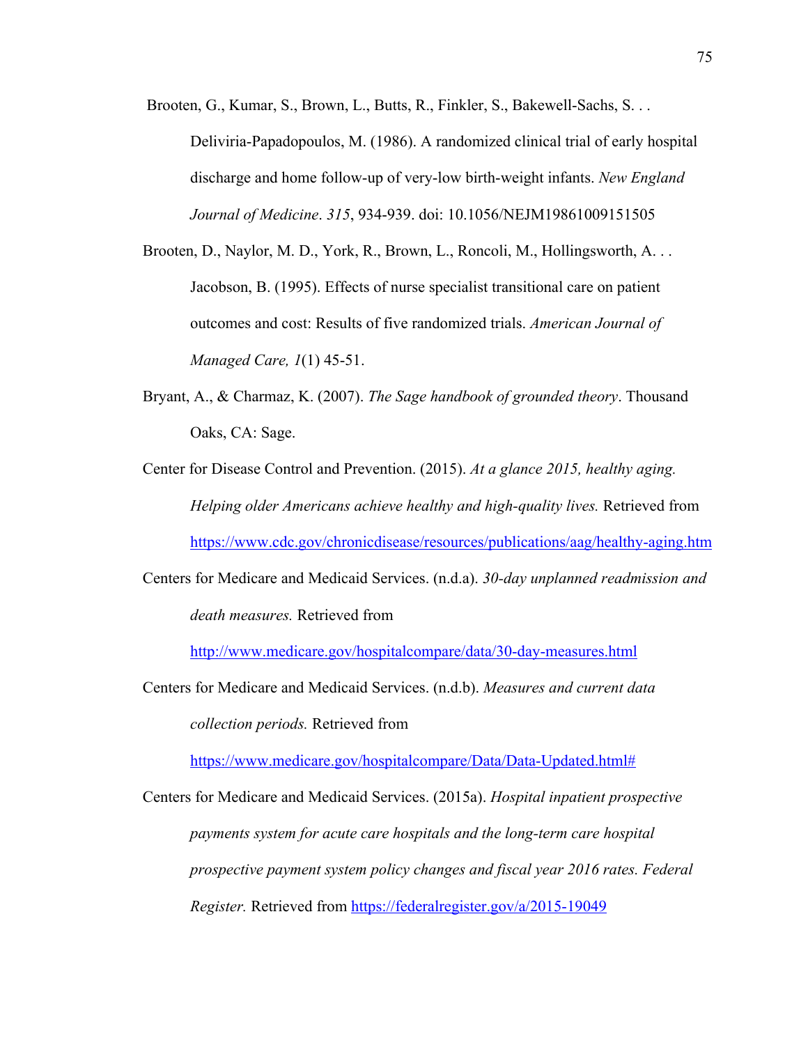Brooten, G., Kumar, S., Brown, L., Butts, R., Finkler, S., Bakewell-Sachs, S. . . Deliviria-Papadopoulos, M. (1986). A randomized clinical trial of early hospital discharge and home follow-up of very-low birth-weight infants. *New England Journal of Medicine*. *315*, 934-939. doi: 10.1056/NEJM198610091515​05

Brooten, D., Naylor, M. D., York, R., Brown, L., Roncoli, M., Hollingsworth, A. . . Jacobson, B. (1995). Effects of nurse specialist transitional care on patient outcomes and cost: Results of five randomized trials. *American Journal of Managed Care, 1*(1) 45-51.

Bryant, A., & Charmaz, K. (2007). *The Sage handbook of grounded theory*. Thousand Oaks, CA: Sage.

Center for Disease Control and Prevention. (2015). *At a glance 2015, healthy aging. Helping older Americans achieve healthy and high-quality lives.* Retrieved from https://www.cdc.gov/chronicdisease/resources/publications/aag/healthy-aging.htm

Centers for Medicare and Medicaid Services. (n.d.a). *30-day unplanned readmission and death measures.* Retrieved from http://www.medicare.gov/hospitalcompare/data/30-day-measures.html

Centers for Medicare and Medicaid Services. (n.d.b). *Measures and current data collection periods.* Retrieved from https://www.medicare.gov/hospitalcompare/Data/Data-Updated.html#

Centers for Medicare and Medicaid Services. (2015a). *Hospital inpatient prospective payments system for acute care hospitals and the long-term care hospital prospective payment system policy changes and fiscal year 2016 rates. Federal Register.* Retrieved from https://federalregister.gov/a/2015-19049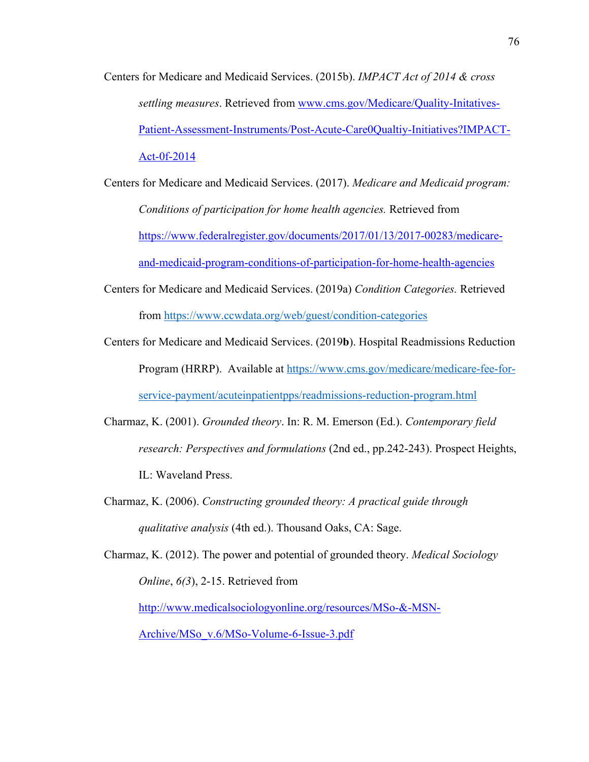Centers for Medicare and Medicaid Services. (2015b). *IMPACT Act of 2014 & cross settling measures*. Retrieved from www.cms.gov/Medicare/Quality-Initatives-Patient-Assessment-Instruments/Post-Acute-Care0Qualtiy-Initiatives?IMPACT-Act-0f-2014

Centers for Medicare and Medicaid Services. (2017). *Medicare and Medicaid program: Conditions of participation for home health agencies.* Retrieved from https://www.federalregister.gov/documents/2017/01/13/2017-00283/medicare-and-medicaid-program-conditions-of-participation-for-home-health-agencies

Centers for Medicare and Medicaid Services. (2019a) *Condition Categories.* Retrieved from https://www.ccwdata.org/web/guest/condition-categories

Centers for Medicare and Medicaid Services. (2019**b**). Hospital Readmissions Reduction Program (HRRP). Available at https://www.cms.gov/medicare/medicare-fee-for-service-payment/acuteinpatientpps/readmissions-reduction-program.html

Charmaz, K. (2001). *Grounded theory*. In: R. M. Emerson (Ed.). *Contemporary field research: Perspectives and formulations* (2nd ed., pp.242-243). Prospect Heights, IL: Waveland Press.

Charmaz, K. (2006). *Constructing grounded theory: A practical guide through qualitative analysis* (4th ed.). Thousand Oaks, CA: Sage.

Charmaz, K. (2012). The power and potential of grounded theory. *Medical Sociology Online*, *6(3*), 2-15. Retrieved from http://www.medicalsociologyonline.org/resources/MSo-&-MSN-Archive/MSo_v.6/MSo-Volume-6-Issue-3.pdf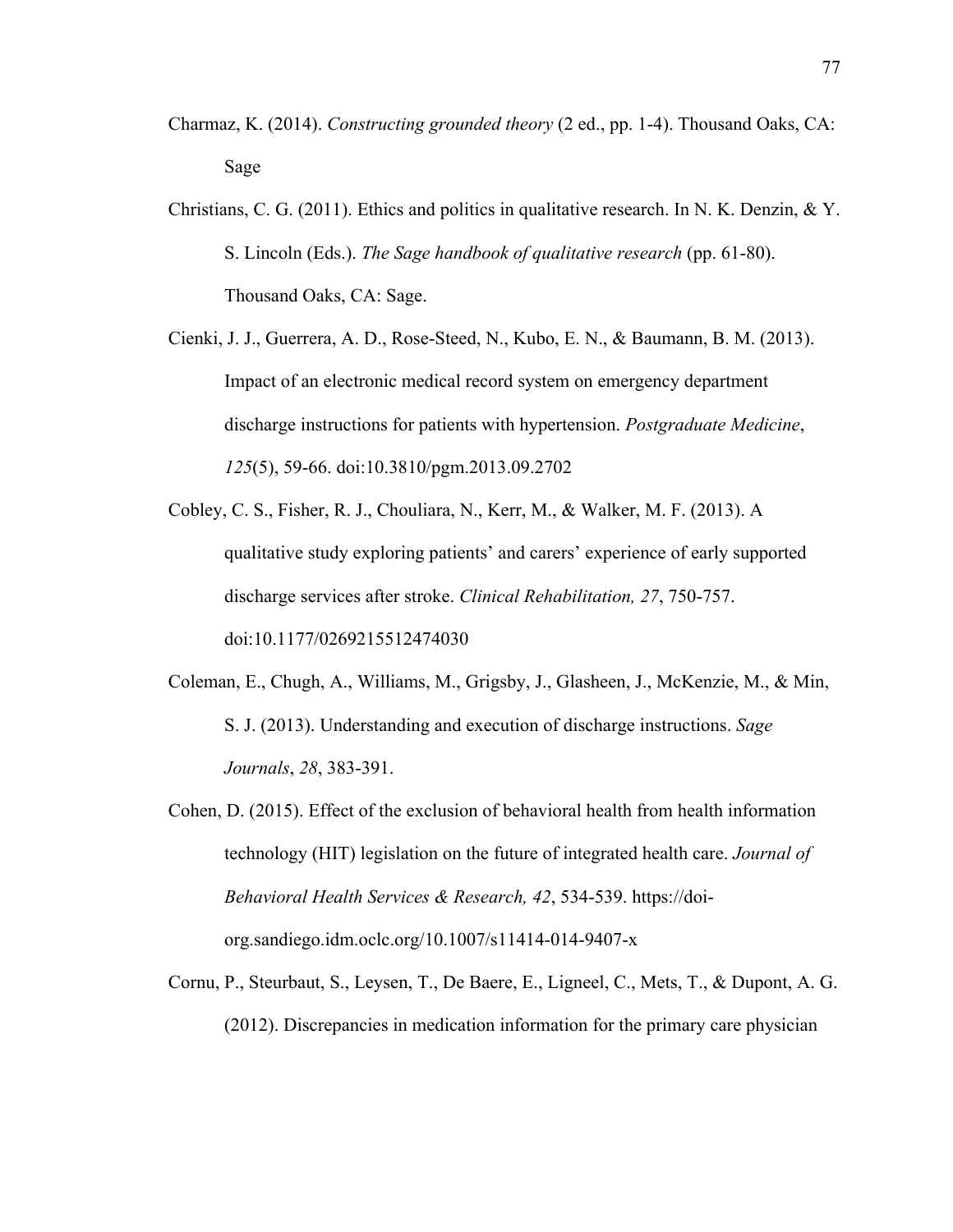Charmaz, K. (2014). *Constructing grounded theory* (2 ed., pp. 1-4). Thousand Oaks, CA: Sage

Christians, C. G. (2011). Ethics and politics in qualitative research. In N. K. Denzin, & Y. S. Lincoln (Eds.). *The Sage handbook of qualitative research* (pp. 61-80). Thousand Oaks, CA: Sage.

Cienki, J. J., Guerrera, A. D., Rose-Steed, N., Kubo, E. N., & Baumann, B. M. (2013). Impact of an electronic medical record system on emergency department discharge instructions for patients with hypertension. *Postgraduate Medicine*, *125*(5), 59-66. doi:10.3810/pgm.2013.09.2702

Cobley, C. S., Fisher, R. J., Chouliara, N., Kerr, M., & Walker, M. F. (2013). A qualitative study exploring patients' and carers' experience of early supported discharge services after stroke. *Clinical Rehabilitation, 27*, 750-757. doi:10.1177/0269215512474030

Coleman, E., Chugh, A., Williams, M., Grigsby, J., Glasheen, J., McKenzie, M., & Min, S. J. (2013). Understanding and execution of discharge instructions. *Sage Journals*, *28*, 383-391.

Cohen, D. (2015). Effect of the exclusion of behavioral health from health information technology (HIT) legislation on the future of integrated health care. *Journal of Behavioral Health Services & Research, 42*, 534-539. https://doi-org.sandiego.idm.oclc.org/10.1007/s11414-014-9407-x

Cornu, P., Steurbaut, S., Leysen, T., De Baere, E., Ligneel, C., Mets, T., & Dupont, A. G. (2012). Discrepancies in medication information for the primary care physician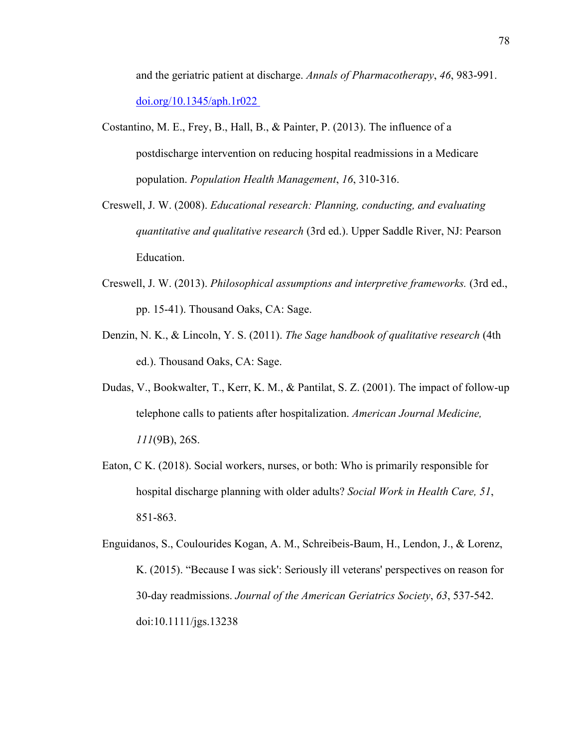and the geriatric patient at discharge. *Annals of Pharmacotherapy*, *46*, 983-991. doi.org/10.1345/aph.1r022

Costantino, M. E., Frey, B., Hall, B., & Painter, P. (2013). The influence of a postdischarge intervention on reducing hospital readmissions in a Medicare population. *Population Health Management*, *16*, 310-316.

Creswell, J. W. (2008). *Educational research: Planning, conducting, and evaluating quantitative and qualitative research* (3rd ed.). Upper Saddle River, NJ: Pearson Education.

Creswell, J. W. (2013). *Philosophical assumptions and interpretive frameworks.* (3rd ed., pp. 15-41). Thousand Oaks, CA: Sage.

Denzin, N. K., & Lincoln, Y. S. (2011). *The Sage handbook of qualitative research* (4th ed.). Thousand Oaks, CA: Sage.

Dudas, V., Bookwalter, T., Kerr, K. M., & Pantilat, S. Z. (2001). The impact of follow-up telephone calls to patients after hospitalization. *American Journal Medicine, 111*(9B), 26S.

Eaton, C K. (2018). Social workers, nurses, or both: Who is primarily responsible for hospital discharge planning with older adults? *Social Work in Health Care, 51*, 851-863.

Enguidanos, S., Coulourides Kogan, A. M., Schreibeis-Baum, H., Lendon, J., & Lorenz, K. (2015). "Because I was sick': Seriously ill veterans' perspectives on reason for 30-day readmissions. *Journal of the American Geriatrics Society*, *63*, 537-542. doi:10.1111/jgs.13238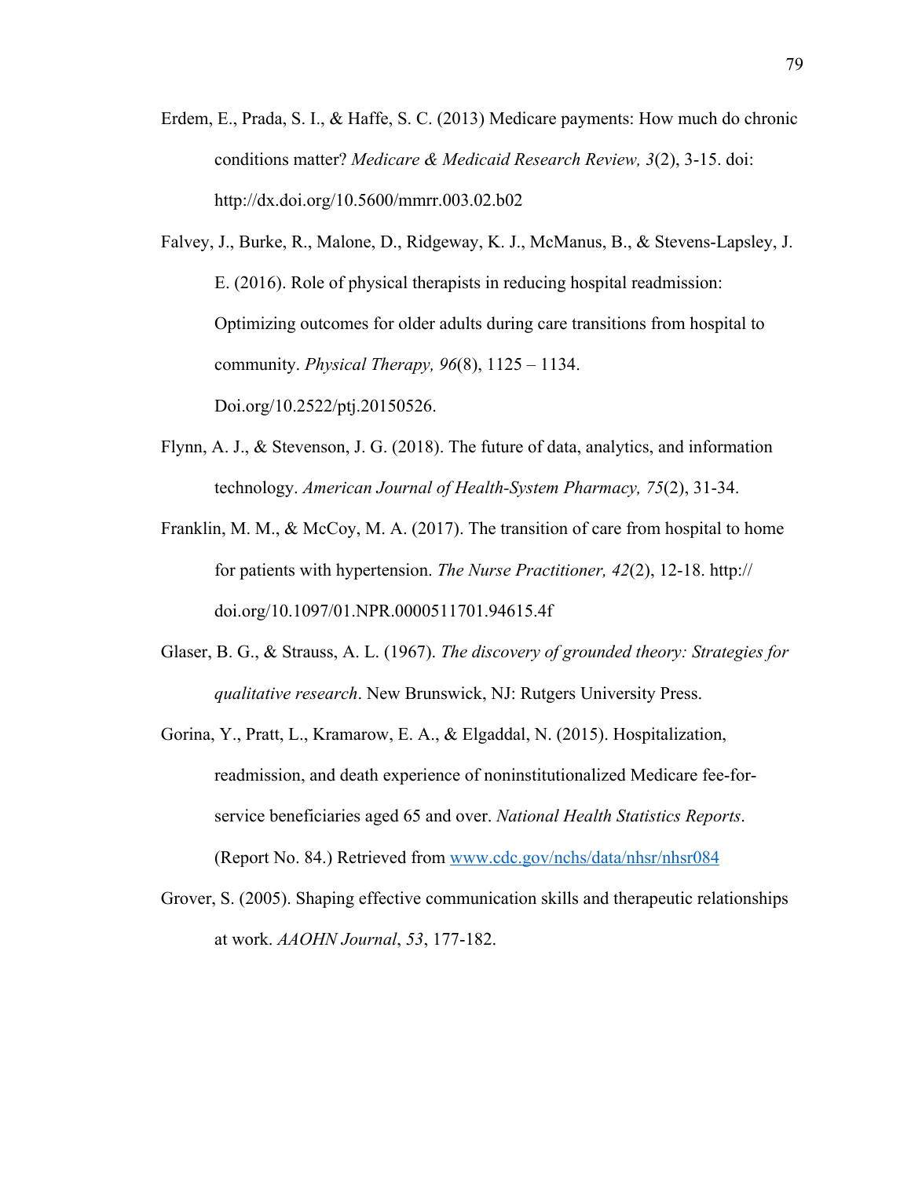Erdem, E., Prada, S. I., & Haffe, S. C. (2013) Medicare payments: How much do chronic conditions matter? *Medicare & Medicaid Research Review, 3*(2), 3-15. doi: http://dx.doi.org/10.5600/mmrr.003.02.b02

Falvey, J., Burke, R., Malone, D., Ridgeway, K. J., McManus, B., & Stevens-Lapsley, J. E. (2016). Role of physical therapists in reducing hospital readmission: Optimizing outcomes for older adults during care transitions from hospital to community. *Physical Therapy, 96*(8), 1125 – 1134. Doi.org/10.2522/ptj.20150526.

Flynn, A. J., & Stevenson, J. G. (2018). The future of data, analytics, and information technology. *American Journal of Health-System Pharmacy, 75*(2), 31-34.

Franklin, M. M., & McCoy, M. A. (2017). The transition of care from hospital to home for patients with hypertension. *The Nurse Practitioner, 42*(2), 12-18. http:// doi.org/10.1097/01.NPR.0000511701.94615.4f

Glaser, B. G., & Strauss, A. L. (1967). *The discovery of grounded theory: Strategies for qualitative research*. New Brunswick, NJ: Rutgers University Press.

Gorina, Y., Pratt, L., Kramarow, E. A., & Elgaddal, N. (2015). Hospitalization, readmission, and death experience of noninstitutionalized Medicare fee-for-service beneficiaries aged 65 and over. *National Health Statistics Reports*. (Report No. 84.) Retrieved from www.cdc.gov/nchs/data/nhsr/nhsr084

Grover, S. (2005). Shaping effective communication skills and therapeutic relationships at work. *AAOHN Journal*, *53*, 177-182.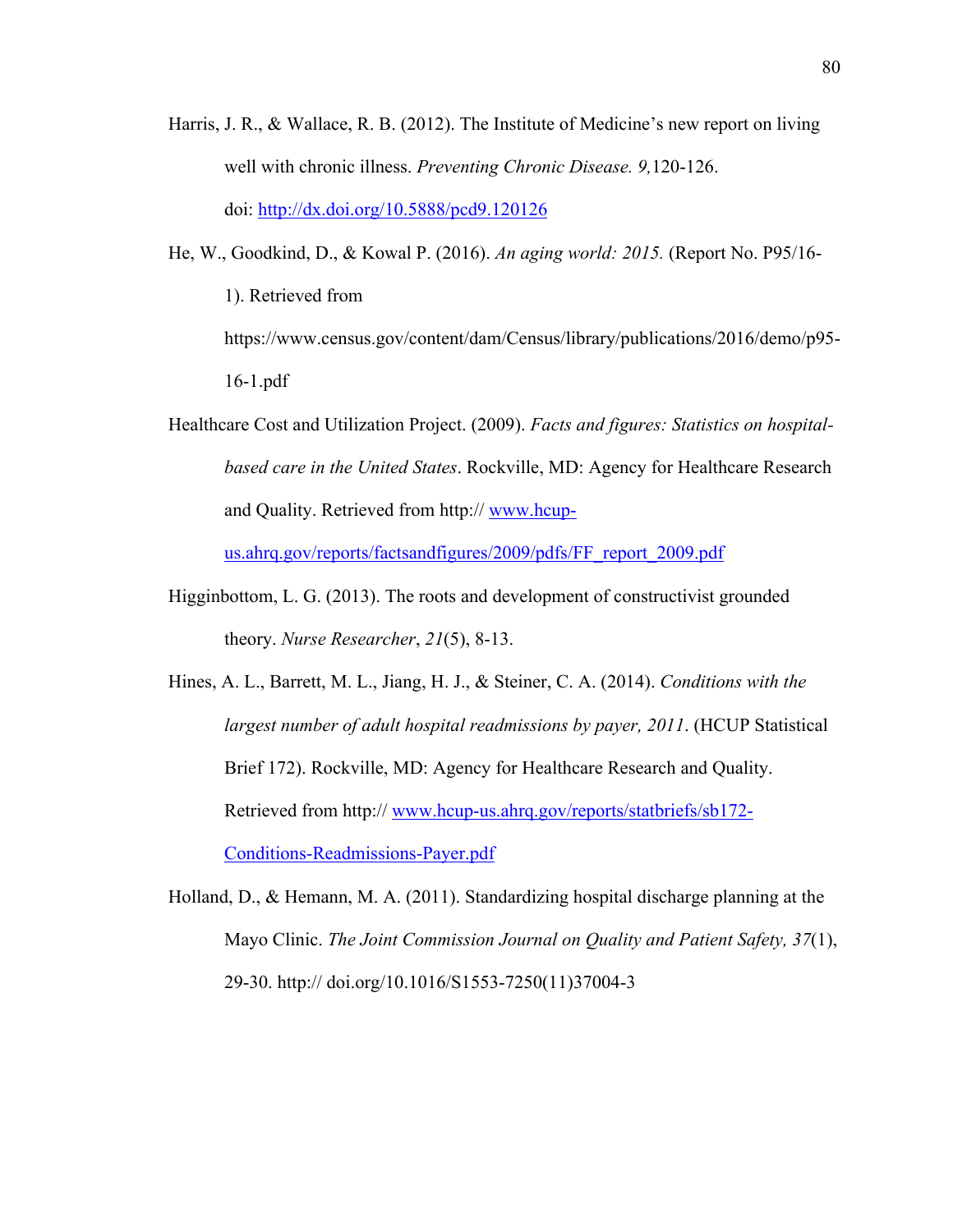Harris, J. R., & Wallace, R. B. (2012). The Institute of Medicine's new report on living well with chronic illness. *Preventing Chronic Disease. 9,*120-126. doi: http://dx.doi.org/10.5888/pcd9.120126

He, W., Goodkind, D., & Kowal P. (2016). *An aging world: 2015.* (Report No. P95/16-1). Retrieved from https://www.census.gov/content/dam/Census/library/publications/2016/demo/p95-16-1.pdf

Healthcare Cost and Utilization Project. (2009). *Facts and figures: Statistics on hospital-based care in the United States*. Rockville, MD: Agency for Healthcare Research and Quality. Retrieved from http:// www.hcup-us.ahrq.gov/reports/factsandfigures/2009/pdfs/FF_report_2009.pdf

Higginbottom, L. G. (2013). The roots and development of constructivist grounded theory. *Nurse Researcher*, *21*(5), 8-13.

Hines, A. L., Barrett, M. L., Jiang, H. J., & Steiner, C. A. (2014). *Conditions with the largest number of adult hospital readmissions by payer, 2011*. (HCUP Statistical Brief 172). Rockville, MD: Agency for Healthcare Research and Quality. Retrieved from http:// www.hcup-us.ahrq.gov/reports/statbriefs/sb172-Conditions-Readmissions-Payer.pdf

Holland, D., & Hemann, M. A. (2011). Standardizing hospital discharge planning at the Mayo Clinic. *The Joint Commission Journal on Quality and Patient Safety, 37*(1), 29-30. http:// doi.org/10.1016/S1553-7250(11)37004-3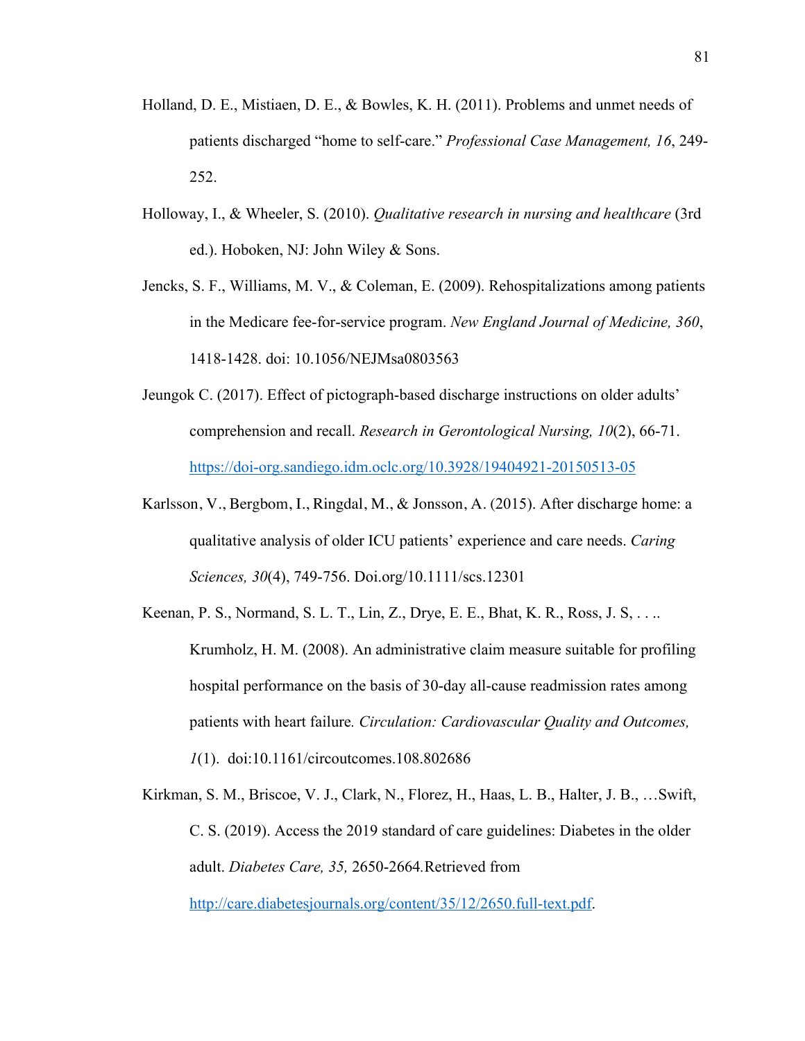Holland, D. E., Mistiaen, D. E., & Bowles, K. H. (2011). Problems and unmet needs of patients discharged "home to self-care." *Professional Case Management, 16*, 249-252.

Holloway, I., & Wheeler, S. (2010). *Qualitative research in nursing and healthcare* (3rd ed.). Hoboken, NJ: John Wiley & Sons.

Jencks, S. F., Williams, M. V., & Coleman, E. (2009). Rehospitalizations among patients in the Medicare fee-for-service program. *New England Journal of Medicine, 360*, 1418-1428. doi: 10.1056/NEJMsa0803563

Jeungok C. (2017). Effect of pictograph-based discharge instructions on older adults' comprehension and recall. *Research in Gerontological Nursing, 10*(2), 66-71. https://doi-org.sandiego.idm.oclc.org/10.3928/19404921-20150513-05

Karlsson, V., Bergbom, I., Ringdal, M., & Jonsson, A. (2015). After discharge home: a qualitative analysis of older ICU patients' experience and care needs. *Caring Sciences, 30*(4), 749-756. Doi.org/10.1111/scs.12301

Keenan, P. S., Normand, S. L. T., Lin, Z., Drye, E. E., Bhat, K. R., Ross, J. S, . . .. Krumholz, H. M. (2008). An administrative claim measure suitable for profiling hospital performance on the basis of 30-day all-cause readmission rates among patients with heart failure. *Circulation: Cardiovascular Quality and Outcomes, 1*(1). doi:10.1161/circoutcomes.108.802686

Kirkman, S. M., Briscoe, V. J., Clark, N., Florez, H., Haas, L. B., Halter, J. B., …Swift, C. S. (2019). Access the 2019 standard of care guidelines: Diabetes in the older adult. *Diabetes Care, 35,* 2650-2664.Retrieved from http://care.diabetesjournals.org/content/35/12/2650.full-text.pdf.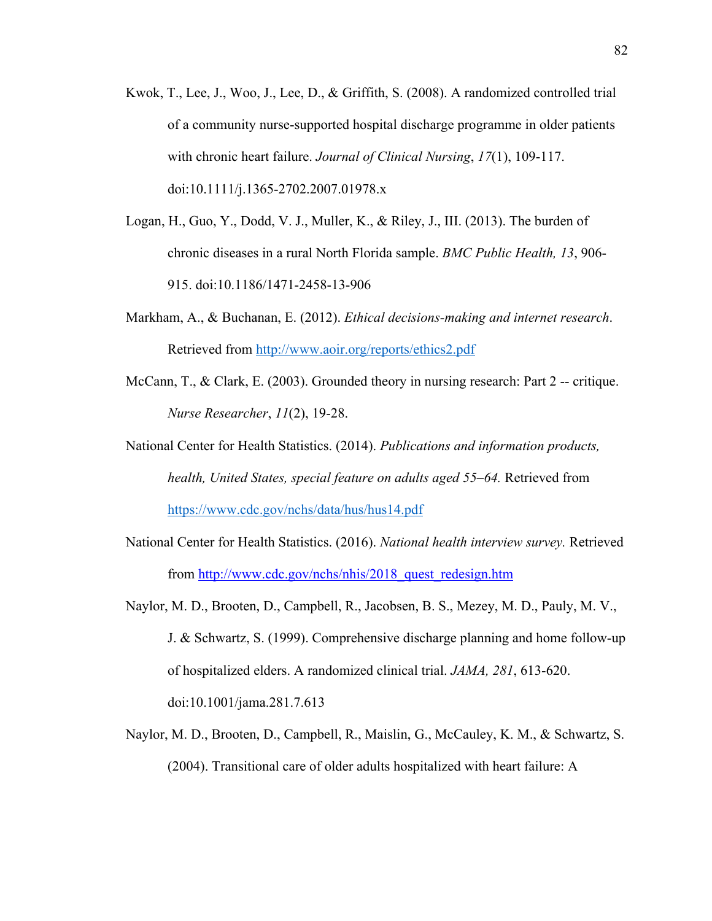Kwok, T., Lee, J., Woo, J., Lee, D., & Griffith, S. (2008). A randomized controlled trial of a community nurse-supported hospital discharge programme in older patients with chronic heart failure. *Journal of Clinical Nursing*, *17*(1), 109-117. doi:10.1111/j.1365-2702.2007.01978.x

Logan, H., Guo, Y., Dodd, V. J., Muller, K., & Riley, J., III. (2013). The burden of chronic diseases in a rural North Florida sample. *BMC Public Health, 13*, 906-915. doi:10.1186/1471-2458-13-906

Markham, A., & Buchanan, E. (2012). *Ethical decisions-making and internet research*. Retrieved from http://www.aoir.org/reports/ethics2.pdf

McCann, T., & Clark, E. (2003). Grounded theory in nursing research: Part 2 -- critique. *Nurse Researcher*, *11*(2), 19-28.

National Center for Health Statistics. (2014). *Publications and information products, health, United States, special feature on adults aged 55–64.* Retrieved from https://www.cdc.gov/nchs/data/hus/hus14.pdf

National Center for Health Statistics. (2016). *National health interview survey.* Retrieved from http://www.cdc.gov/nchs/nhis/2018_quest_redesign.htm

Naylor, M. D., Brooten, D., Campbell, R., Jacobsen, B. S., Mezey, M. D., Pauly, M. V., J. & Schwartz, S. (1999). Comprehensive discharge planning and home follow-up of hospitalized elders. A randomized clinical trial. *JAMA, 281*, 613-620. doi:10.1001/jama.281.7.613

Naylor, M. D., Brooten, D., Campbell, R., Maislin, G., McCauley, K. M., & Schwartz, S. (2004). Transitional care of older adults hospitalized with heart failure: A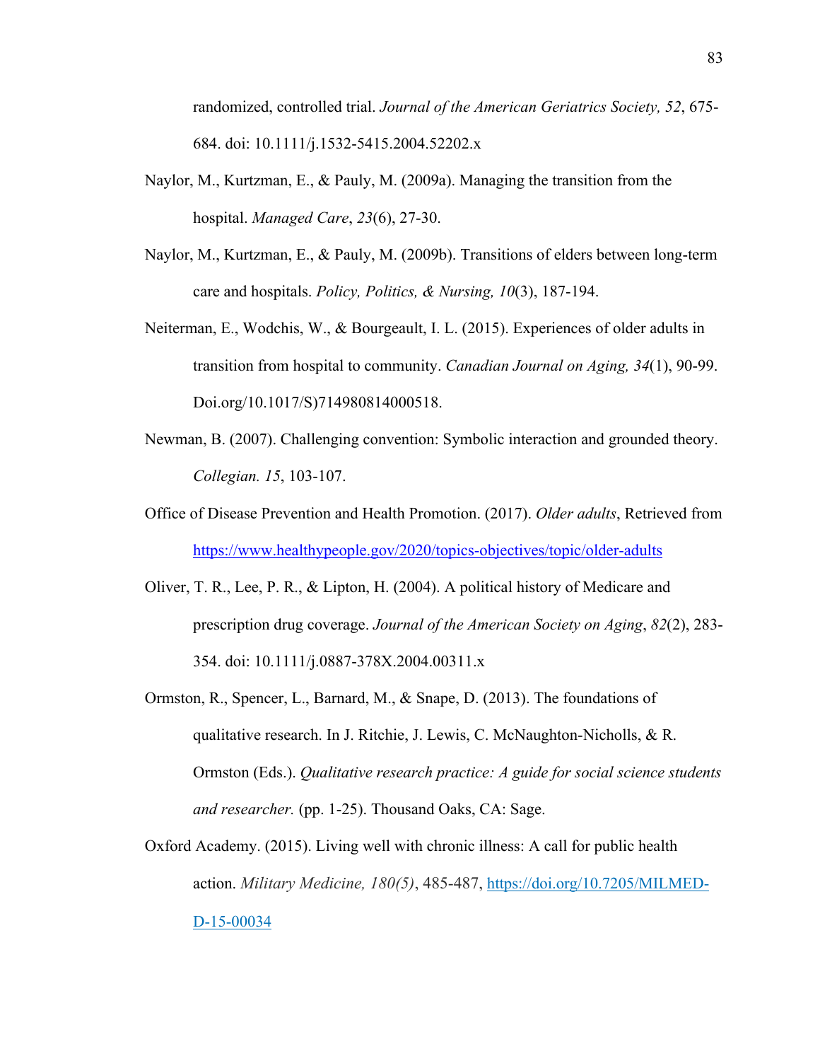randomized, controlled trial. *Journal of the American Geriatrics Society, 52*, 675-684. doi: 10.1111/j.1532-5415.2004.52202.x

Naylor, M., Kurtzman, E., & Pauly, M. (2009a). Managing the transition from the hospital. *Managed Care*, *23*(6), 27-30.

Naylor, M., Kurtzman, E., & Pauly, M. (2009b). Transitions of elders between long-term care and hospitals. *Policy, Politics, & Nursing, 10*(3), 187-194.

Neiterman, E., Wodchis, W., & Bourgeault, I. L. (2015). Experiences of older adults in transition from hospital to community. *Canadian Journal on Aging, 34*(1), 90-99. Doi.org/10.1017/S)714980814000518.

Newman, B. (2007). Challenging convention: Symbolic interaction and grounded theory. *Collegian. 15*, 103-107.

Office of Disease Prevention and Health Promotion. (2017). *Older adults*, Retrieved from https://www.healthypeople.gov/2020/topics-objectives/topic/older-adults

Oliver, T. R., Lee, P. R., & Lipton, H. (2004). A political history of Medicare and prescription drug coverage. *Journal of the American Society on Aging*, *82*(2), 283-354. doi: 10.1111/j.0887-378X.2004.00311.x

Ormston, R., Spencer, L., Barnard, M., & Snape, D. (2013). The foundations of qualitative research. In J. Ritchie, J. Lewis, C. McNaughton-Nicholls, & R. Ormston (Eds.). *Qualitative research practice: A guide for social science students and researcher.* (pp. 1-25). Thousand Oaks, CA: Sage.

Oxford Academy. (2015). Living well with chronic illness: A call for public health action. *Military Medicine, 180(5)*, 485-487, https://doi.org/10.7205/MILMED-D-15-00034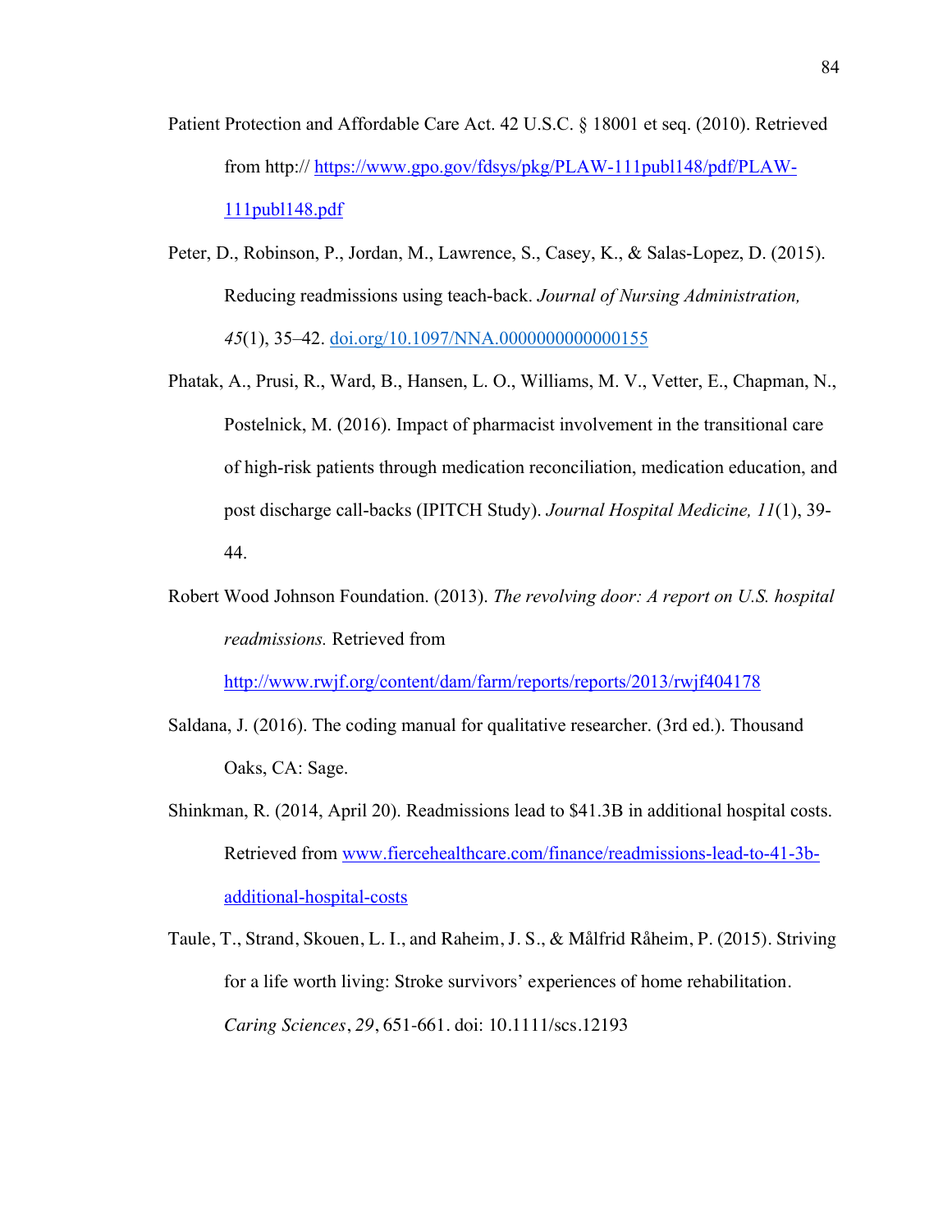Patient Protection and Affordable Care Act. 42 U.S.C. § 18001 et seq. (2010). Retrieved from http:// https://www.gpo.gov/fdsys/pkg/PLAW-111publ148/pdf/PLAW-111publ148.pdf

Peter, D., Robinson, P., Jordan, M., Lawrence, S., Casey, K., & Salas-Lopez, D. (2015). Reducing readmissions using teach-back. *Journal of Nursing Administration, 45*(1), 35–42. doi.org/10.1097/NNA.0000000000000155

Phatak, A., Prusi, R., Ward, B., Hansen, L. O., Williams, M. V., Vetter, E., Chapman, N., Postelnick, M. (2016). Impact of pharmacist involvement in the transitional care of high-risk patients through medication reconciliation, medication education, and post discharge call-backs (IPITCH Study). *Journal Hospital Medicine, 11*(1), 39-44.

Robert Wood Johnson Foundation. (2013). *The revolving door: A report on U.S. hospital readmissions.* Retrieved from http://www.rwjf.org/content/dam/farm/reports/reports/2013/rwjf404178

Saldana, J. (2016). The coding manual for qualitative researcher. (3rd ed.). Thousand Oaks, CA: Sage.

Shinkman, R. (2014, April 20). Readmissions lead to $41.3B in additional hospital costs. Retrieved from www.fiercehealthcare.com/finance/readmissions-lead-to-41-3b-additional-hospital-costs

Taule, T., Strand, Skouen, L. I., and Raheim, J. S., & Målfrid Råheim, P. (2015). Striving for a life worth living: Stroke survivors' experiences of home rehabilitation. *Caring Sciences*, *29*, 651-661. doi: 10.1111/scs.12193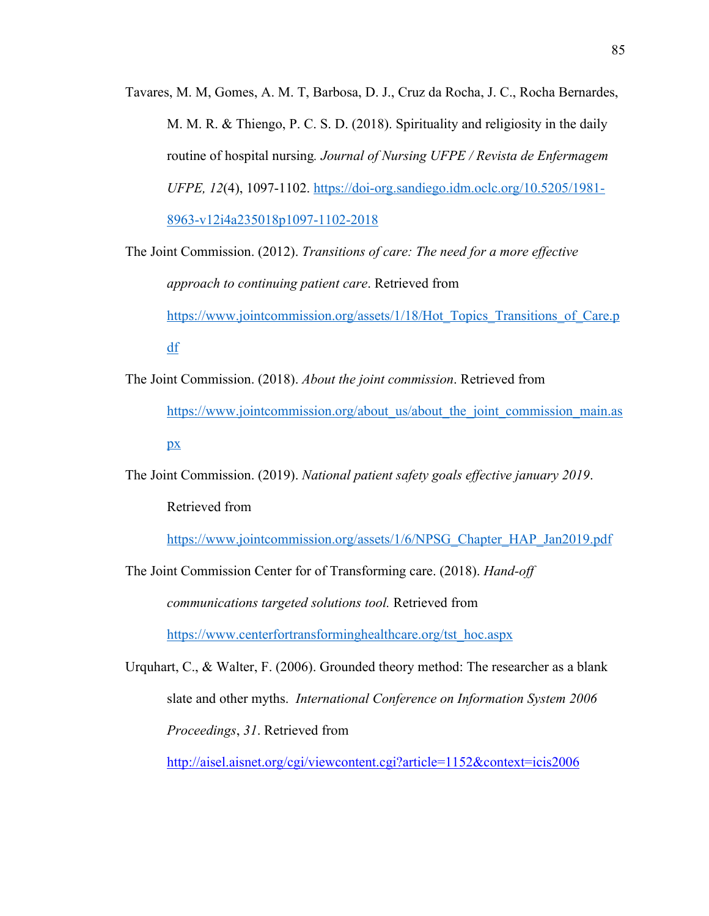Tavares, M. M, Gomes, A. M. T, Barbosa, D. J., Cruz da Rocha, J. C., Rocha Bernardes, M. M. R. & Thiengo, P. C. S. D. (2018). Spirituality and religiosity in the daily routine of hospital nursing*.* *Journal of Nursing UFPE / Revista de Enfermagem UFPE, 12*(4), 1097-1102. https://doi-org.sandiego.idm.oclc.org/10.5205/1981-8963-v12i4a235018p1097-1102-2018

The Joint Commission. (2012). *Transitions of care: The need for a more effective approach to continuing patient care*. Retrieved from https://www.jointcommission.org/assets/1/18/Hot_Topics_Transitions_of_Care.pdf

The Joint Commission. (2018). *About the joint commission*. Retrieved from https://www.jointcommission.org/about_us/about_the_joint_commission_main.aspx

The Joint Commission. (2019). *National patient safety goals effective january 2019*. Retrieved from https://www.jointcommission.org/assets/1/6/NPSG_Chapter_HAP_Jan2019.pdf

The Joint Commission Center for of Transforming care. (2018). *Hand-off communications targeted solutions tool.* Retrieved from https://www.centerfortransforminghealthcare.org/tst_hoc.aspx

Urquhart, C., & Walter, F. (2006). Grounded theory method: The researcher as a blank slate and other myths. *International Conference on Information System 2006 Proceedings*, *31*. Retrieved from http://aisel.aisnet.org/cgi/viewcontent.cgi?article=1152&context=icis2006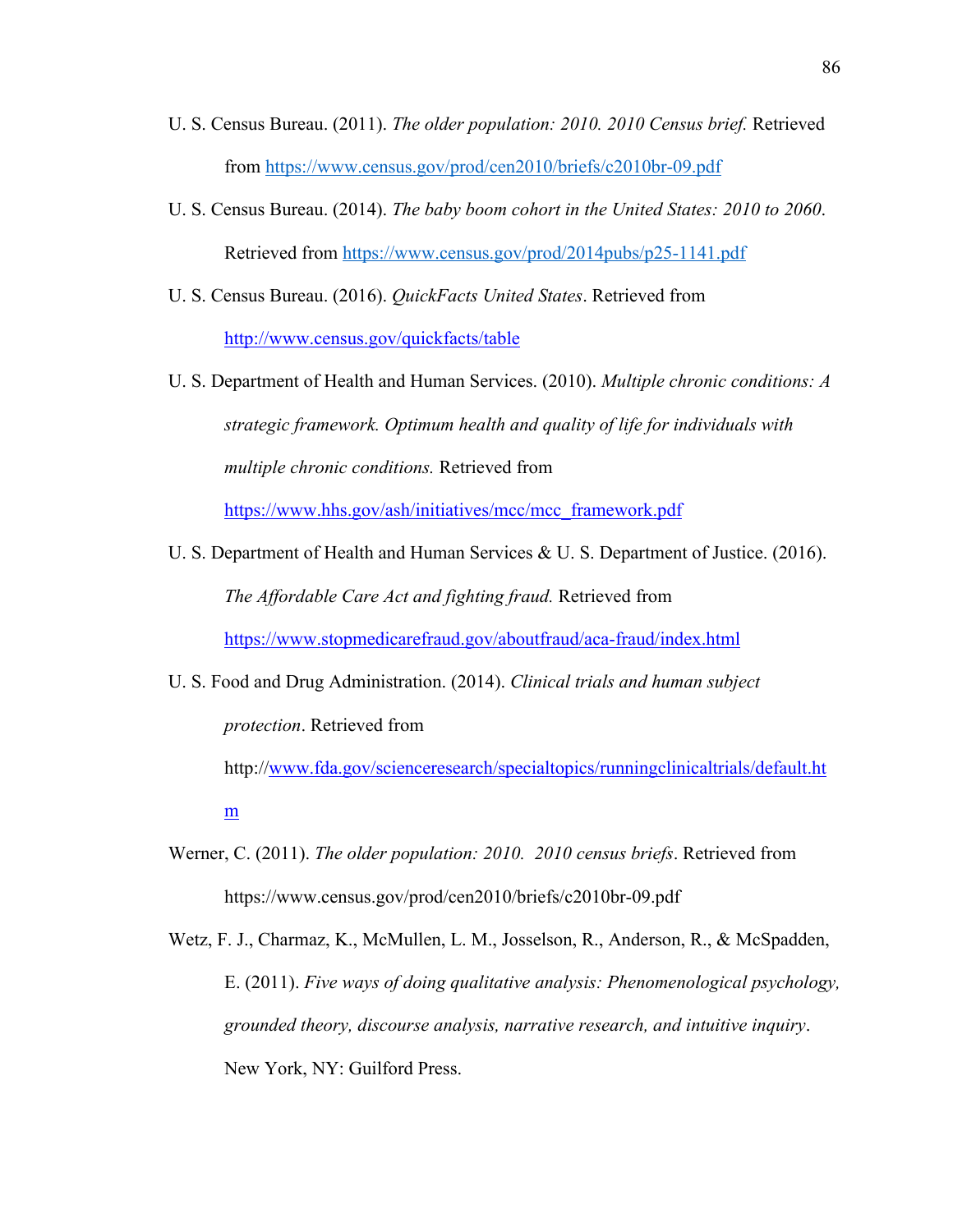U. S. Census Bureau. (2011). *The older population: 2010. 2010 Census brief.* Retrieved from https://www.census.gov/prod/cen2010/briefs/c2010br-09.pdf

U. S. Census Bureau. (2014). *The baby boom cohort in the United States: 2010 to 2060*. Retrieved from https://www.census.gov/prod/2014pubs/p25-1141.pdf

U. S. Census Bureau. (2016). *QuickFacts United States*. Retrieved from http://www.census.gov/quickfacts/table

U. S. Department of Health and Human Services. (2010). *Multiple chronic conditions: A strategic framework. Optimum health and quality of life for individuals with multiple chronic conditions.* Retrieved from https://www.hhs.gov/ash/initiatives/mcc/mcc_framework.pdf

U. S. Department of Health and Human Services & U. S. Department of Justice. (2016). *The Affordable Care Act and fighting fraud.* Retrieved from https://www.stopmedicarefraud.gov/aboutfraud/aca-fraud/index.html

U. S. Food and Drug Administration. (2014). *Clinical trials and human subject protection*. Retrieved from http://www.fda.gov/scienceresearch/specialtopics/runningclinicaltrials/default.htm

Werner, C. (2011). *The older population: 2010. 2010 census briefs*. Retrieved from https://www.census.gov/prod/cen2010/briefs/c2010br-09.pdf

Wetz, F. J., Charmaz, K., McMullen, L. M., Josselson, R., Anderson, R., & McSpadden, E. (2011). *Five ways of doing qualitative analysis: Phenomenological psychology, grounded theory, discourse analysis, narrative research, and intuitive inquiry*. New York, NY: Guilford Press.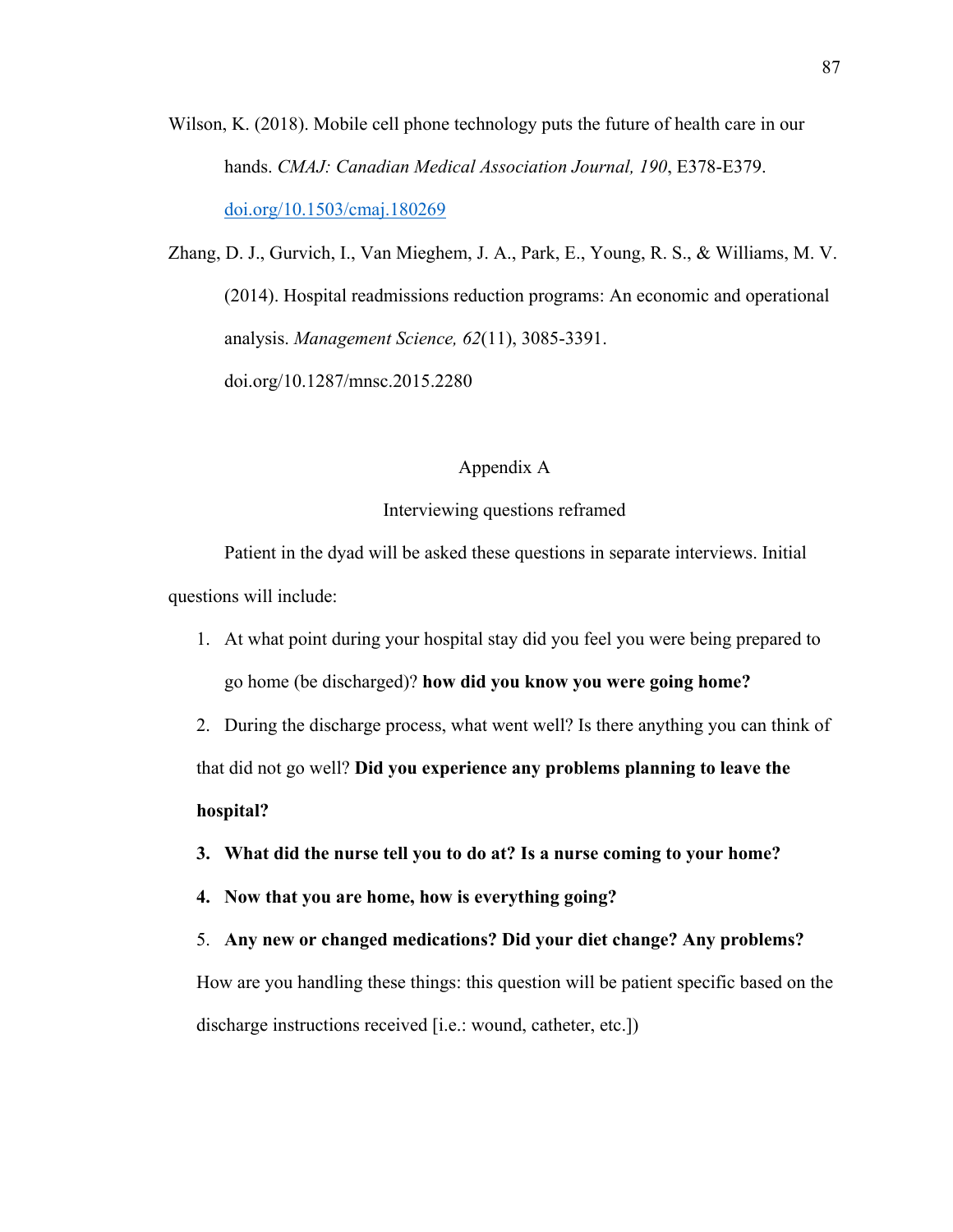Wilson, K. (2018). Mobile cell phone technology puts the future of health care in our hands. *CMAJ: Canadian Medical Association Journal, 190*, E378-E379. [doi.org/10.1503/cmaj.180269](https://doi.org/10.1503/cmaj.180269)

Zhang, D. J., Gurvich, I., Van Mieghem, J. A., Park, E., Young, R. S., & Williams, M. V. (2014). Hospital readmissions reduction programs: An economic and operational analysis. *Management Science, 62*(11), 3085-3391. doi.org/10.1287/mnsc.2015.2280

## Appendix A

### Interviewing questions reframed

Patient in the dyad will be asked these questions in separate interviews. Initial questions will include:

1. At what point during your hospital stay did you feel you were being prepared to go home (be discharged)? **how did you know you were going home?**
2. During the discharge process, what went well? Is there anything you can think of that did not go well? **Did you experience any problems planning to leave the hospital?**
3. **What did the nurse tell you to do at? Is a nurse coming to your home?**
4. **Now that you are home, how is everything going?**
5. **Any new or changed medications? Did your diet change? Any problems?** How are you handling these things: this question will be patient specific based on the discharge instructions received [i.e.: wound, catheter, etc.])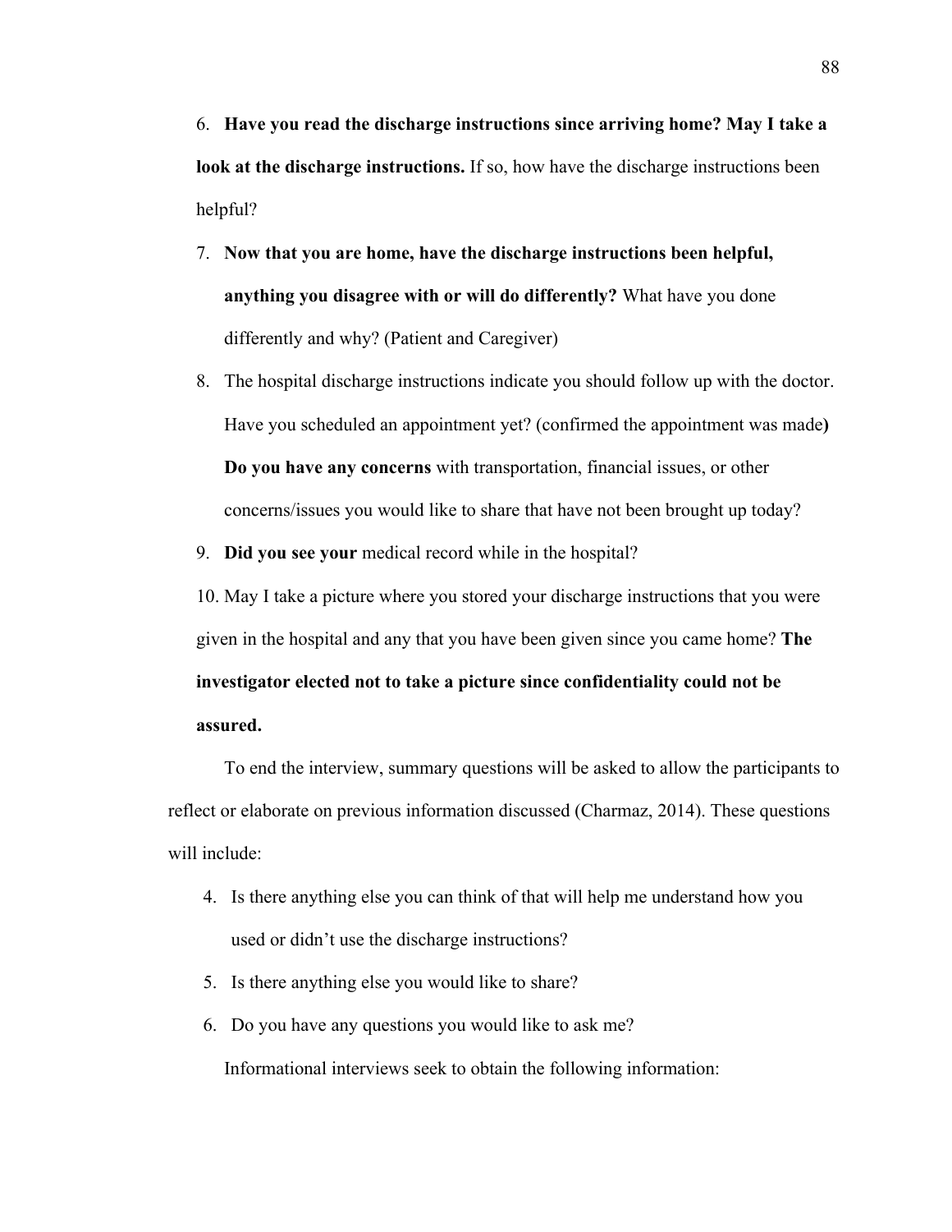6. **Have you read the discharge instructions since arriving home? May I take a look at the discharge instructions.** If so, how have the discharge instructions been helpful?
7. **Now that you are home, have the discharge instructions been helpful, anything you disagree with or will do differently?** What have you done differently and why? (Patient and Caregiver)
8. The hospital discharge instructions indicate you should follow up with the doctor. Have you scheduled an appointment yet? (confirmed the appointment was made**)** **Do you have any concerns** with transportation, financial issues, or other concerns/issues you would like to share that have not been brought up today?
9. **Did you see your** medical record while in the hospital?
10. May I take a picture where you stored your discharge instructions that you were given in the hospital and any that you have been given since you came home? **The investigator elected not to take a picture since confidentiality could not be assured.**

To end the interview, summary questions will be asked to allow the participants to reflect or elaborate on previous information discussed (Charmaz, 2014). These questions will include:

4. Is there anything else you can think of that will help me understand how you used or didn't use the discharge instructions?
5. Is there anything else you would like to share?
6. Do you have any questions you would like to ask me?

Informational interviews seek to obtain the following information: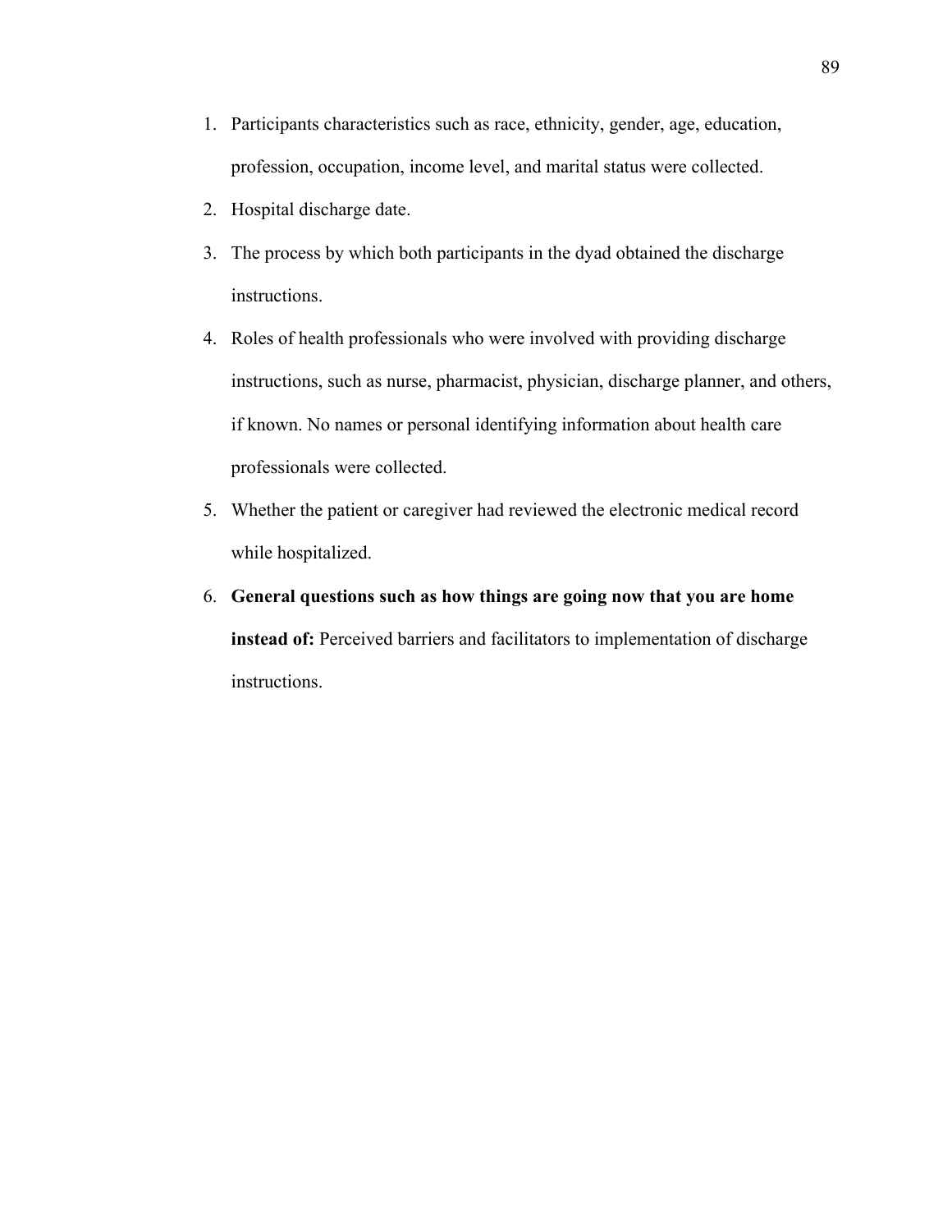1. Participants characteristics such as race, ethnicity, gender, age, education, profession, occupation, income level, and marital status were collected.
2. Hospital discharge date.
3. The process by which both participants in the dyad obtained the discharge instructions.
4. Roles of health professionals who were involved with providing discharge instructions, such as nurse, pharmacist, physician, discharge planner, and others, if known. No names or personal identifying information about health care professionals were collected.
5. Whether the patient or caregiver had reviewed the electronic medical record while hospitalized.
6. **General questions such as how things are going now that you are home instead of:** Perceived barriers and facilitators to implementation of discharge instructions.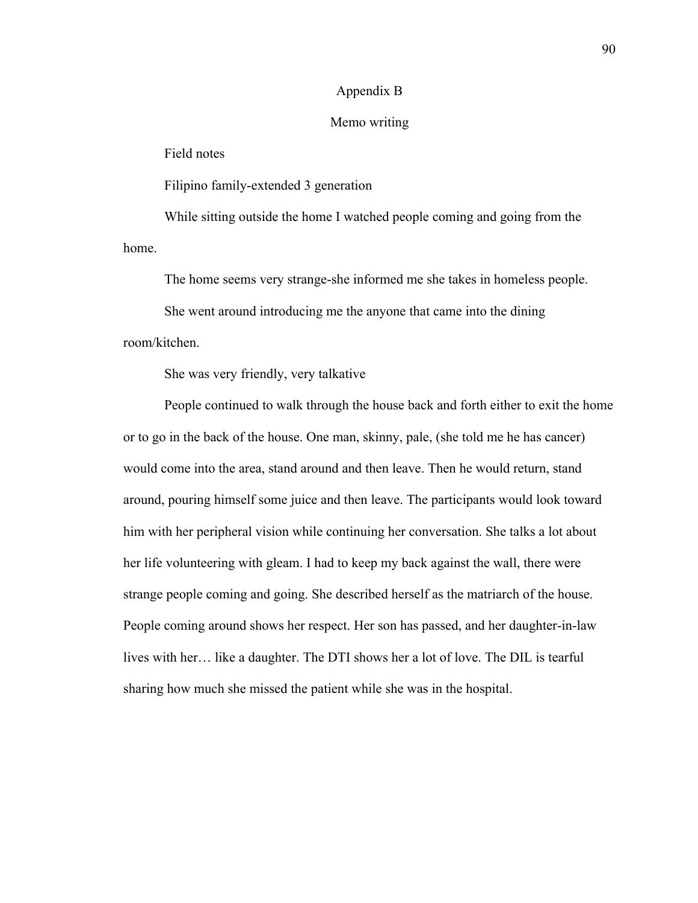# Appendix B

## Memo writing

Field notes

Filipino family-extended 3 generation

While sitting outside the home I watched people coming and going from the home.

The home seems very strange-she informed me she takes in homeless people.

She went around introducing me the anyone that came into the dining room/kitchen.

She was very friendly, very talkative

People continued to walk through the house back and forth either to exit the home or to go in the back of the house. One man, skinny, pale, (she told me he has cancer) would come into the area, stand around and then leave. Then he would return, stand around, pouring himself some juice and then leave. The participants would look toward him with her peripheral vision while continuing her conversation. She talks a lot about her life volunteering with gleam. I had to keep my back against the wall, there were strange people coming and going. She described herself as the matriarch of the house. People coming around shows her respect. Her son has passed, and her daughter-in-law lives with her… like a daughter. The DTI shows her a lot of love. The DIL is tearful sharing how much she missed the patient while she was in the hospital.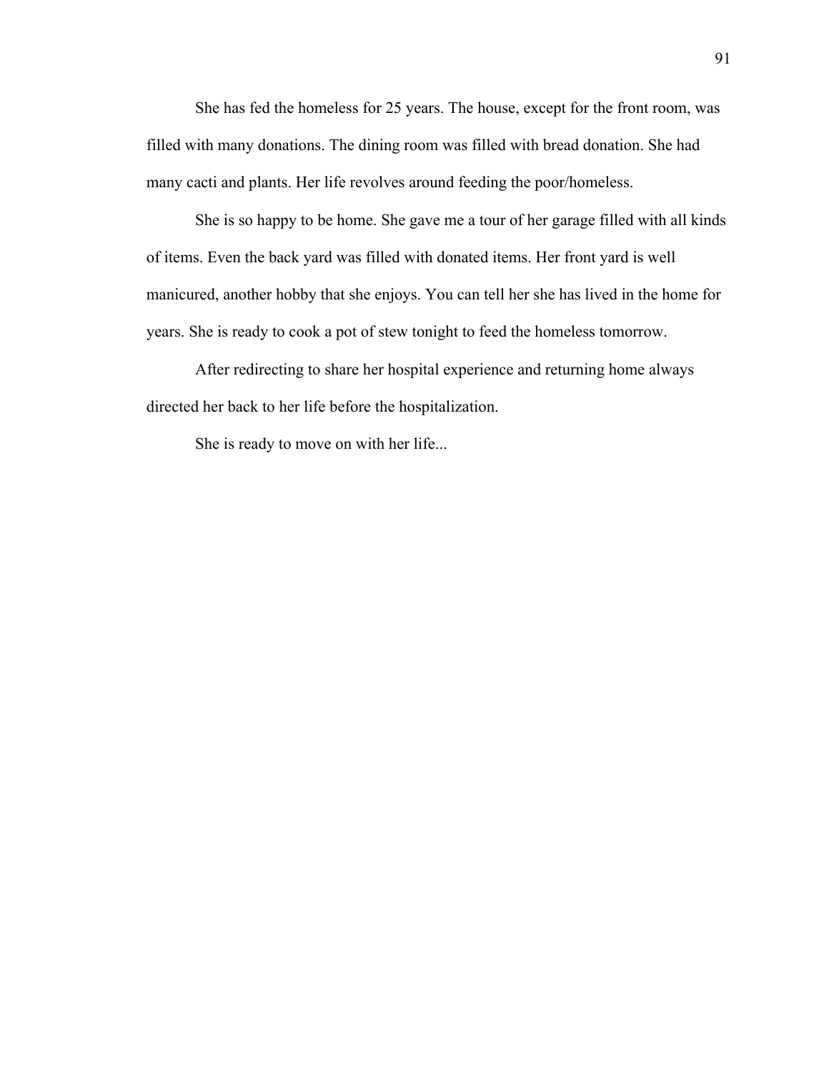She has fed the homeless for 25 years. The house, except for the front room, was filled with many donations. The dining room was filled with bread donation. She had many cacti and plants. Her life revolves around feeding the poor/homeless.

She is so happy to be home. She gave me a tour of her garage filled with all kinds of items. Even the back yard was filled with donated items. Her front yard is well manicured, another hobby that she enjoys. You can tell her she has lived in the home for years. She is ready to cook a pot of stew tonight to feed the homeless tomorrow.

After redirecting to share her hospital experience and returning home always directed her back to her life before the hospitalization.

She is ready to move on with her life...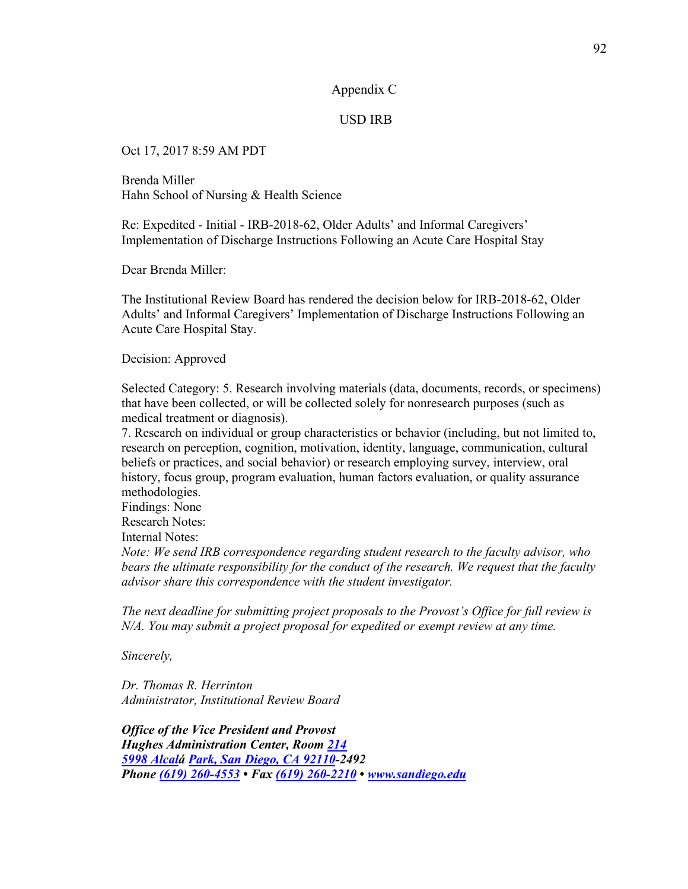# Appendix C

## USD IRB

Oct 17, 2017 8:59 AM PDT

Brenda Miller
Hahn School of Nursing & Health Science

Re: Expedited - Initial - IRB-2018-62, Older Adults' and Informal Caregivers' Implementation of Discharge Instructions Following an Acute Care Hospital Stay

Dear Brenda Miller:

The Institutional Review Board has rendered the decision below for IRB-2018-62, Older Adults' and Informal Caregivers' Implementation of Discharge Instructions Following an Acute Care Hospital Stay.

Decision: Approved

Selected Category: 5. Research involving materials (data, documents, records, or specimens) that have been collected, or will be collected solely for nonresearch purposes (such as medical treatment or diagnosis).
7. Research on individual or group characteristics or behavior (including, but not limited to, research on perception, cognition, motivation, identity, language, communication, cultural beliefs or practices, and social behavior) or research employing survey, interview, oral history, focus group, program evaluation, human factors evaluation, or quality assurance methodologies.
Findings: None
Research Notes:
Internal Notes:
*Note: We send IRB correspondence regarding student research to the faculty advisor, who bears the ultimate responsibility for the conduct of the research. We request that the faculty advisor share this correspondence with the student investigator.*

*The next deadline for submitting project proposals to the Provost's Office for full review is N/A. You may submit a project proposal for expedited or exempt review at any time.*

*Sincerely,*

*Dr. Thomas R. Herrinton*
*Administrator, Institutional Review Board*

***Office of the Vice President and Provost***
***Hughes Administration Center, Room 214***
***5998 Alcalá Park, San Diego, CA 92110-2492***
***Phone (619) 260-4553 • Fax (619) 260-2210 • www.sandiego.edu***